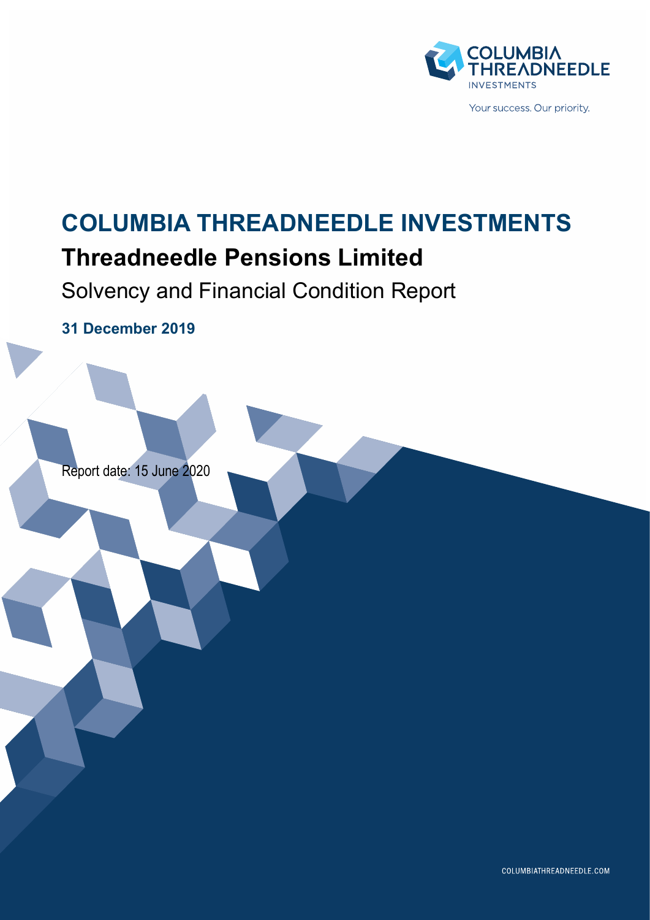COLUMBIA THREADNEEDLE INVESTMENTS

Your success. Our priority.

# COLUMBIA THREADNEEDLE INVESTMENTS

## Threadneedle Pensions Limited

Solvency and Financial Condition Report

**31 December 2019**

Report date: 15 June 2020

COLUMBIATHREADNEEDLE.COM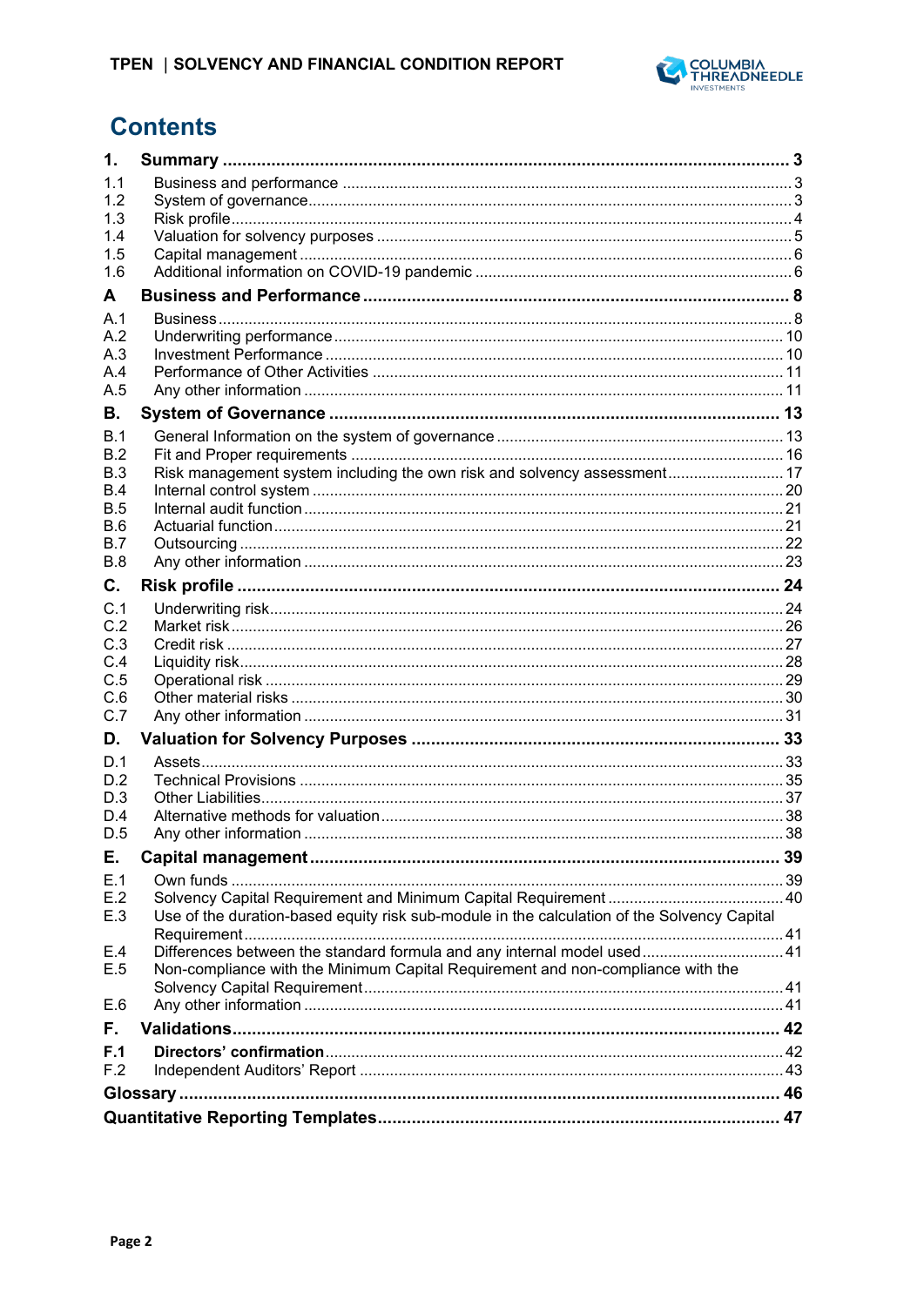# Contents

| | | |
|---|---|---|
| **1.** | **Summary** | **3** |
| 1.1 | Business and performance | 3 |
| 1.2 | System of governance | 3 |
| 1.3 | Risk profile | 4 |
| 1.4 | Valuation for solvency purposes | 5 |
| 1.5 | Capital management | 6 |
| 1.6 | Additional information on COVID-19 pandemic | 6 |
| **A** | **Business and Performance** | **8** |
| A.1 | Business | 8 |
| A.2 | Underwriting performance | 10 |
| A.3 | Investment Performance | 10 |
| A.4 | Performance of Other Activities | 11 |
| A.5 | Any other information | 11 |
| **B.** | **System of Governance** | **13** |
| B.1 | General Information on the system of governance | 13 |
| B.2 | Fit and Proper requirements | 16 |
| B.3 | Risk management system including the own risk and solvency assessment | 17 |
| B.4 | Internal control system | 20 |
| B.5 | Internal audit function | 21 |
| B.6 | Actuarial function | 21 |
| B.7 | Outsourcing | 22 |
| B.8 | Any other information | 23 |
| **C.** | **Risk profile** | **24** |
| C.1 | Underwriting risk | 24 |
| C.2 | Market risk | 26 |
| C.3 | Credit risk | 27 |
| C.4 | Liquidity risk | 28 |
| C.5 | Operational risk | 29 |
| C.6 | Other material risks | 30 |
| C.7 | Any other information | 31 |
| **D.** | **Valuation for Solvency Purposes** | **33** |
| D.1 | Assets | 33 |
| D.2 | Technical Provisions | 35 |
| D.3 | Other Liabilities | 37 |
| D.4 | Alternative methods for valuation | 38 |
| D.5 | Any other information | 38 |
| **E.** | **Capital management** | **39** |
| E.1 | Own funds | 39 |
| E.2 | Solvency Capital Requirement and Minimum Capital Requirement | 40 |
| E.3 | Use of the duration-based equity risk sub-module in the calculation of the Solvency Capital Requirement | 41 |
| E.4 | Differences between the standard formula and any internal model used | 41 |
| E.5 | Non-compliance with the Minimum Capital Requirement and non-compliance with the Solvency Capital Requirement | 41 |
| E.6 | Any other information | 41 |
| **F.** | **Validations** | **42** |
| **F.1** | **Directors' confirmation** | 42 |
| F.2 | Independent Auditors' Report | 43 |
| **Glossary** | | **46** |
| **Quantitative Reporting Templates** | | **47** |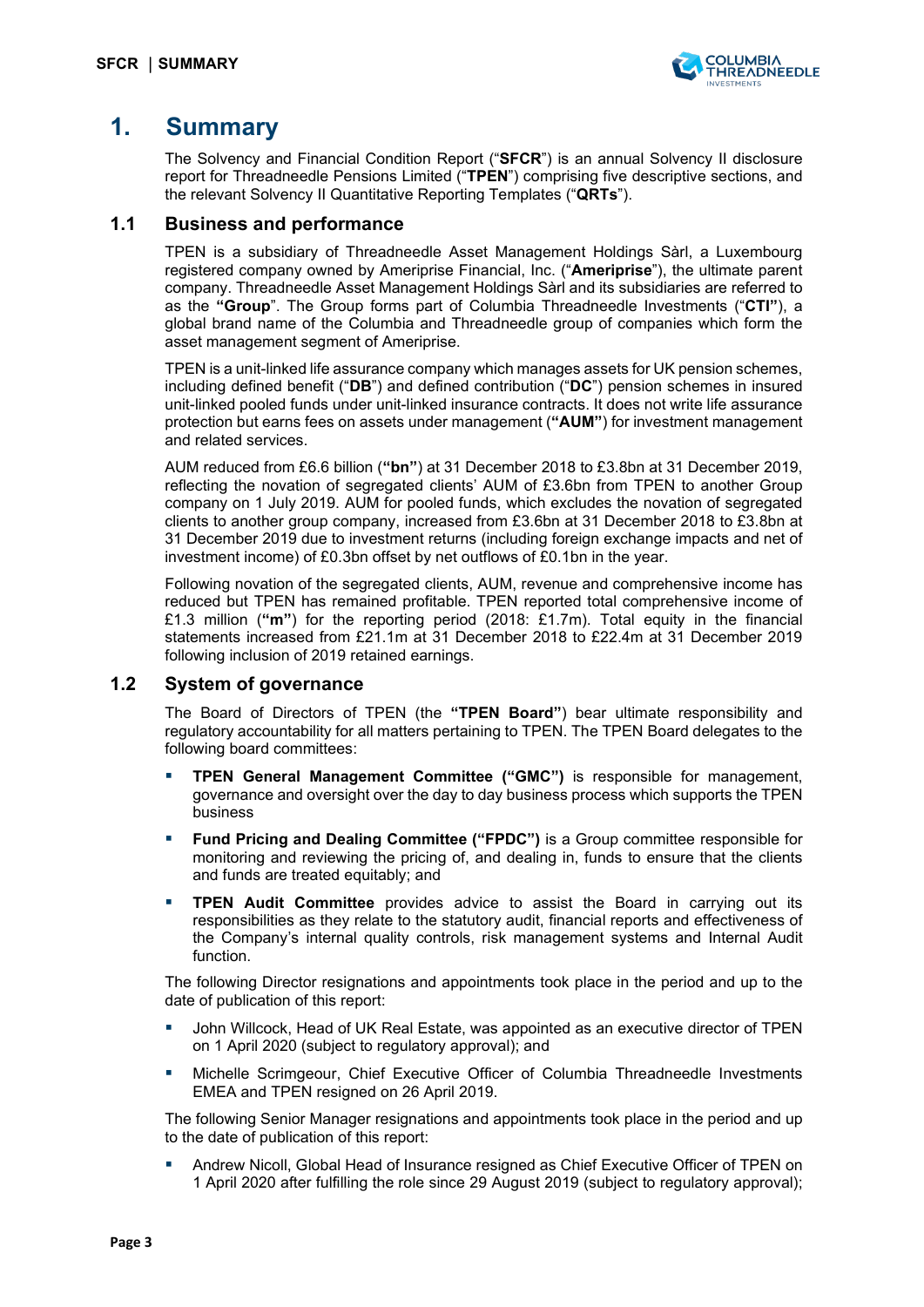# 1. Summary

The Solvency and Financial Condition Report ("**SFCR**") is an annual Solvency II disclosure report for Threadneedle Pensions Limited ("**TPEN**") comprising five descriptive sections, and the relevant Solvency II Quantitative Reporting Templates ("**QRTs**").

## 1.1 Business and performance

TPEN is a subsidiary of Threadneedle Asset Management Holdings Sàrl, a Luxembourg registered company owned by Ameriprise Financial, Inc. ("**Ameriprise**"), the ultimate parent company. Threadneedle Asset Management Holdings Sàrl and its subsidiaries are referred to as the **"Group"**. The Group forms part of Columbia Threadneedle Investments ("**CTI"**), a global brand name of the Columbia and Threadneedle group of companies which form the asset management segment of Ameriprise.

TPEN is a unit-linked life assurance company which manages assets for UK pension schemes, including defined benefit ("**DB**") and defined contribution ("**DC**") pension schemes in insured unit-linked pooled funds under unit-linked insurance contracts. It does not write life assurance protection but earns fees on assets under management (**"AUM"**) for investment management and related services.

AUM reduced from £6.6 billion (**"bn"**) at 31 December 2018 to £3.8bn at 31 December 2019, reflecting the novation of segregated clients' AUM of £3.6bn from TPEN to another Group company on 1 July 2019. AUM for pooled funds, which excludes the novation of segregated clients to another group company, increased from £3.6bn at 31 December 2018 to £3.8bn at 31 December 2019 due to investment returns (including foreign exchange impacts and net of investment income) of £0.3bn offset by net outflows of £0.1bn in the year.

Following novation of the segregated clients, AUM, revenue and comprehensive income has reduced but TPEN has remained profitable. TPEN reported total comprehensive income of £1.3 million (**"m"**) for the reporting period (2018: £1.7m). Total equity in the financial statements increased from £21.1m at 31 December 2018 to £22.4m at 31 December 2019 following inclusion of 2019 retained earnings.

## 1.2 System of governance

The Board of Directors of TPEN (the **"TPEN Board"**) bear ultimate responsibility and regulatory accountability for all matters pertaining to TPEN. The TPEN Board delegates to the following board committees:

- **TPEN General Management Committee ("GMC")** is responsible for management, governance and oversight over the day to day business process which supports the TPEN business
- **Fund Pricing and Dealing Committee ("FPDC")** is a Group committee responsible for monitoring and reviewing the pricing of, and dealing in, funds to ensure that the clients and funds are treated equitably; and
- **TPEN Audit Committee** provides advice to assist the Board in carrying out its responsibilities as they relate to the statutory audit, financial reports and effectiveness of the Company's internal quality controls, risk management systems and Internal Audit function.

The following Director resignations and appointments took place in the period and up to the date of publication of this report:

- John Willcock, Head of UK Real Estate, was appointed as an executive director of TPEN on 1 April 2020 (subject to regulatory approval); and
- Michelle Scrimgeour, Chief Executive Officer of Columbia Threadneedle Investments EMEA and TPEN resigned on 26 April 2019.

The following Senior Manager resignations and appointments took place in the period and up to the date of publication of this report:

- Andrew Nicoll, Global Head of Insurance resigned as Chief Executive Officer of TPEN on 1 April 2020 after fulfilling the role since 29 August 2019 (subject to regulatory approval);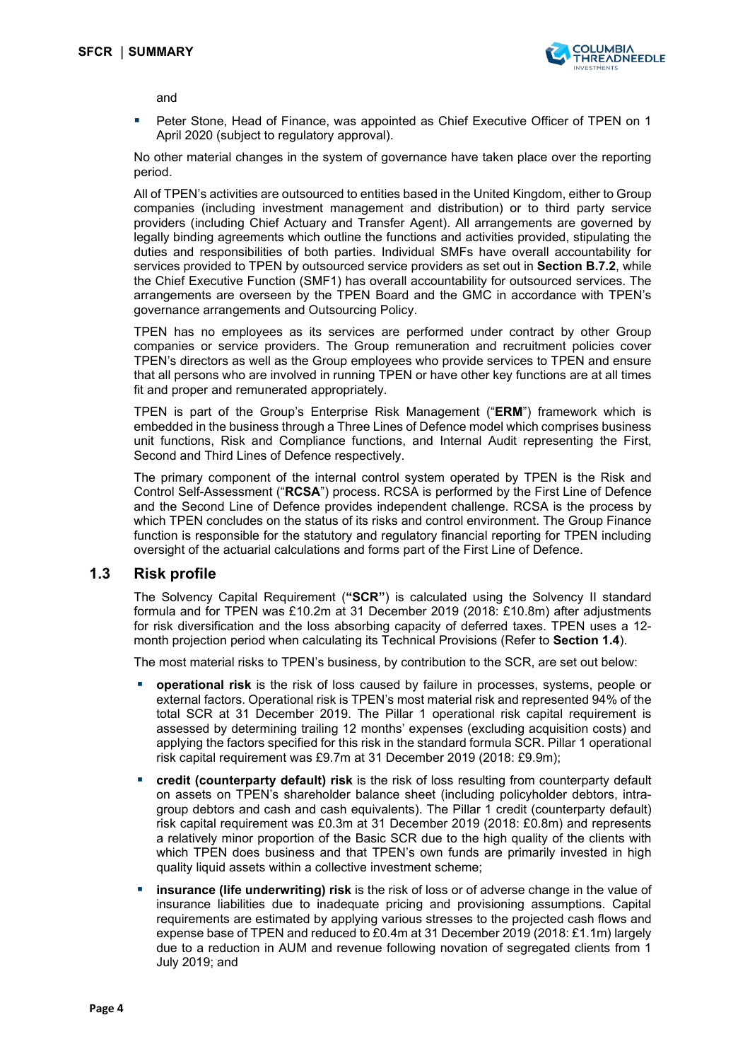and

- Peter Stone, Head of Finance, was appointed as Chief Executive Officer of TPEN on 1 April 2020 (subject to regulatory approval).

No other material changes in the system of governance have taken place over the reporting period.

All of TPEN's activities are outsourced to entities based in the United Kingdom, either to Group companies (including investment management and distribution) or to third party service providers (including Chief Actuary and Transfer Agent). All arrangements are governed by legally binding agreements which outline the functions and activities provided, stipulating the duties and responsibilities of both parties. Individual SMFs have overall accountability for services provided to TPEN by outsourced service providers as set out in **Section B.7.2**, while the Chief Executive Function (SMF1) has overall accountability for outsourced services. The arrangements are overseen by the TPEN Board and the GMC in accordance with TPEN's governance arrangements and Outsourcing Policy.

TPEN has no employees as its services are performed under contract by other Group companies or service providers. The Group remuneration and recruitment policies cover TPEN's directors as well as the Group employees who provide services to TPEN and ensure that all persons who are involved in running TPEN or have other key functions are at all times fit and proper and remunerated appropriately.

TPEN is part of the Group's Enterprise Risk Management ("**ERM**") framework which is embedded in the business through a Three Lines of Defence model which comprises business unit functions, Risk and Compliance functions, and Internal Audit representing the First, Second and Third Lines of Defence respectively.

The primary component of the internal control system operated by TPEN is the Risk and Control Self-Assessment ("**RCSA**") process. RCSA is performed by the First Line of Defence and the Second Line of Defence provides independent challenge. RCSA is the process by which TPEN concludes on the status of its risks and control environment. The Group Finance function is responsible for the statutory and regulatory financial reporting for TPEN including oversight of the actuarial calculations and forms part of the First Line of Defence.

## 1.3 Risk profile

The Solvency Capital Requirement (**"SCR"**) is calculated using the Solvency II standard formula and for TPEN was £10.2m at 31 December 2019 (2018: £10.8m) after adjustments for risk diversification and the loss absorbing capacity of deferred taxes. TPEN uses a 12-month projection period when calculating its Technical Provisions (Refer to **Section 1.4**).

The most material risks to TPEN's business, by contribution to the SCR, are set out below:

- **operational risk** is the risk of loss caused by failure in processes, systems, people or external factors. Operational risk is TPEN's most material risk and represented 94% of the total SCR at 31 December 2019. The Pillar 1 operational risk capital requirement is assessed by determining trailing 12 months' expenses (excluding acquisition costs) and applying the factors specified for this risk in the standard formula SCR. Pillar 1 operational risk capital requirement was £9.7m at 31 December 2019 (2018: £9.9m);
- **credit (counterparty default) risk** is the risk of loss resulting from counterparty default on assets on TPEN's shareholder balance sheet (including policyholder debtors, intra-group debtors and cash and cash equivalents). The Pillar 1 credit (counterparty default) risk capital requirement was £0.3m at 31 December 2019 (2018: £0.8m) and represents a relatively minor proportion of the Basic SCR due to the high quality of the clients with which TPEN does business and that TPEN's own funds are primarily invested in high quality liquid assets within a collective investment scheme;
- **insurance (life underwriting) risk** is the risk of loss or of adverse change in the value of insurance liabilities due to inadequate pricing and provisioning assumptions. Capital requirements are estimated by applying various stresses to the projected cash flows and expense base of TPEN and reduced to £0.4m at 31 December 2019 (2018: £1.1m) largely due to a reduction in AUM and revenue following novation of segregated clients from 1 July 2019; and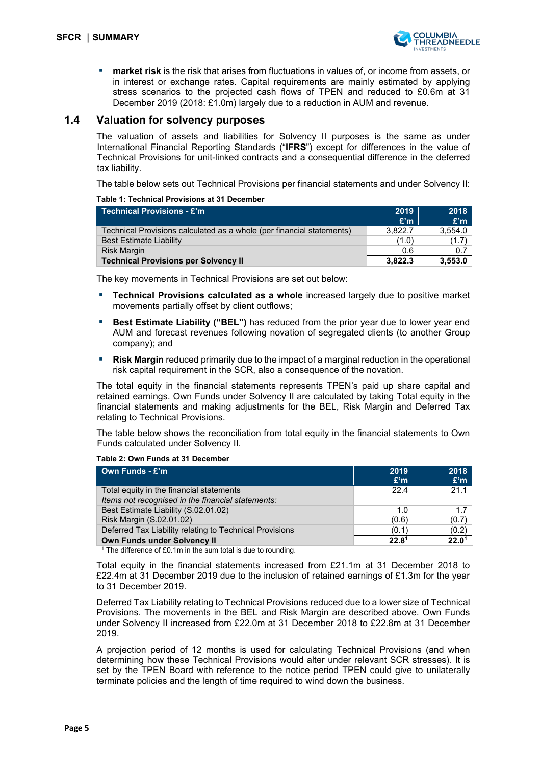- **market risk** is the risk that arises from fluctuations in values of, or income from assets, or in interest or exchange rates. Capital requirements are mainly estimated by applying stress scenarios to the projected cash flows of TPEN and reduced to £0.6m at 31 December 2019 (2018: £1.0m) largely due to a reduction in AUM and revenue.

## 1.4 Valuation for solvency purposes

The valuation of assets and liabilities for Solvency II purposes is the same as under International Financial Reporting Standards ("**IFRS**") except for differences in the value of Technical Provisions for unit-linked contracts and a consequential difference in the deferred tax liability.

The table below sets out Technical Provisions per financial statements and under Solvency II:

**Table 1: Technical Provisions at 31 December**

| Technical Provisions - £'m | 2019 £'m | 2018 £'m |
|---|---|---|
| Technical Provisions calculated as a whole (per financial statements) | 3,822.7 | 3,554.0 |
| Best Estimate Liability | (1.0) | (1.7) |
| Risk Margin | 0.6 | 0.7 |
| **Technical Provisions per Solvency II** | **3,822.3** | **3,553.0** |

The key movements in Technical Provisions are set out below:

- **Technical Provisions calculated as a whole** increased largely due to positive market movements partially offset by client outflows;
- **Best Estimate Liability ("BEL")** has reduced from the prior year due to lower year end AUM and forecast revenues following novation of segregated clients (to another Group company); and
- **Risk Margin** reduced primarily due to the impact of a marginal reduction in the operational risk capital requirement in the SCR, also a consequence of the novation.

The total equity in the financial statements represents TPEN's paid up share capital and retained earnings. Own Funds under Solvency II are calculated by taking Total equity in the financial statements and making adjustments for the BEL, Risk Margin and Deferred Tax relating to Technical Provisions.

The table below shows the reconciliation from total equity in the financial statements to Own Funds calculated under Solvency II.

**Table 2: Own Funds at 31 December**

| Own Funds - £'m | 2019 £'m | 2018 £'m |
|---|---|---|
| Total equity in the financial statements | 22.4 | 21.1 |
| *Items not recognised in the financial statements:* | | |
| Best Estimate Liability (S.02.01.02) | 1.0 | 1.7 |
| Risk Margin (S.02.01.02) | (0.6) | (0.7) |
| Deferred Tax Liability relating to Technical Provisions | (0.1) | (0.2) |
| **Own Funds under Solvency II** | **22.8**[1] | **22.0**[1] |

[1] The difference of £0.1m in the sum total is due to rounding.

Total equity in the financial statements increased from £21.1m at 31 December 2018 to £22.4m at 31 December 2019 due to the inclusion of retained earnings of £1.3m for the year to 31 December 2019.

Deferred Tax Liability relating to Technical Provisions reduced due to a lower size of Technical Provisions. The movements in the BEL and Risk Margin are described above. Own Funds under Solvency II increased from £22.0m at 31 December 2018 to £22.8m at 31 December 2019.

A projection period of 12 months is used for calculating Technical Provisions (and when determining how these Technical Provisions would alter under relevant SCR stresses). It is set by the TPEN Board with reference to the notice period TPEN could give to unilaterally terminate policies and the length of time required to wind down the business.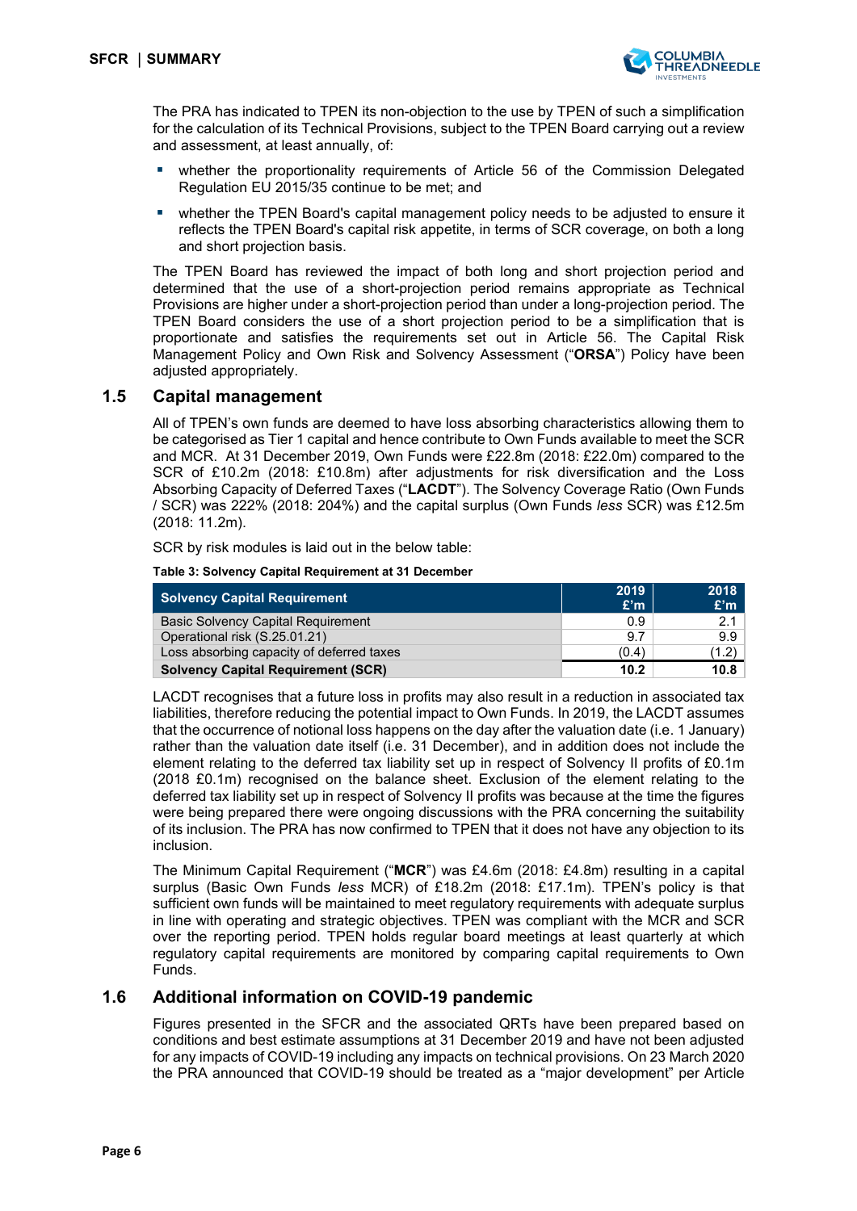The PRA has indicated to TPEN its non-objection to the use by TPEN of such a simplification for the calculation of its Technical Provisions, subject to the TPEN Board carrying out a review and assessment, at least annually, of:

- whether the proportionality requirements of Article 56 of the Commission Delegated Regulation EU 2015/35 continue to be met; and
- whether the TPEN Board's capital management policy needs to be adjusted to ensure it reflects the TPEN Board's capital risk appetite, in terms of SCR coverage, on both a long and short projection basis.

The TPEN Board has reviewed the impact of both long and short projection period and determined that the use of a short-projection period remains appropriate as Technical Provisions are higher under a short-projection period than under a long-projection period. The TPEN Board considers the use of a short projection period to be a simplification that is proportionate and satisfies the requirements set out in Article 56. The Capital Risk Management Policy and Own Risk and Solvency Assessment ("**ORSA**") Policy have been adjusted appropriately.

## 1.5 Capital management

All of TPEN's own funds are deemed to have loss absorbing characteristics allowing them to be categorised as Tier 1 capital and hence contribute to Own Funds available to meet the SCR and MCR. At 31 December 2019, Own Funds were £22.8m (2018: £22.0m) compared to the SCR of £10.2m (2018: £10.8m) after adjustments for risk diversification and the Loss Absorbing Capacity of Deferred Taxes ("**LACDT**"). The Solvency Coverage Ratio (Own Funds / SCR) was 222% (2018: 204%) and the capital surplus (Own Funds *less* SCR) was £12.5m (2018: 11.2m).

SCR by risk modules is laid out in the below table:

**Table 3: Solvency Capital Requirement at 31 December**

| Solvency Capital Requirement | 2019 £'m | 2018 £'m |
|---|---|---|
| Basic Solvency Capital Requirement | 0.9 | 2.1 |
| Operational risk (S.25.01.21) | 9.7 | 9.9 |
| Loss absorbing capacity of deferred taxes | (0.4) | (1.2) |
| **Solvency Capital Requirement (SCR)** | **10.2** | **10.8** |

LACDT recognises that a future loss in profits may also result in a reduction in associated tax liabilities, therefore reducing the potential impact to Own Funds. In 2019, the LACDT assumes that the occurrence of notional loss happens on the day after the valuation date (i.e. 1 January) rather than the valuation date itself (i.e. 31 December), and in addition does not include the element relating to the deferred tax liability set up in respect of Solvency II profits of £0.1m (2018 £0.1m) recognised on the balance sheet. Exclusion of the element relating to the deferred tax liability set up in respect of Solvency II profits was because at the time the figures were being prepared there were ongoing discussions with the PRA concerning the suitability of its inclusion. The PRA has now confirmed to TPEN that it does not have any objection to its inclusion.

The Minimum Capital Requirement ("**MCR**") was £4.6m (2018: £4.8m) resulting in a capital surplus (Basic Own Funds *less* MCR) of £18.2m (2018: £17.1m). TPEN's policy is that sufficient own funds will be maintained to meet regulatory requirements with adequate surplus in line with operating and strategic objectives. TPEN was compliant with the MCR and SCR over the reporting period. TPEN holds regular board meetings at least quarterly at which regulatory capital requirements are monitored by comparing capital requirements to Own Funds.

## 1.6 Additional information on COVID-19 pandemic

Figures presented in the SFCR and the associated QRTs have been prepared based on conditions and best estimate assumptions at 31 December 2019 and have not been adjusted for any impacts of COVID-19 including any impacts on technical provisions. On 23 March 2020 the PRA announced that COVID-19 should be treated as a "major development" per Article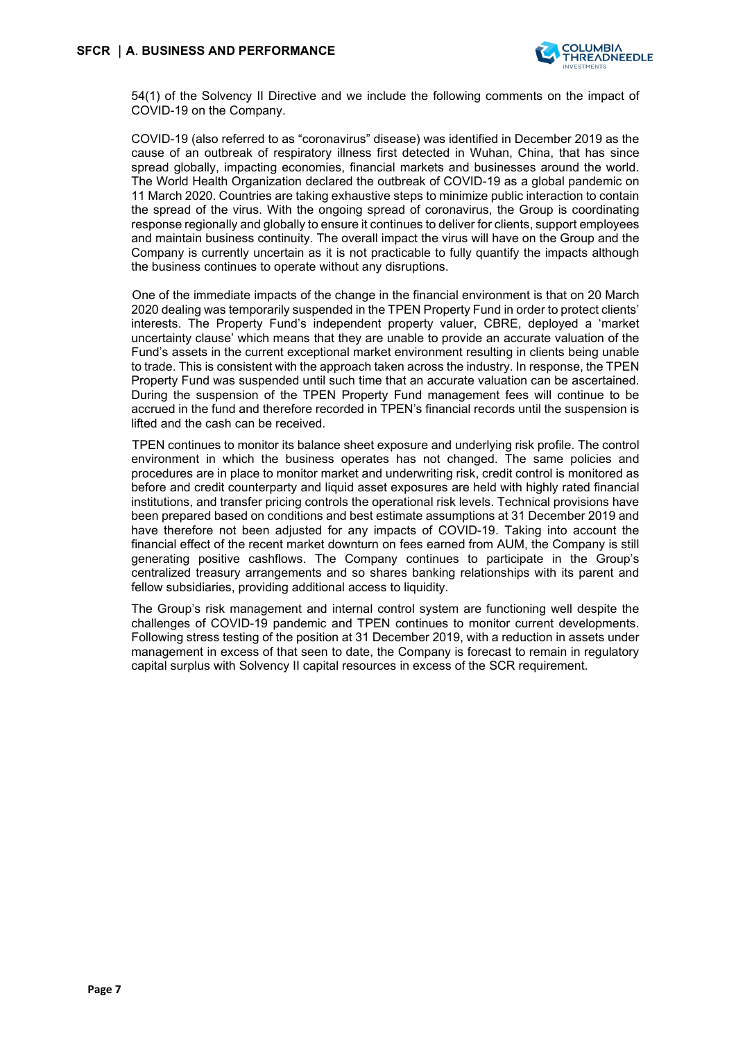54(1) of the Solvency II Directive and we include the following comments on the impact of COVID-19 on the Company.

COVID-19 (also referred to as "coronavirus" disease) was identified in December 2019 as the cause of an outbreak of respiratory illness first detected in Wuhan, China, that has since spread globally, impacting economies, financial markets and businesses around the world. The World Health Organization declared the outbreak of COVID-19 as a global pandemic on 11 March 2020. Countries are taking exhaustive steps to minimize public interaction to contain the spread of the virus. With the ongoing spread of coronavirus, the Group is coordinating response regionally and globally to ensure it continues to deliver for clients, support employees and maintain business continuity. The overall impact the virus will have on the Group and the Company is currently uncertain as it is not practicable to fully quantify the impacts although the business continues to operate without any disruptions.

One of the immediate impacts of the change in the financial environment is that on 20 March 2020 dealing was temporarily suspended in the TPEN Property Fund in order to protect clients' interests. The Property Fund's independent property valuer, CBRE, deployed a 'market uncertainty clause' which means that they are unable to provide an accurate valuation of the Fund's assets in the current exceptional market environment resulting in clients being unable to trade. This is consistent with the approach taken across the industry. In response, the TPEN Property Fund was suspended until such time that an accurate valuation can be ascertained. During the suspension of the TPEN Property Fund management fees will continue to be accrued in the fund and therefore recorded in TPEN's financial records until the suspension is lifted and the cash can be received.

TPEN continues to monitor its balance sheet exposure and underlying risk profile. The control environment in which the business operates has not changed. The same policies and procedures are in place to monitor market and underwriting risk, credit control is monitored as before and credit counterparty and liquid asset exposures are held with highly rated financial institutions, and transfer pricing controls the operational risk levels. Technical provisions have been prepared based on conditions and best estimate assumptions at 31 December 2019 and have therefore not been adjusted for any impacts of COVID-19. Taking into account the financial effect of the recent market downturn on fees earned from AUM, the Company is still generating positive cashflows. The Company continues to participate in the Group's centralized treasury arrangements and so shares banking relationships with its parent and fellow subsidiaries, providing additional access to liquidity.

The Group's risk management and internal control system are functioning well despite the challenges of COVID-19 pandemic and TPEN continues to monitor current developments. Following stress testing of the position at 31 December 2019, with a reduction in assets under management in excess of that seen to date, the Company is forecast to remain in regulatory capital surplus with Solvency II capital resources in excess of the SCR requirement.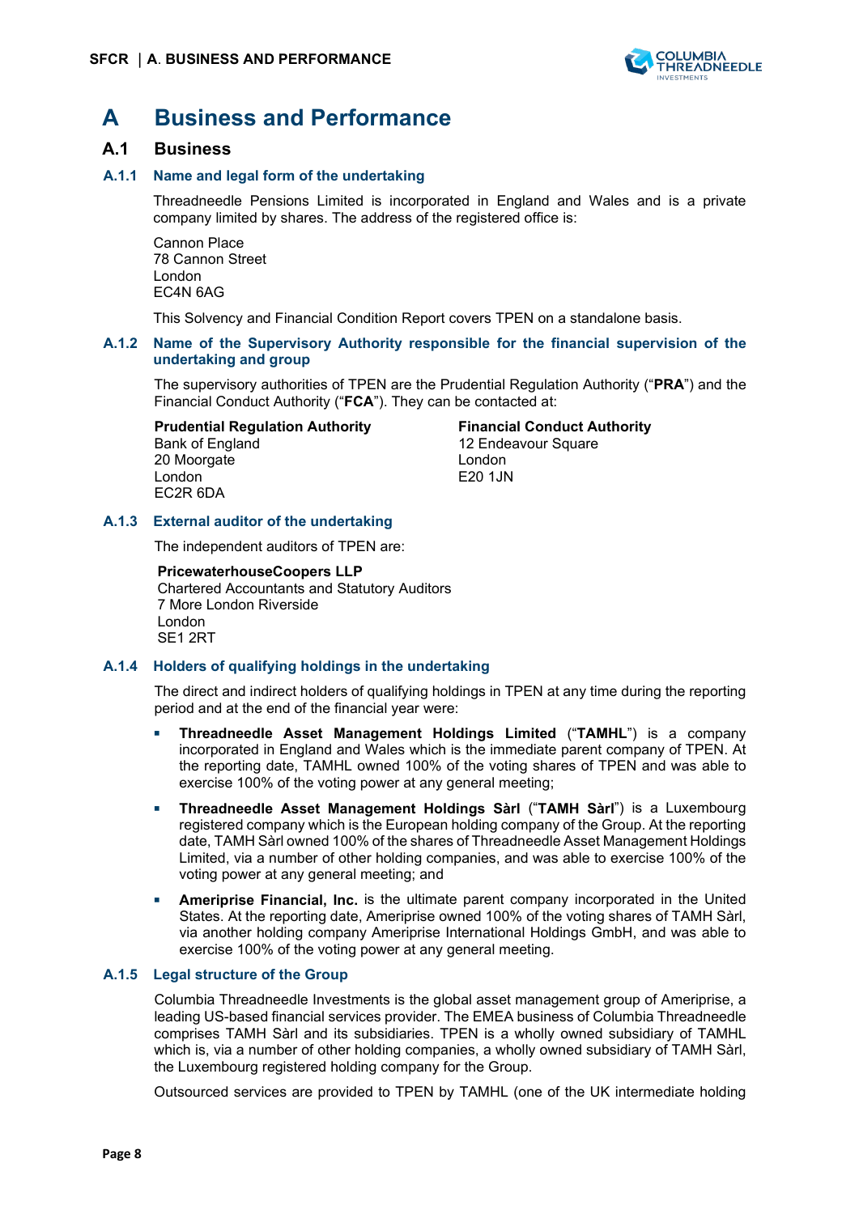# A Business and Performance

## A.1 Business

### A.1.1 Name and legal form of the undertaking

Threadneedle Pensions Limited is incorporated in England and Wales and is a private company limited by shares. The address of the registered office is:

Cannon Place
78 Cannon Street
London
EC4N 6AG

This Solvency and Financial Condition Report covers TPEN on a standalone basis.

### A.1.2 Name of the Supervisory Authority responsible for the financial supervision of the undertaking and group

The supervisory authorities of TPEN are the Prudential Regulation Authority ("**PRA**") and the Financial Conduct Authority ("**FCA**"). They can be contacted at:

**Prudential Regulation Authority**
Bank of England
20 Moorgate
London
EC2R 6DA

**Financial Conduct Authority**
12 Endeavour Square
London
E20 1JN

### A.1.3 External auditor of the undertaking

The independent auditors of TPEN are:

**PricewaterhouseCoopers LLP**
Chartered Accountants and Statutory Auditors
7 More London Riverside
London
SE1 2RT

### A.1.4 Holders of qualifying holdings in the undertaking

The direct and indirect holders of qualifying holdings in TPEN at any time during the reporting period and at the end of the financial year were:

- **Threadneedle Asset Management Holdings Limited** ("**TAMHL**") is a company incorporated in England and Wales which is the immediate parent company of TPEN. At the reporting date, TAMHL owned 100% of the voting shares of TPEN and was able to exercise 100% of the voting power at any general meeting;
- **Threadneedle Asset Management Holdings Sàrl** ("**TAMH Sàrl**") is a Luxembourg registered company which is the European holding company of the Group. At the reporting date, TAMH Sàrl owned 100% of the shares of Threadneedle Asset Management Holdings Limited, via a number of other holding companies, and was able to exercise 100% of the voting power at any general meeting; and
- **Ameriprise Financial, Inc.** is the ultimate parent company incorporated in the United States. At the reporting date, Ameriprise owned 100% of the voting shares of TAMH Sàrl, via another holding company Ameriprise International Holdings GmbH, and was able to exercise 100% of the voting power at any general meeting.

### A.1.5 Legal structure of the Group

Columbia Threadneedle Investments is the global asset management group of Ameriprise, a leading US-based financial services provider. The EMEA business of Columbia Threadneedle comprises TAMH Sàrl and its subsidiaries. TPEN is a wholly owned subsidiary of TAMHL which is, via a number of other holding companies, a wholly owned subsidiary of TAMH Sàrl, the Luxembourg registered holding company for the Group.

Outsourced services are provided to TPEN by TAMHL (one of the UK intermediate holding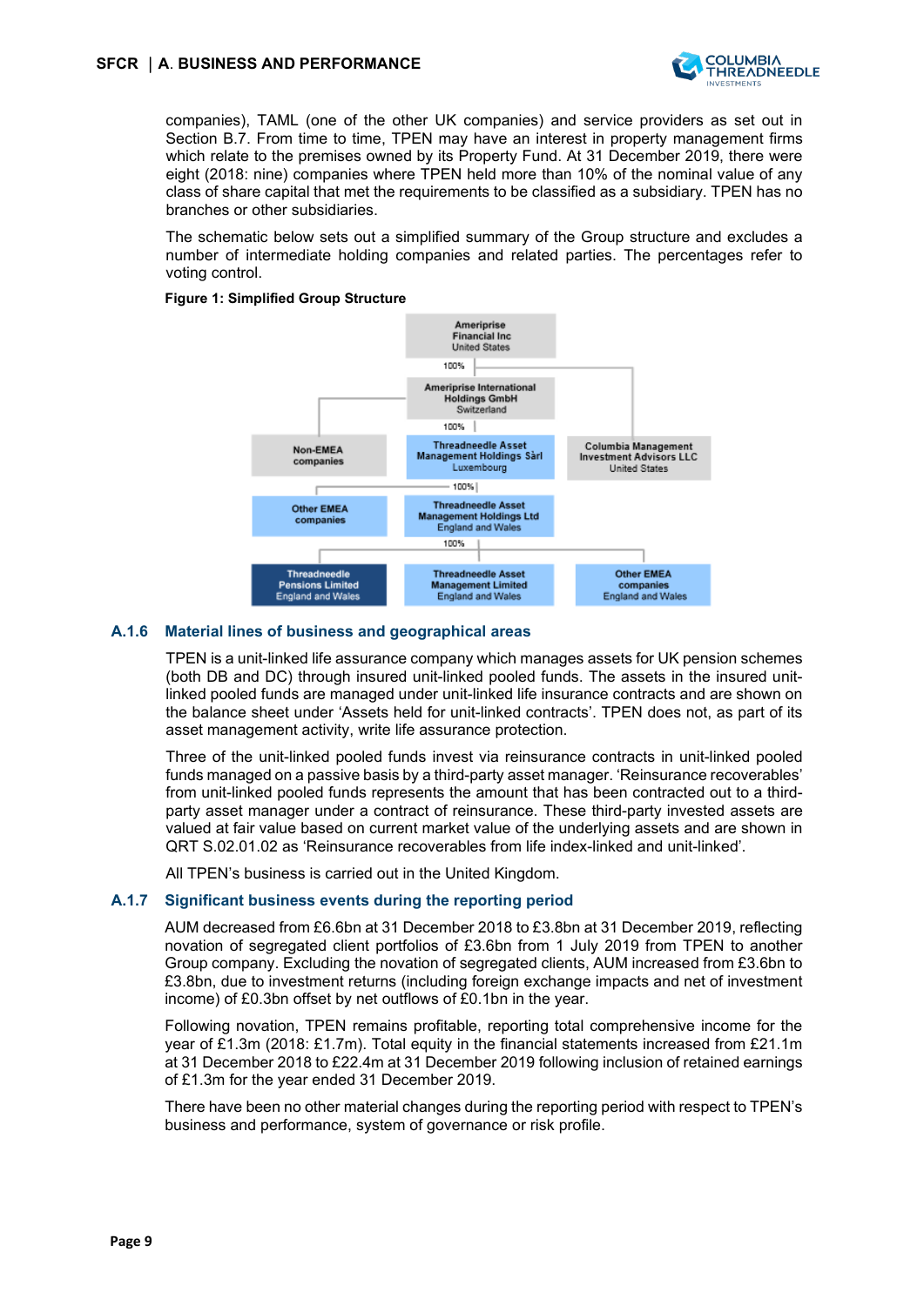companies), TAML (one of the other UK companies) and service providers as set out in Section B.7. From time to time, TPEN may have an interest in property management firms which relate to the premises owned by its Property Fund. At 31 December 2019, there were eight (2018: nine) companies where TPEN held more than 10% of the nominal value of any class of share capital that met the requirements to be classified as a subsidiary. TPEN has no branches or other subsidiaries.

The schematic below sets out a simplified summary of the Group structure and excludes a number of intermediate holding companies and related parties. The percentages refer to voting control.

**Figure 1: Simplified Group Structure**

Ameriprise Financial Inc
United States

100%

Ameriprise International Holdings GmbH
Switzerland

100%

Non-EMEA companies

Threadneedle Asset Management Holdings Sàrl
Luxembourg

Columbia Management Investment Advisors LLC
United States

100%

Other EMEA companies

Threadneedle Asset Management Holdings Ltd
England and Wales

100%

Threadneedle Pensions Limited
England and Wales

Threadneedle Asset Management Limited
England and Wales

Other EMEA companies
England and Wales

### A.1.6 Material lines of business and geographical areas

TPEN is a unit-linked life assurance company which manages assets for UK pension schemes (both DB and DC) through insured unit-linked pooled funds. The assets in the insured unit-linked pooled funds are managed under unit-linked life insurance contracts and are shown on the balance sheet under 'Assets held for unit-linked contracts'. TPEN does not, as part of its asset management activity, write life assurance protection.

Three of the unit-linked pooled funds invest via reinsurance contracts in unit-linked pooled funds managed on a passive basis by a third-party asset manager. 'Reinsurance recoverables' from unit-linked pooled funds represents the amount that has been contracted out to a third-party asset manager under a contract of reinsurance. These third-party invested assets are valued at fair value based on current market value of the underlying assets and are shown in QRT S.02.01.02 as 'Reinsurance recoverables from life index-linked and unit-linked'.

All TPEN's business is carried out in the United Kingdom.

### A.1.7 Significant business events during the reporting period

AUM decreased from £6.6bn at 31 December 2018 to £3.8bn at 31 December 2019, reflecting novation of segregated client portfolios of £3.6bn from 1 July 2019 from TPEN to another Group company. Excluding the novation of segregated clients, AUM increased from £3.6bn to £3.8bn, due to investment returns (including foreign exchange impacts and net of investment income) of £0.3bn offset by net outflows of £0.1bn in the year.

Following novation, TPEN remains profitable, reporting total comprehensive income for the year of £1.3m (2018: £1.7m). Total equity in the financial statements increased from £21.1m at 31 December 2018 to £22.4m at 31 December 2019 following inclusion of retained earnings of £1.3m for the year ended 31 December 2019.

There have been no other material changes during the reporting period with respect to TPEN's business and performance, system of governance or risk profile.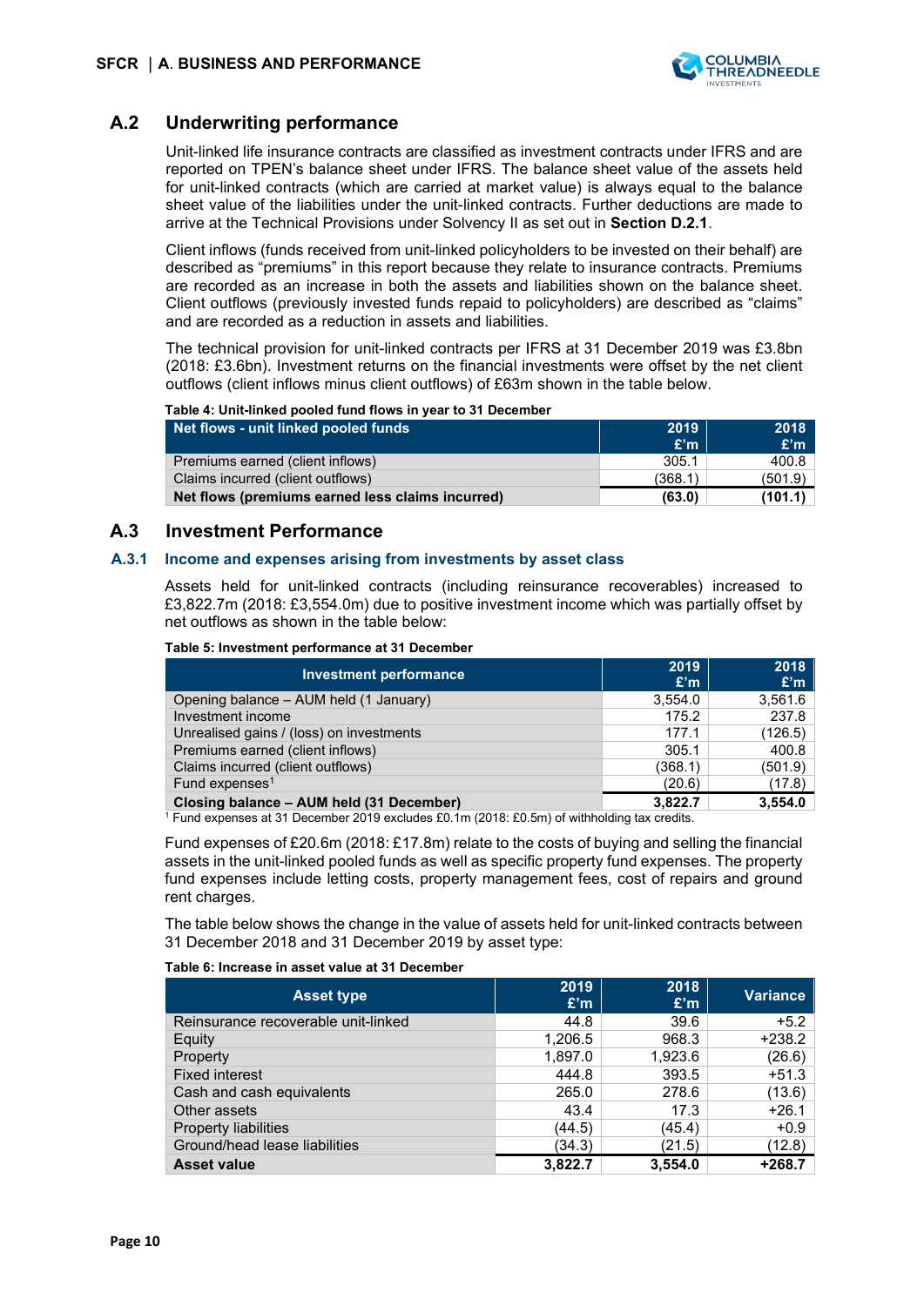## A.2 Underwriting performance

Unit-linked life insurance contracts are classified as investment contracts under IFRS and are reported on TPEN's balance sheet under IFRS. The balance sheet value of the assets held for unit-linked contracts (which are carried at market value) is always equal to the balance sheet value of the liabilities under the unit-linked contracts. Further deductions are made to arrive at the Technical Provisions under Solvency II as set out in **Section D.2.1**.

Client inflows (funds received from unit-linked policyholders to be invested on their behalf) are described as "premiums" in this report because they relate to insurance contracts. Premiums are recorded as an increase in both the assets and liabilities shown on the balance sheet. Client outflows (previously invested funds repaid to policyholders) are described as "claims" and are recorded as a reduction in assets and liabilities.

The technical provision for unit-linked contracts per IFRS at 31 December 2019 was £3.8bn (2018: £3.6bn). Investment returns on the financial investments were offset by the net client outflows (client inflows minus client outflows) of £63m shown in the table below.

**Table 4: Unit-linked pooled fund flows in year to 31 December**

| Net flows - unit linked pooled funds | 2019 £'m | 2018 £'m |
|---|---|---|
| Premiums earned (client inflows) | 305.1 | 400.8 |
| Claims incurred (client outflows) | (368.1) | (501.9) |
| **Net flows (premiums earned less claims incurred)** | **(63.0)** | **(101.1)** |

## A.3 Investment Performance

### A.3.1 Income and expenses arising from investments by asset class

Assets held for unit-linked contracts (including reinsurance recoverables) increased to £3,822.7m (2018: £3,554.0m) due to positive investment income which was partially offset by net outflows as shown in the table below:

**Table 5: Investment performance at 31 December**

| Investment performance | 2019 £'m | 2018 £'m |
|---|---|---|
| Opening balance – AUM held (1 January) | 3,554.0 | 3,561.6 |
| Investment income | 175.2 | 237.8 |
| Unrealised gains / (loss) on investments | 177.1 | (126.5) |
| Premiums earned (client inflows) | 305.1 | 400.8 |
| Claims incurred (client outflows) | (368.1) | (501.9) |
| Fund expenses[1] | (20.6) | (17.8) |
| **Closing balance – AUM held (31 December)** | **3,822.7** | **3,554.0** |

[1] Fund expenses at 31 December 2019 excludes £0.1m (2018: £0.5m) of withholding tax credits.

Fund expenses of £20.6m (2018: £17.8m) relate to the costs of buying and selling the financial assets in the unit-linked pooled funds as well as specific property fund expenses. The property fund expenses include letting costs, property management fees, cost of repairs and ground rent charges.

The table below shows the change in the value of assets held for unit-linked contracts between 31 December 2018 and 31 December 2019 by asset type:

**Table 6: Increase in asset value at 31 December**

| Asset type | 2019 £'m | 2018 £'m | Variance |
|---|---|---|---|
| Reinsurance recoverable unit-linked | 44.8 | 39.6 | +5.2 |
| Equity | 1,206.5 | 968.3 | +238.2 |
| Property | 1,897.0 | 1,923.6 | (26.6) |
| Fixed interest | 444.8 | 393.5 | +51.3 |
| Cash and cash equivalents | 265.0 | 278.6 | (13.6) |
| Other assets | 43.4 | 17.3 | +26.1 |
| Property liabilities | (44.5) | (45.4) | +0.9 |
| Ground/head lease liabilities | (34.3) | (21.5) | (12.8) |
| **Asset value** | **3,822.7** | **3,554.0** | **+268.7** |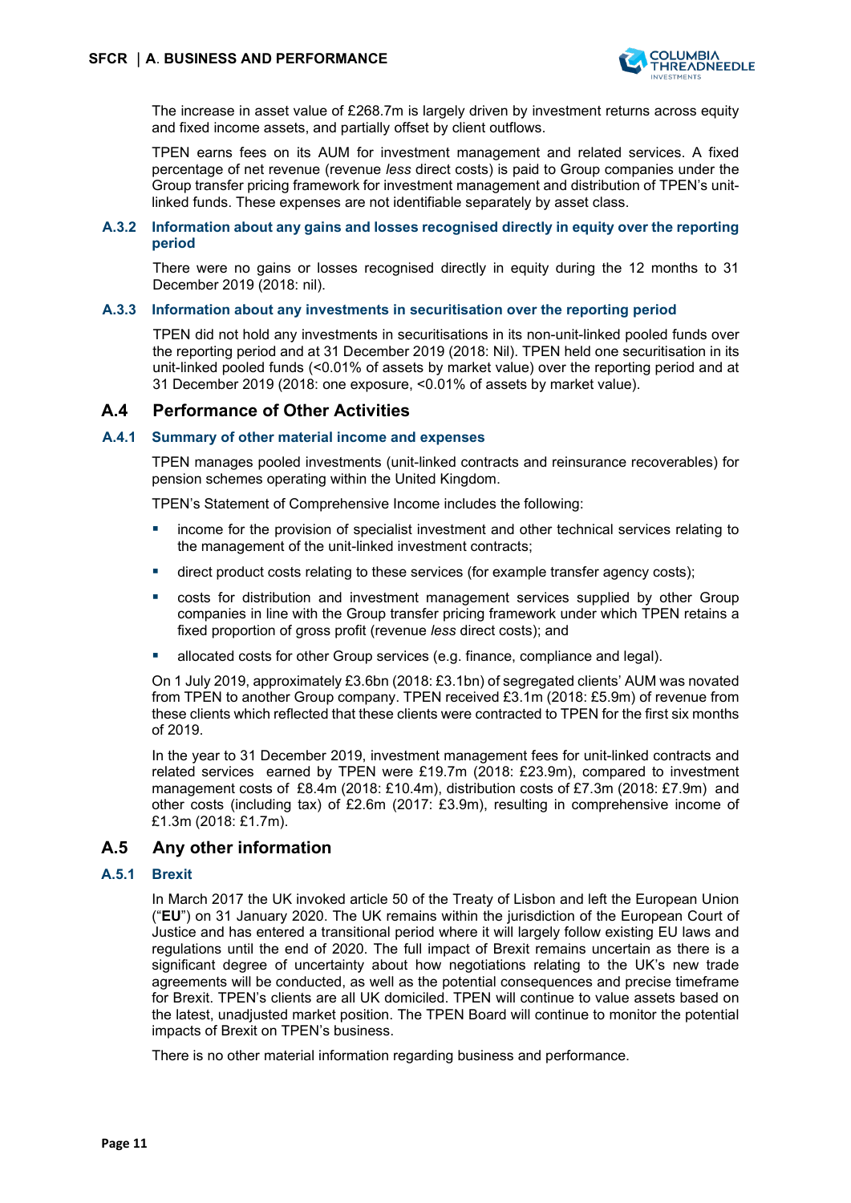The increase in asset value of £268.7m is largely driven by investment returns across equity and fixed income assets, and partially offset by client outflows.

TPEN earns fees on its AUM for investment management and related services. A fixed percentage of net revenue (revenue *less* direct costs) is paid to Group companies under the Group transfer pricing framework for investment management and distribution of TPEN's unit-linked funds. These expenses are not identifiable separately by asset class.

### A.3.2 Information about any gains and losses recognised directly in equity over the reporting period

There were no gains or losses recognised directly in equity during the 12 months to 31 December 2019 (2018: nil).

### A.3.3 Information about any investments in securitisation over the reporting period

TPEN did not hold any investments in securitisations in its non-unit-linked pooled funds over the reporting period and at 31 December 2019 (2018: Nil). TPEN held one securitisation in its unit-linked pooled funds (<0.01% of assets by market value) over the reporting period and at 31 December 2019 (2018: one exposure, <0.01% of assets by market value).

## A.4 Performance of Other Activities

### A.4.1 Summary of other material income and expenses

TPEN manages pooled investments (unit-linked contracts and reinsurance recoverables) for pension schemes operating within the United Kingdom.

TPEN's Statement of Comprehensive Income includes the following:

- income for the provision of specialist investment and other technical services relating to the management of the unit-linked investment contracts;
- direct product costs relating to these services (for example transfer agency costs);
- costs for distribution and investment management services supplied by other Group companies in line with the Group transfer pricing framework under which TPEN retains a fixed proportion of gross profit (revenue *less* direct costs); and
- allocated costs for other Group services (e.g. finance, compliance and legal).

On 1 July 2019, approximately £3.6bn (2018: £3.1bn) of segregated clients' AUM was novated from TPEN to another Group company. TPEN received £3.1m (2018: £5.9m) of revenue from these clients which reflected that these clients were contracted to TPEN for the first six months of 2019.

In the year to 31 December 2019, investment management fees for unit-linked contracts and related services earned by TPEN were £19.7m (2018: £23.9m), compared to investment management costs of £8.4m (2018: £10.4m), distribution costs of £7.3m (2018: £7.9m) and other costs (including tax) of £2.6m (2017: £3.9m), resulting in comprehensive income of £1.3m (2018: £1.7m).

## A.5 Any other information

### A.5.1 Brexit

In March 2017 the UK invoked article 50 of the Treaty of Lisbon and left the European Union ("**EU**") on 31 January 2020. The UK remains within the jurisdiction of the European Court of Justice and has entered a transitional period where it will largely follow existing EU laws and regulations until the end of 2020. The full impact of Brexit remains uncertain as there is a significant degree of uncertainty about how negotiations relating to the UK's new trade agreements will be conducted, as well as the potential consequences and precise timeframe for Brexit. TPEN's clients are all UK domiciled. TPEN will continue to value assets based on the latest, unadjusted market position. The TPEN Board will continue to monitor the potential impacts of Brexit on TPEN's business.

There is no other material information regarding business and performance.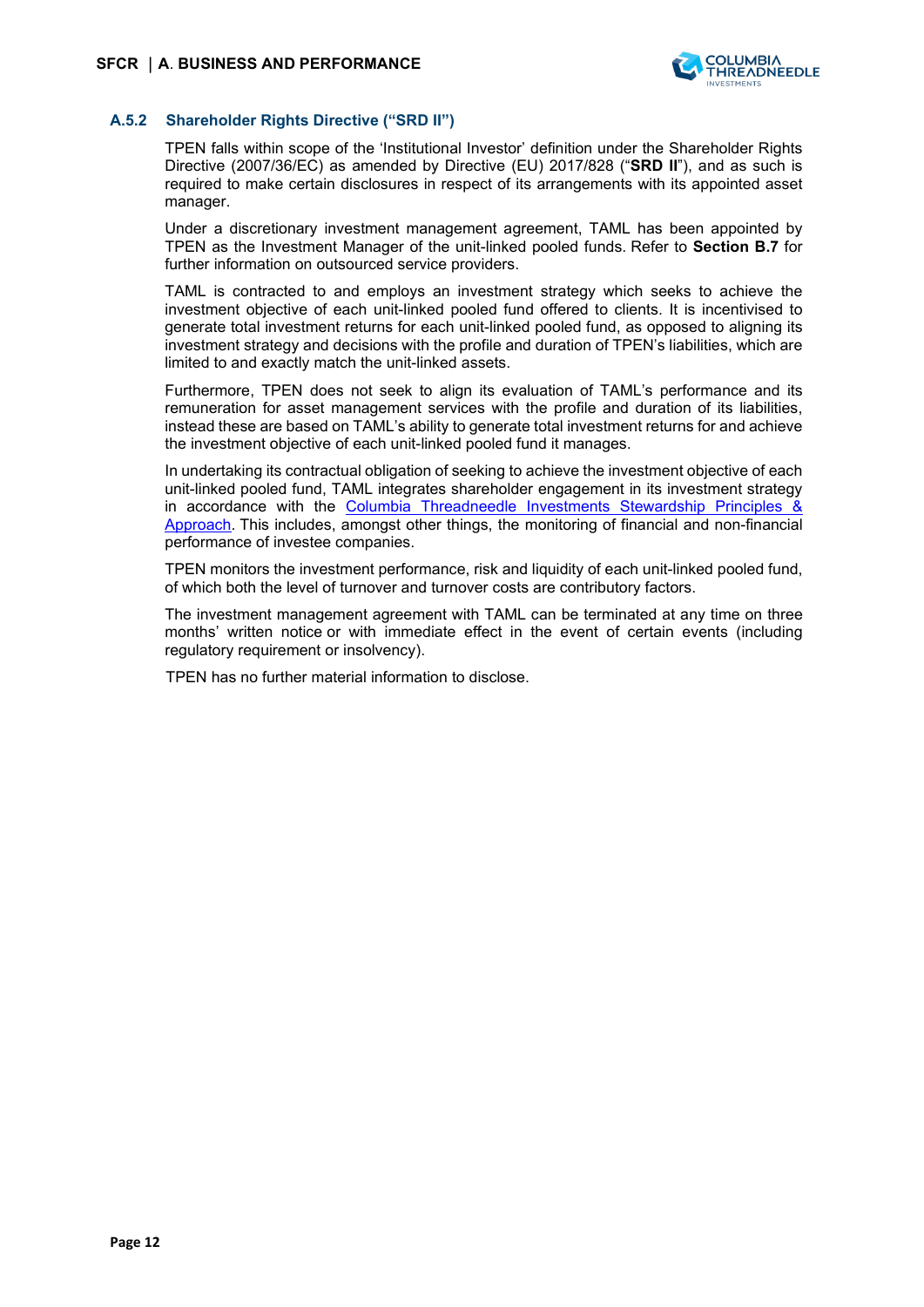### A.5.2 Shareholder Rights Directive (“SRD II”)

TPEN falls within scope of the ‘Institutional Investor’ definition under the Shareholder Rights Directive (2007/36/EC) as amended by Directive (EU) 2017/828 (“**SRD II**”), and as such is required to make certain disclosures in respect of its arrangements with its appointed asset manager.

Under a discretionary investment management agreement, TAML has been appointed by TPEN as the Investment Manager of the unit-linked pooled funds. Refer to **Section B.7** for further information on outsourced service providers.

TAML is contracted to and employs an investment strategy which seeks to achieve the investment objective of each unit-linked pooled fund offered to clients. It is incentivised to generate total investment returns for each unit-linked pooled fund, as opposed to aligning its investment strategy and decisions with the profile and duration of TPEN’s liabilities, which are limited to and exactly match the unit-linked assets.

Furthermore, TPEN does not seek to align its evaluation of TAML’s performance and its remuneration for asset management services with the profile and duration of its liabilities, instead these are based on TAML’s ability to generate total investment returns for and achieve the investment objective of each unit-linked pooled fund it manages.

In undertaking its contractual obligation of seeking to achieve the investment objective of each unit-linked pooled fund, TAML integrates shareholder engagement in its investment strategy in accordance with the Columbia Threadneedle Investments Stewardship Principles & Approach. This includes, amongst other things, the monitoring of financial and non-financial performance of investee companies.

TPEN monitors the investment performance, risk and liquidity of each unit-linked pooled fund, of which both the level of turnover and turnover costs are contributory factors.

The investment management agreement with TAML can be terminated at any time on three months’ written notice or with immediate effect in the event of certain events (including regulatory requirement or insolvency).

TPEN has no further material information to disclose.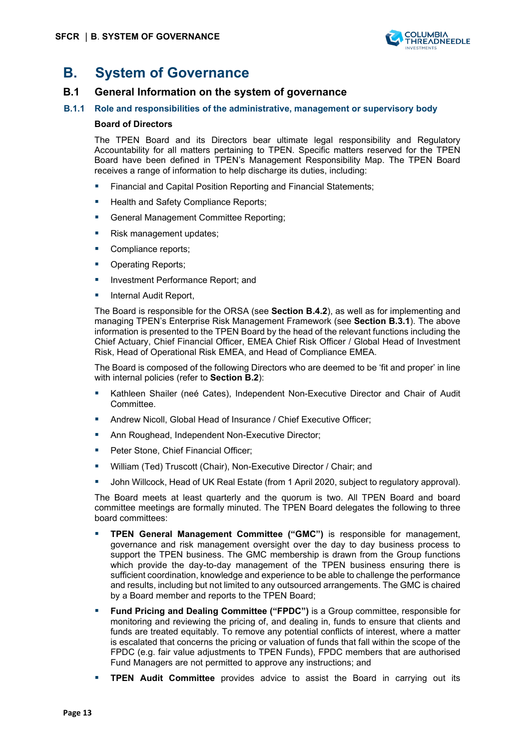# B. System of Governance

## B.1 General Information on the system of governance

### B.1.1 Role and responsibilities of the administrative, management or supervisory body

**Board of Directors**

The TPEN Board and its Directors bear ultimate legal responsibility and Regulatory Accountability for all matters pertaining to TPEN. Specific matters reserved for the TPEN Board have been defined in TPEN's Management Responsibility Map. The TPEN Board receives a range of information to help discharge its duties, including:

- Financial and Capital Position Reporting and Financial Statements;
- Health and Safety Compliance Reports;
- General Management Committee Reporting;
- Risk management updates;
- Compliance reports;
- Operating Reports;
- Investment Performance Report; and
- Internal Audit Report,

The Board is responsible for the ORSA (see **Section B.4.2**), as well as for implementing and managing TPEN's Enterprise Risk Management Framework (see **Section B.3.1**). The above information is presented to the TPEN Board by the head of the relevant functions including the Chief Actuary, Chief Financial Officer, EMEA Chief Risk Officer / Global Head of Investment Risk, Head of Operational Risk EMEA, and Head of Compliance EMEA.

The Board is composed of the following Directors who are deemed to be 'fit and proper' in line with internal policies (refer to **Section B.2**):

- Kathleen Shailer (neé Cates), Independent Non-Executive Director and Chair of Audit Committee.
- Andrew Nicoll, Global Head of Insurance / Chief Executive Officer;
- Ann Roughead, Independent Non-Executive Director;
- Peter Stone, Chief Financial Officer;
- William (Ted) Truscott (Chair), Non-Executive Director / Chair; and
- John Willcock, Head of UK Real Estate (from 1 April 2020, subject to regulatory approval).

The Board meets at least quarterly and the quorum is two. All TPEN Board and board committee meetings are formally minuted. The TPEN Board delegates the following to three board committees:

- **TPEN General Management Committee ("GMC")** is responsible for management, governance and risk management oversight over the day to day business process to support the TPEN business. The GMC membership is drawn from the Group functions which provide the day-to-day management of the TPEN business ensuring there is sufficient coordination, knowledge and experience to be able to challenge the performance and results, including but not limited to any outsourced arrangements. The GMC is chaired by a Board member and reports to the TPEN Board;
- **Fund Pricing and Dealing Committee ("FPDC")** is a Group committee, responsible for monitoring and reviewing the pricing of, and dealing in, funds to ensure that clients and funds are treated equitably. To remove any potential conflicts of interest, where a matter is escalated that concerns the pricing or valuation of funds that fall within the scope of the FPDC (e.g. fair value adjustments to TPEN Funds), FPDC members that are authorised Fund Managers are not permitted to approve any instructions; and
- **TPEN Audit Committee** provides advice to assist the Board in carrying out its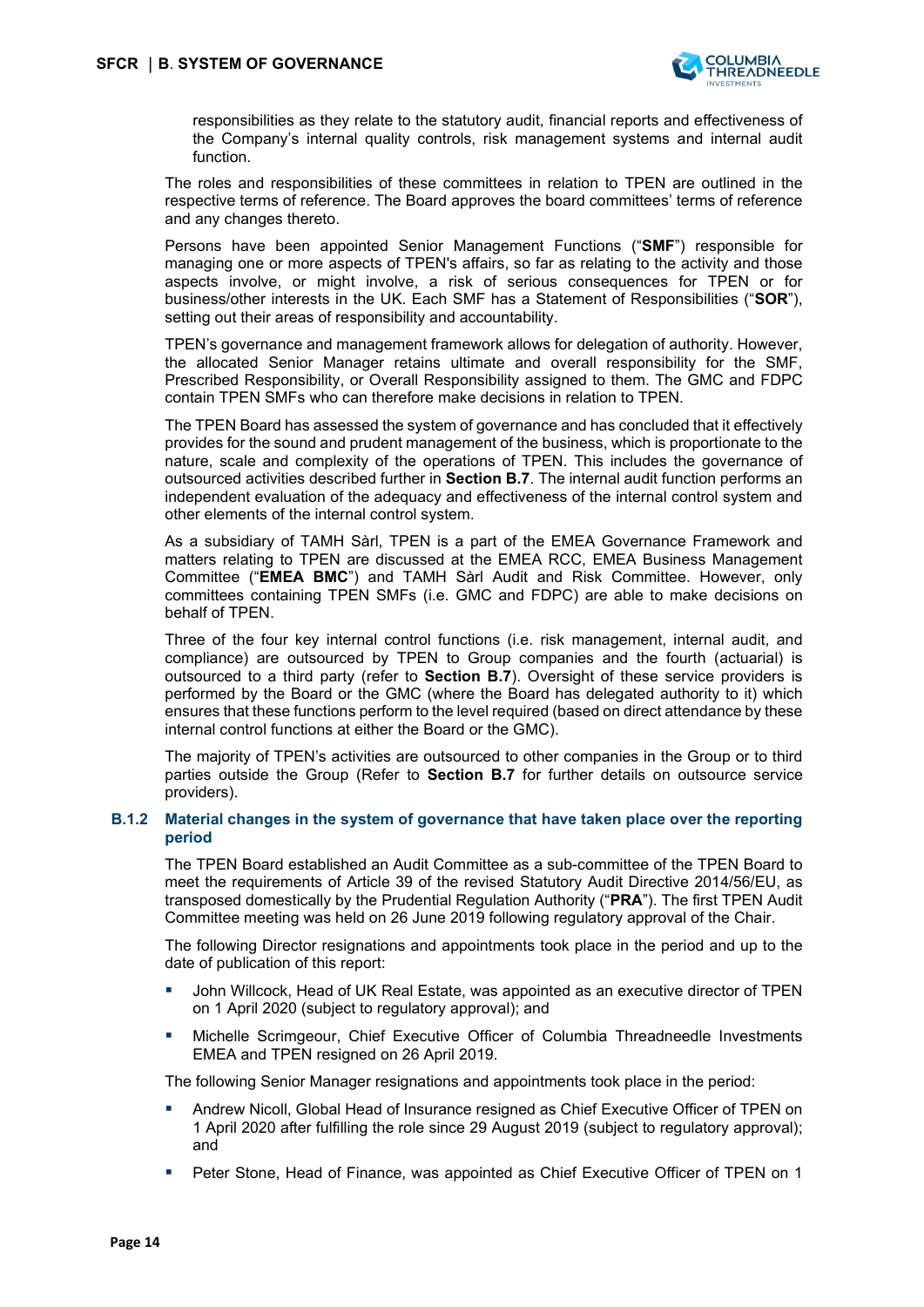responsibilities as they relate to the statutory audit, financial reports and effectiveness of the Company's internal quality controls, risk management systems and internal audit function.

The roles and responsibilities of these committees in relation to TPEN are outlined in the respective terms of reference. The Board approves the board committees' terms of reference and any changes thereto.

Persons have been appointed Senior Management Functions ("**SMF**") responsible for managing one or more aspects of TPEN's affairs, so far as relating to the activity and those aspects involve, or might involve, a risk of serious consequences for TPEN or for business/other interests in the UK. Each SMF has a Statement of Responsibilities ("**SOR**"), setting out their areas of responsibility and accountability.

TPEN's governance and management framework allows for delegation of authority. However, the allocated Senior Manager retains ultimate and overall responsibility for the SMF, Prescribed Responsibility, or Overall Responsibility assigned to them. The GMC and FDPC contain TPEN SMFs who can therefore make decisions in relation to TPEN.

The TPEN Board has assessed the system of governance and has concluded that it effectively provides for the sound and prudent management of the business, which is proportionate to the nature, scale and complexity of the operations of TPEN. This includes the governance of outsourced activities described further in **Section B.7**. The internal audit function performs an independent evaluation of the adequacy and effectiveness of the internal control system and other elements of the internal control system.

As a subsidiary of TAMH Sàrl, TPEN is a part of the EMEA Governance Framework and matters relating to TPEN are discussed at the EMEA RCC, EMEA Business Management Committee ("**EMEA BMC**") and TAMH Sàrl Audit and Risk Committee. However, only committees containing TPEN SMFs (i.e. GMC and FDPC) are able to make decisions on behalf of TPEN.

Three of the four key internal control functions (i.e. risk management, internal audit, and compliance) are outsourced by TPEN to Group companies and the fourth (actuarial) is outsourced to a third party (refer to **Section B.7**). Oversight of these service providers is performed by the Board or the GMC (where the Board has delegated authority to it) which ensures that these functions perform to the level required (based on direct attendance by these internal control functions at either the Board or the GMC).

The majority of TPEN's activities are outsourced to other companies in the Group or to third parties outside the Group (Refer to **Section B.7** for further details on outsource service providers).

### B.1.2 Material changes in the system of governance that have taken place over the reporting period

The TPEN Board established an Audit Committee as a sub-committee of the TPEN Board to meet the requirements of Article 39 of the revised Statutory Audit Directive 2014/56/EU, as transposed domestically by the Prudential Regulation Authority ("**PRA**"). The first TPEN Audit Committee meeting was held on 26 June 2019 following regulatory approval of the Chair.

The following Director resignations and appointments took place in the period and up to the date of publication of this report:

- John Willcock, Head of UK Real Estate, was appointed as an executive director of TPEN on 1 April 2020 (subject to regulatory approval); and
- Michelle Scrimgeour, Chief Executive Officer of Columbia Threadneedle Investments EMEA and TPEN resigned on 26 April 2019.

The following Senior Manager resignations and appointments took place in the period:

- Andrew Nicoll, Global Head of Insurance resigned as Chief Executive Officer of TPEN on 1 April 2020 after fulfilling the role since 29 August 2019 (subject to regulatory approval); and
- Peter Stone, Head of Finance, was appointed as Chief Executive Officer of TPEN on 1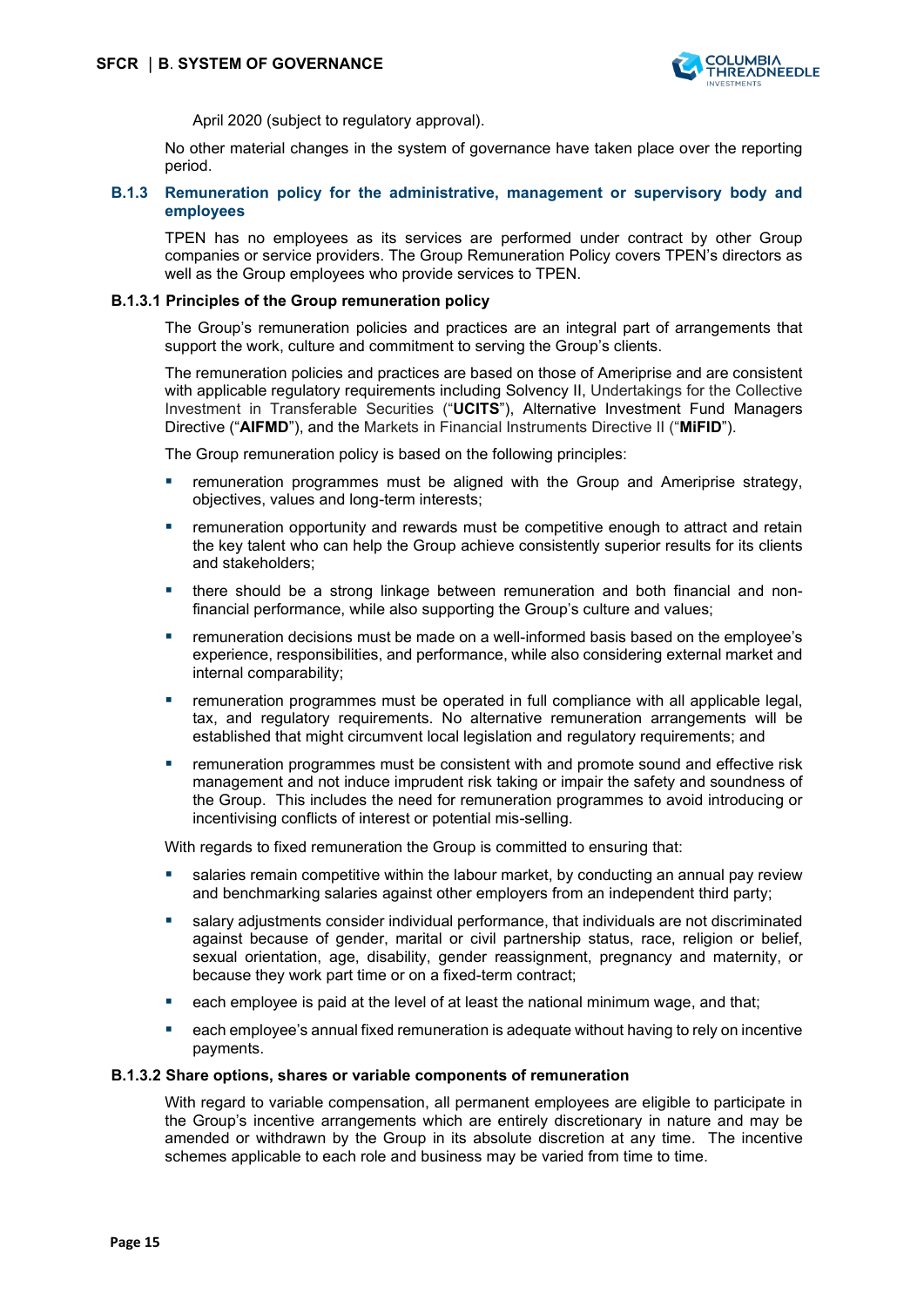April 2020 (subject to regulatory approval).

No other material changes in the system of governance have taken place over the reporting period.

### B.1.3 Remuneration policy for the administrative, management or supervisory body and employees

TPEN has no employees as its services are performed under contract by other Group companies or service providers. The Group Remuneration Policy covers TPEN's directors as well as the Group employees who provide services to TPEN.

#### B.1.3.1 Principles of the Group remuneration policy

The Group's remuneration policies and practices are an integral part of arrangements that support the work, culture and commitment to serving the Group's clients.

The remuneration policies and practices are based on those of Ameriprise and are consistent with applicable regulatory requirements including Solvency II, Undertakings for the Collective Investment in Transferable Securities ("**UCITS**"), Alternative Investment Fund Managers Directive ("**AIFMD**"), and the Markets in Financial Instruments Directive II ("**MiFID**").

The Group remuneration policy is based on the following principles:

- remuneration programmes must be aligned with the Group and Ameriprise strategy, objectives, values and long-term interests;
- remuneration opportunity and rewards must be competitive enough to attract and retain the key talent who can help the Group achieve consistently superior results for its clients and stakeholders;
- there should be a strong linkage between remuneration and both financial and non-financial performance, while also supporting the Group's culture and values;
- remuneration decisions must be made on a well-informed basis based on the employee's experience, responsibilities, and performance, while also considering external market and internal comparability;
- remuneration programmes must be operated in full compliance with all applicable legal, tax, and regulatory requirements. No alternative remuneration arrangements will be established that might circumvent local legislation and regulatory requirements; and
- remuneration programmes must be consistent with and promote sound and effective risk management and not induce imprudent risk taking or impair the safety and soundness of the Group. This includes the need for remuneration programmes to avoid introducing or incentivising conflicts of interest or potential mis-selling.

With regards to fixed remuneration the Group is committed to ensuring that:

- salaries remain competitive within the labour market, by conducting an annual pay review and benchmarking salaries against other employers from an independent third party;
- salary adjustments consider individual performance, that individuals are not discriminated against because of gender, marital or civil partnership status, race, religion or belief, sexual orientation, age, disability, gender reassignment, pregnancy and maternity, or because they work part time or on a fixed-term contract;
- each employee is paid at the level of at least the national minimum wage, and that;
- each employee's annual fixed remuneration is adequate without having to rely on incentive payments.

#### B.1.3.2 Share options, shares or variable components of remuneration

With regard to variable compensation, all permanent employees are eligible to participate in the Group's incentive arrangements which are entirely discretionary in nature and may be amended or withdrawn by the Group in its absolute discretion at any time. The incentive schemes applicable to each role and business may be varied from time to time.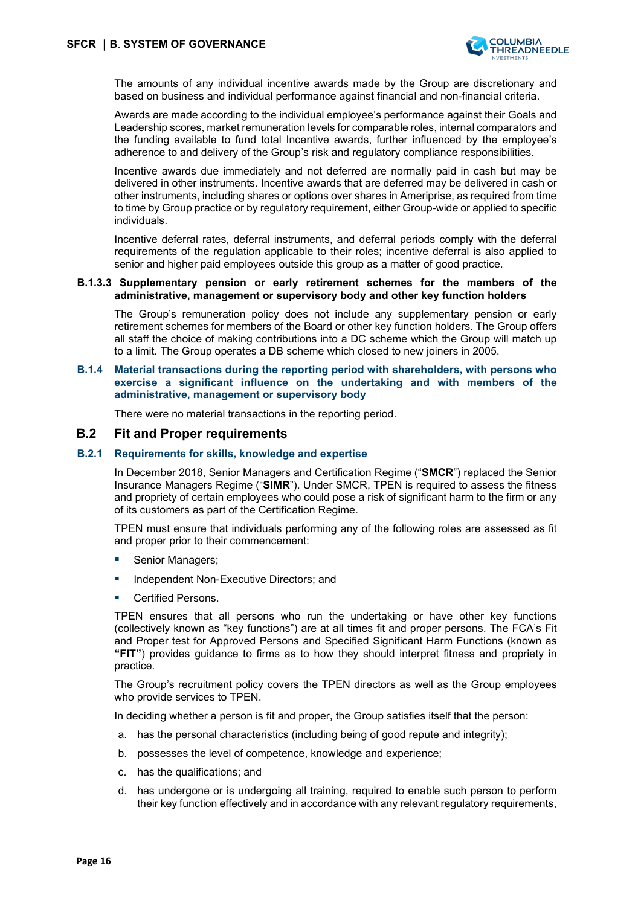The amounts of any individual incentive awards made by the Group are discretionary and based on business and individual performance against financial and non-financial criteria.

Awards are made according to the individual employee's performance against their Goals and Leadership scores, market remuneration levels for comparable roles, internal comparators and the funding available to fund total Incentive awards, further influenced by the employee's adherence to and delivery of the Group's risk and regulatory compliance responsibilities.

Incentive awards due immediately and not deferred are normally paid in cash but may be delivered in other instruments. Incentive awards that are deferred may be delivered in cash or other instruments, including shares or options over shares in Ameriprise, as required from time to time by Group practice or by regulatory requirement, either Group-wide or applied to specific individuals.

Incentive deferral rates, deferral instruments, and deferral periods comply with the deferral requirements of the regulation applicable to their roles; incentive deferral is also applied to senior and higher paid employees outside this group as a matter of good practice.

#### B.1.3.3 Supplementary pension or early retirement schemes for the members of the administrative, management or supervisory body and other key function holders

The Group's remuneration policy does not include any supplementary pension or early retirement schemes for members of the Board or other key function holders. The Group offers all staff the choice of making contributions into a DC scheme which the Group will match up to a limit. The Group operates a DB scheme which closed to new joiners in 2005.

### B.1.4 Material transactions during the reporting period with shareholders, with persons who exercise a significant influence on the undertaking and with members of the administrative, management or supervisory body

There were no material transactions in the reporting period.

## B.2 Fit and Proper requirements

### B.2.1 Requirements for skills, knowledge and expertise

In December 2018, Senior Managers and Certification Regime ("**SMCR**") replaced the Senior Insurance Managers Regime ("**SIMR**"). Under SMCR, TPEN is required to assess the fitness and propriety of certain employees who could pose a risk of significant harm to the firm or any of its customers as part of the Certification Regime.

TPEN must ensure that individuals performing any of the following roles are assessed as fit and proper prior to their commencement:

- Senior Managers;
- Independent Non-Executive Directors; and
- Certified Persons.

TPEN ensures that all persons who run the undertaking or have other key functions (collectively known as "key functions") are at all times fit and proper persons. The FCA's Fit and Proper test for Approved Persons and Specified Significant Harm Functions (known as **"FIT"**) provides guidance to firms as to how they should interpret fitness and propriety in practice.

The Group's recruitment policy covers the TPEN directors as well as the Group employees who provide services to TPEN.

In deciding whether a person is fit and proper, the Group satisfies itself that the person:

a. has the personal characteristics (including being of good repute and integrity);

b. possesses the level of competence, knowledge and experience;

c. has the qualifications; and

d. has undergone or is undergoing all training, required to enable such person to perform their key function effectively and in accordance with any relevant regulatory requirements,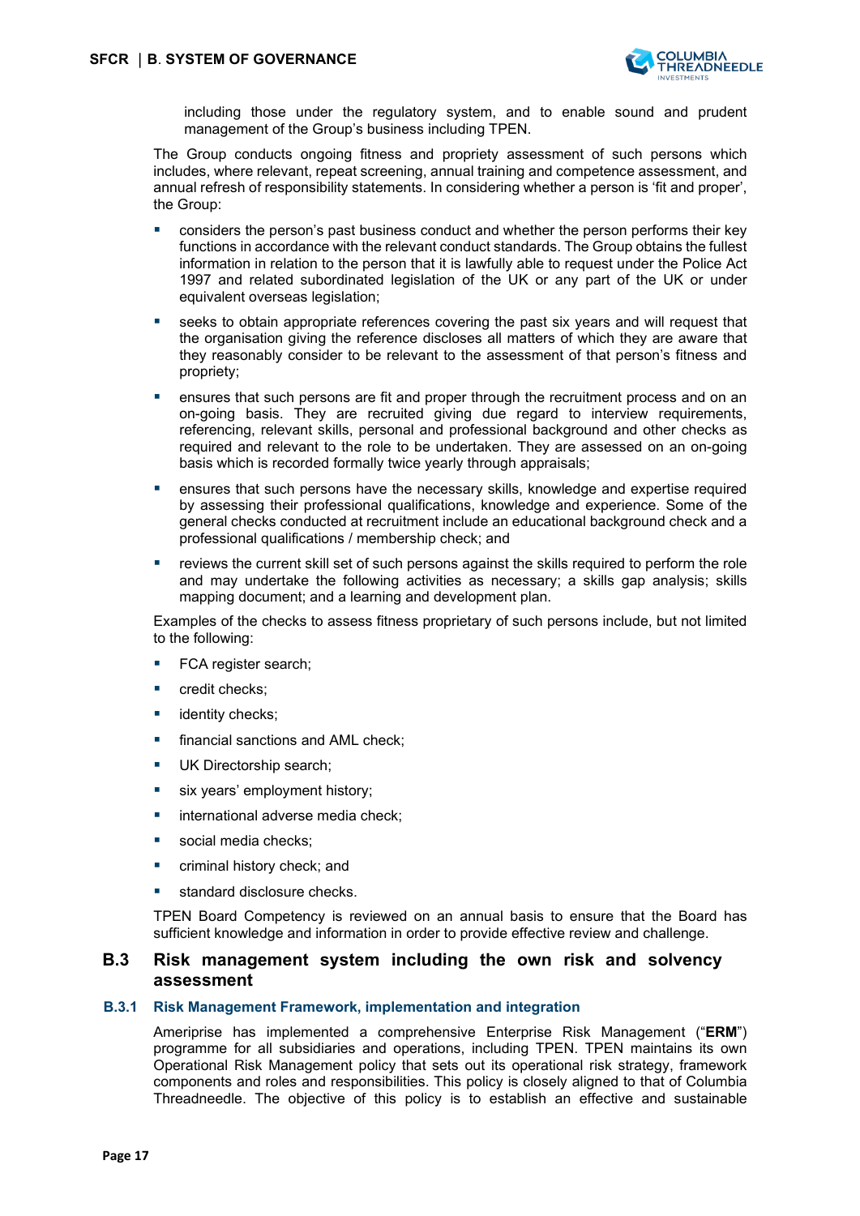including those under the regulatory system, and to enable sound and prudent management of the Group's business including TPEN.

The Group conducts ongoing fitness and propriety assessment of such persons which includes, where relevant, repeat screening, annual training and competence assessment, and annual refresh of responsibility statements. In considering whether a person is 'fit and proper', the Group:

- considers the person's past business conduct and whether the person performs their key functions in accordance with the relevant conduct standards. The Group obtains the fullest information in relation to the person that it is lawfully able to request under the Police Act 1997 and related subordinated legislation of the UK or any part of the UK or under equivalent overseas legislation;
- seeks to obtain appropriate references covering the past six years and will request that the organisation giving the reference discloses all matters of which they are aware that they reasonably consider to be relevant to the assessment of that person's fitness and propriety;
- ensures that such persons are fit and proper through the recruitment process and on an on-going basis. They are recruited giving due regard to interview requirements, referencing, relevant skills, personal and professional background and other checks as required and relevant to the role to be undertaken. They are assessed on an on-going basis which is recorded formally twice yearly through appraisals;
- ensures that such persons have the necessary skills, knowledge and expertise required by assessing their professional qualifications, knowledge and experience. Some of the general checks conducted at recruitment include an educational background check and a professional qualifications / membership check; and
- reviews the current skill set of such persons against the skills required to perform the role and may undertake the following activities as necessary; a skills gap analysis; skills mapping document; and a learning and development plan.

Examples of the checks to assess fitness proprietary of such persons include, but not limited to the following:

- FCA register search;
- credit checks;
- identity checks;
- financial sanctions and AML check;
- UK Directorship search;
- six years' employment history;
- international adverse media check;
- social media checks;
- criminal history check; and
- standard disclosure checks.

TPEN Board Competency is reviewed on an annual basis to ensure that the Board has sufficient knowledge and information in order to provide effective review and challenge.

## B.3 Risk management system including the own risk and solvency assessment

### B.3.1 Risk Management Framework, implementation and integration

Ameriprise has implemented a comprehensive Enterprise Risk Management ("**ERM**") programme for all subsidiaries and operations, including TPEN. TPEN maintains its own Operational Risk Management policy that sets out its operational risk strategy, framework components and roles and responsibilities. This policy is closely aligned to that of Columbia Threadneedle. The objective of this policy is to establish an effective and sustainable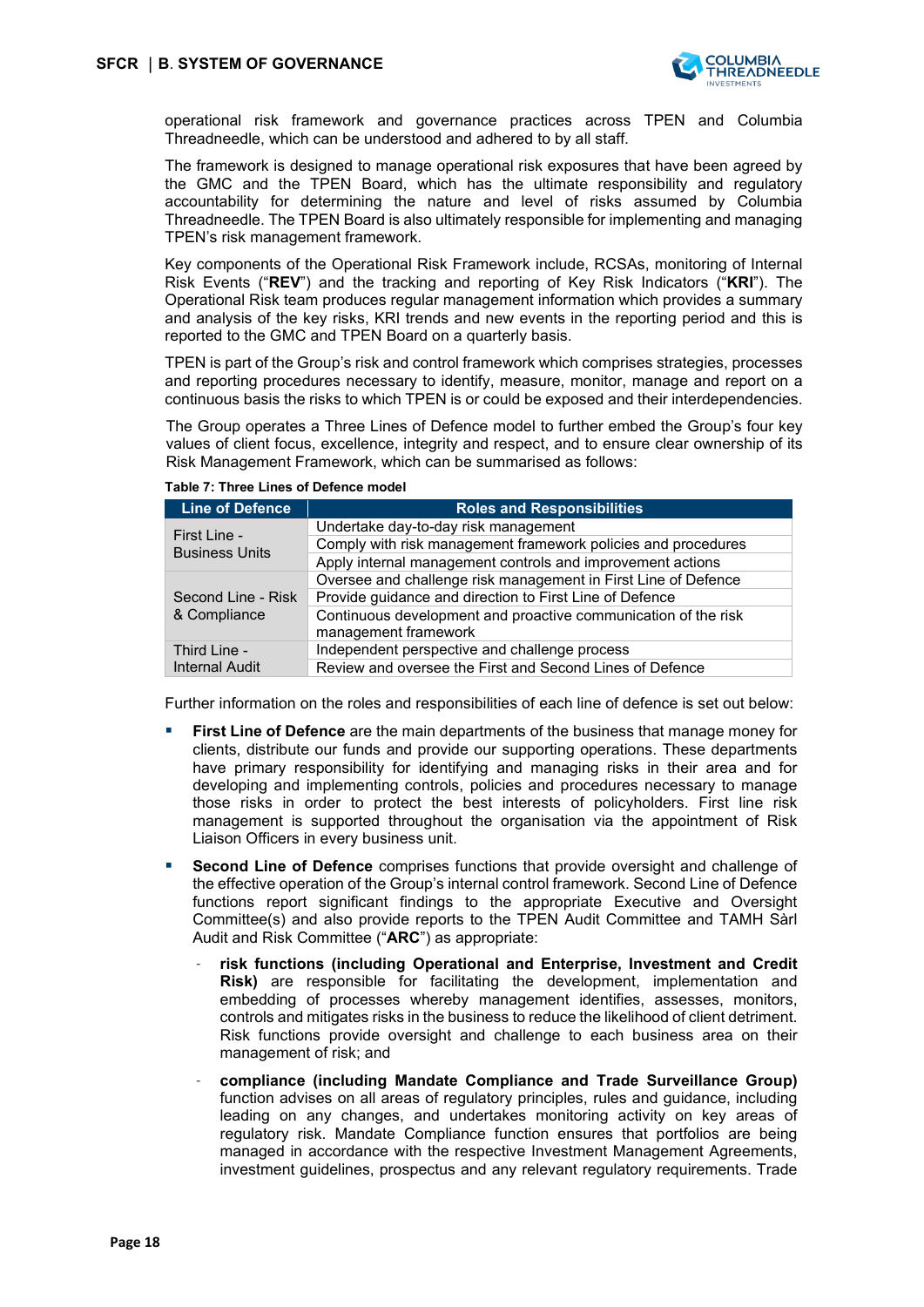operational risk framework and governance practices across TPEN and Columbia Threadneedle, which can be understood and adhered to by all staff.

The framework is designed to manage operational risk exposures that have been agreed by the GMC and the TPEN Board, which has the ultimate responsibility and regulatory accountability for determining the nature and level of risks assumed by Columbia Threadneedle. The TPEN Board is also ultimately responsible for implementing and managing TPEN's risk management framework.

Key components of the Operational Risk Framework include, RCSAs, monitoring of Internal Risk Events ("**REV**") and the tracking and reporting of Key Risk Indicators ("**KRI**"). The Operational Risk team produces regular management information which provides a summary and analysis of the key risks, KRI trends and new events in the reporting period and this is reported to the GMC and TPEN Board on a quarterly basis.

TPEN is part of the Group's risk and control framework which comprises strategies, processes and reporting procedures necessary to identify, measure, monitor, manage and report on a continuous basis the risks to which TPEN is or could be exposed and their interdependencies.

The Group operates a Three Lines of Defence model to further embed the Group's four key values of client focus, excellence, integrity and respect, and to ensure clear ownership of its Risk Management Framework, which can be summarised as follows:

**Table 7: Three Lines of Defence model**

| Line of Defence | Roles and Responsibilities |
|---|---|
| First Line - Business Units | Undertake day-to-day risk management |
| | Comply with risk management framework policies and procedures |
| | Apply internal management controls and improvement actions |
| Second Line - Risk & Compliance | Oversee and challenge risk management in First Line of Defence |
| | Provide guidance and direction to First Line of Defence |
| | Continuous development and proactive communication of the risk management framework |
| Third Line - Internal Audit | Independent perspective and challenge process |
| | Review and oversee the First and Second Lines of Defence |

Further information on the roles and responsibilities of each line of defence is set out below:

- **First Line of Defence** are the main departments of the business that manage money for clients, distribute our funds and provide our supporting operations. These departments have primary responsibility for identifying and managing risks in their area and for developing and implementing controls, policies and procedures necessary to manage those risks in order to protect the best interests of policyholders. First line risk management is supported throughout the organisation via the appointment of Risk Liaison Officers in every business unit.
- **Second Line of Defence** comprises functions that provide oversight and challenge of the effective operation of the Group's internal control framework. Second Line of Defence functions report significant findings to the appropriate Executive and Oversight Committee(s) and also provide reports to the TPEN Audit Committee and TAMH Sàrl Audit and Risk Committee ("**ARC**") as appropriate:
  - **risk functions (including Operational and Enterprise, Investment and Credit Risk)** are responsible for facilitating the development, implementation and embedding of processes whereby management identifies, assesses, monitors, controls and mitigates risks in the business to reduce the likelihood of client detriment. Risk functions provide oversight and challenge to each business area on their management of risk; and
  - **compliance (including Mandate Compliance and Trade Surveillance Group)** function advises on all areas of regulatory principles, rules and guidance, including leading on any changes, and undertakes monitoring activity on key areas of regulatory risk. Mandate Compliance function ensures that portfolios are being managed in accordance with the respective Investment Management Agreements, investment guidelines, prospectus and any relevant regulatory requirements. Trade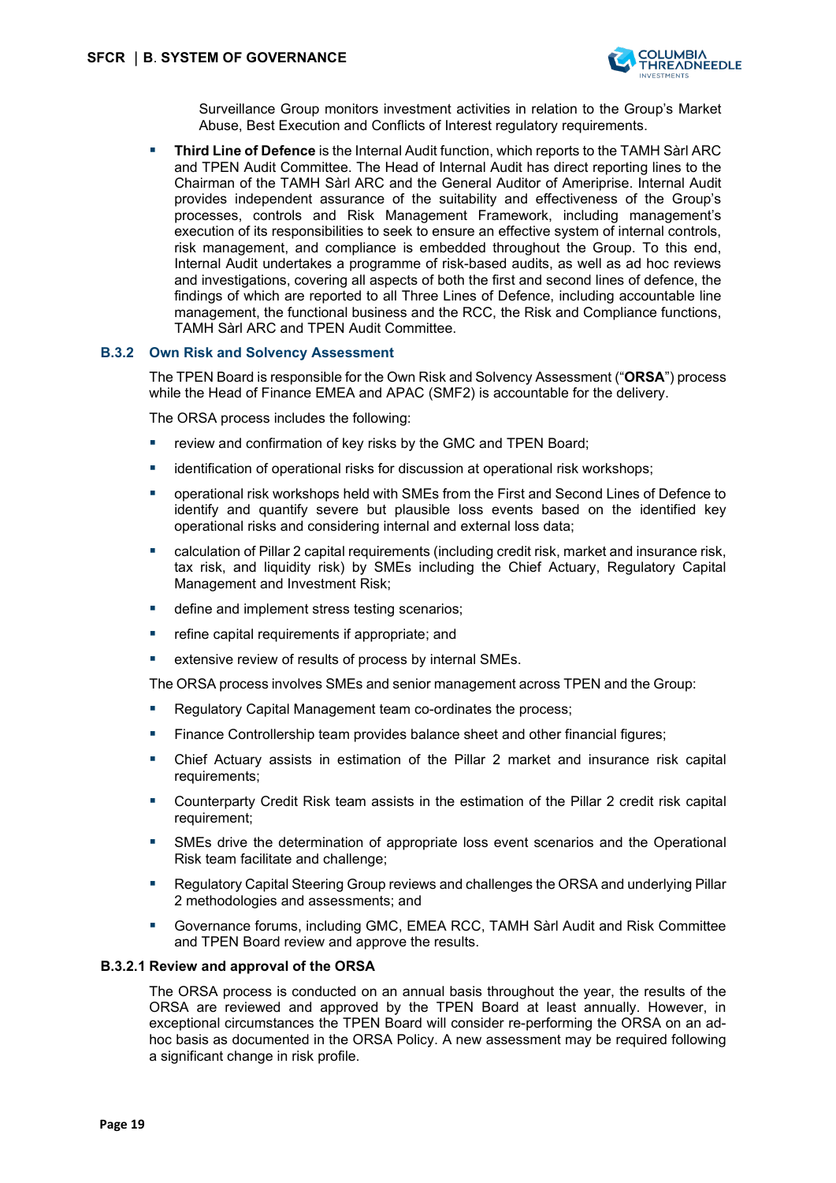Surveillance Group monitors investment activities in relation to the Group's Market Abuse, Best Execution and Conflicts of Interest regulatory requirements.

- **Third Line of Defence** is the Internal Audit function, which reports to the TAMH Sàrl ARC and TPEN Audit Committee. The Head of Internal Audit has direct reporting lines to the Chairman of the TAMH Sàrl ARC and the General Auditor of Ameriprise. Internal Audit provides independent assurance of the suitability and effectiveness of the Group's processes, controls and Risk Management Framework, including management's execution of its responsibilities to seek to ensure an effective system of internal controls, risk management, and compliance is embedded throughout the Group. To this end, Internal Audit undertakes a programme of risk-based audits, as well as ad hoc reviews and investigations, covering all aspects of both the first and second lines of defence, the findings of which are reported to all Three Lines of Defence, including accountable line management, the functional business and the RCC, the Risk and Compliance functions, TAMH Sàrl ARC and TPEN Audit Committee.

### B.3.2 Own Risk and Solvency Assessment

The TPEN Board is responsible for the Own Risk and Solvency Assessment ("**ORSA**") process while the Head of Finance EMEA and APAC (SMF2) is accountable for the delivery.

The ORSA process includes the following:

- review and confirmation of key risks by the GMC and TPEN Board;
- identification of operational risks for discussion at operational risk workshops;
- operational risk workshops held with SMEs from the First and Second Lines of Defence to identify and quantify severe but plausible loss events based on the identified key operational risks and considering internal and external loss data;
- calculation of Pillar 2 capital requirements (including credit risk, market and insurance risk, tax risk, and liquidity risk) by SMEs including the Chief Actuary, Regulatory Capital Management and Investment Risk;
- define and implement stress testing scenarios;
- refine capital requirements if appropriate; and
- extensive review of results of process by internal SMEs.

The ORSA process involves SMEs and senior management across TPEN and the Group:

- Regulatory Capital Management team co-ordinates the process;
- Finance Controllership team provides balance sheet and other financial figures;
- Chief Actuary assists in estimation of the Pillar 2 market and insurance risk capital requirements;
- Counterparty Credit Risk team assists in the estimation of the Pillar 2 credit risk capital requirement;
- SMEs drive the determination of appropriate loss event scenarios and the Operational Risk team facilitate and challenge;
- Regulatory Capital Steering Group reviews and challenges the ORSA and underlying Pillar 2 methodologies and assessments; and
- Governance forums, including GMC, EMEA RCC, TAMH Sàrl Audit and Risk Committee and TPEN Board review and approve the results.

#### B.3.2.1 Review and approval of the ORSA

The ORSA process is conducted on an annual basis throughout the year, the results of the ORSA are reviewed and approved by the TPEN Board at least annually. However, in exceptional circumstances the TPEN Board will consider re-performing the ORSA on an ad-hoc basis as documented in the ORSA Policy. A new assessment may be required following a significant change in risk profile.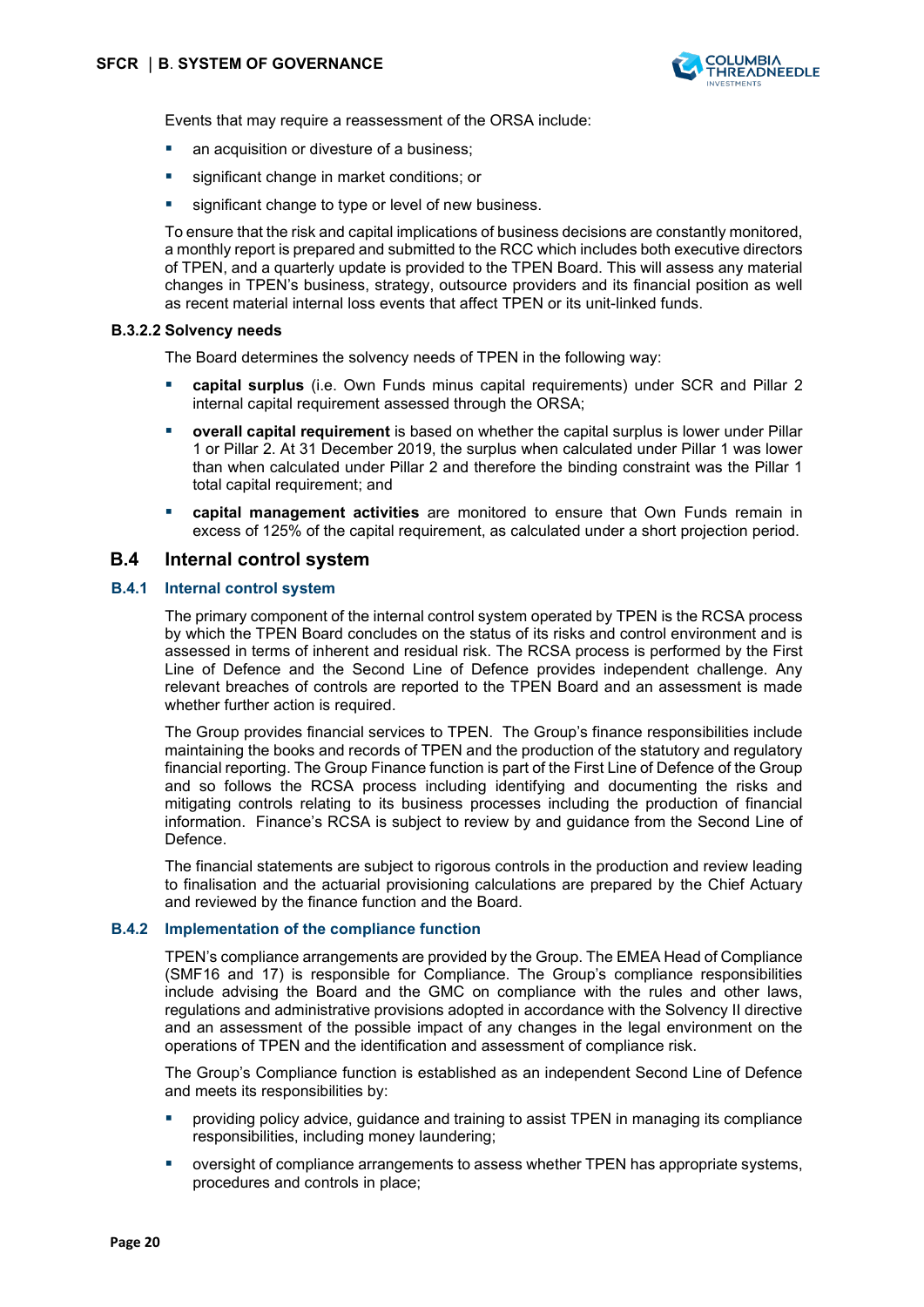Events that may require a reassessment of the ORSA include:

- an acquisition or divesture of a business;
- significant change in market conditions; or
- significant change to type or level of new business.

To ensure that the risk and capital implications of business decisions are constantly monitored, a monthly report is prepared and submitted to the RCC which includes both executive directors of TPEN, and a quarterly update is provided to the TPEN Board. This will assess any material changes in TPEN's business, strategy, outsource providers and its financial position as well as recent material internal loss events that affect TPEN or its unit-linked funds.

#### B.3.2.2 Solvency needs

The Board determines the solvency needs of TPEN in the following way:

- **capital surplus** (i.e. Own Funds minus capital requirements) under SCR and Pillar 2 internal capital requirement assessed through the ORSA;
- **overall capital requirement** is based on whether the capital surplus is lower under Pillar 1 or Pillar 2. At 31 December 2019, the surplus when calculated under Pillar 1 was lower than when calculated under Pillar 2 and therefore the binding constraint was the Pillar 1 total capital requirement; and
- **capital management activities** are monitored to ensure that Own Funds remain in excess of 125% of the capital requirement, as calculated under a short projection period.

## B.4 Internal control system

### B.4.1 Internal control system

The primary component of the internal control system operated by TPEN is the RCSA process by which the TPEN Board concludes on the status of its risks and control environment and is assessed in terms of inherent and residual risk. The RCSA process is performed by the First Line of Defence and the Second Line of Defence provides independent challenge. Any relevant breaches of controls are reported to the TPEN Board and an assessment is made whether further action is required.

The Group provides financial services to TPEN. The Group's finance responsibilities include maintaining the books and records of TPEN and the production of the statutory and regulatory financial reporting. The Group Finance function is part of the First Line of Defence of the Group and so follows the RCSA process including identifying and documenting the risks and mitigating controls relating to its business processes including the production of financial information. Finance's RCSA is subject to review by and guidance from the Second Line of Defence.

The financial statements are subject to rigorous controls in the production and review leading to finalisation and the actuarial provisioning calculations are prepared by the Chief Actuary and reviewed by the finance function and the Board.

### B.4.2 Implementation of the compliance function

TPEN's compliance arrangements are provided by the Group. The EMEA Head of Compliance (SMF16 and 17) is responsible for Compliance. The Group's compliance responsibilities include advising the Board and the GMC on compliance with the rules and other laws, regulations and administrative provisions adopted in accordance with the Solvency II directive and an assessment of the possible impact of any changes in the legal environment on the operations of TPEN and the identification and assessment of compliance risk.

The Group's Compliance function is established as an independent Second Line of Defence and meets its responsibilities by:

- providing policy advice, guidance and training to assist TPEN in managing its compliance responsibilities, including money laundering;
- oversight of compliance arrangements to assess whether TPEN has appropriate systems, procedures and controls in place;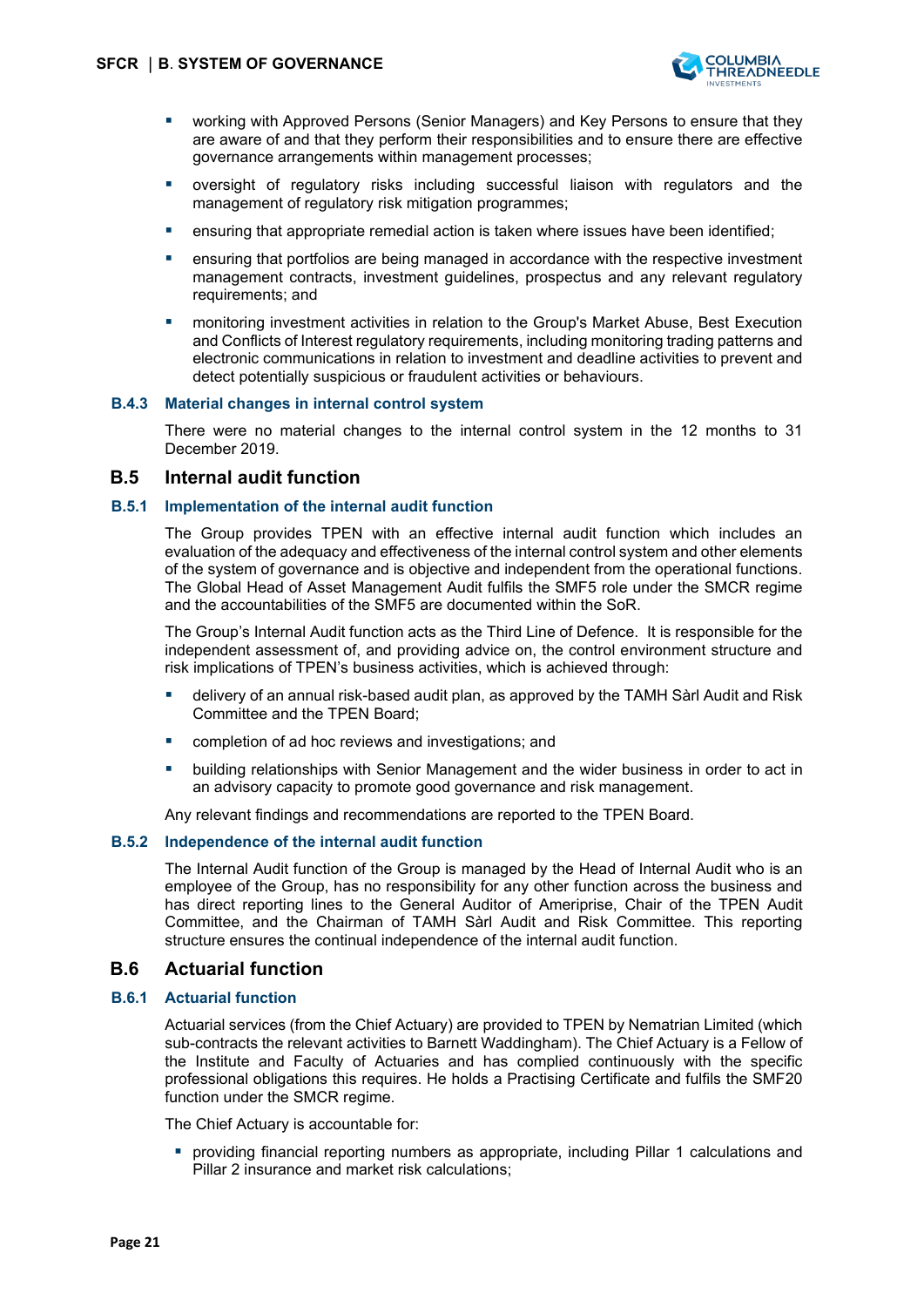- working with Approved Persons (Senior Managers) and Key Persons to ensure that they are aware of and that they perform their responsibilities and to ensure there are effective governance arrangements within management processes;
- oversight of regulatory risks including successful liaison with regulators and the management of regulatory risk mitigation programmes;
- ensuring that appropriate remedial action is taken where issues have been identified;
- ensuring that portfolios are being managed in accordance with the respective investment management contracts, investment guidelines, prospectus and any relevant regulatory requirements; and
- monitoring investment activities in relation to the Group's Market Abuse, Best Execution and Conflicts of Interest regulatory requirements, including monitoring trading patterns and electronic communications in relation to investment and deadline activities to prevent and detect potentially suspicious or fraudulent activities or behaviours.

### B.4.3 Material changes in internal control system

There were no material changes to the internal control system in the 12 months to 31 December 2019.

## B.5 Internal audit function

### B.5.1 Implementation of the internal audit function

The Group provides TPEN with an effective internal audit function which includes an evaluation of the adequacy and effectiveness of the internal control system and other elements of the system of governance and is objective and independent from the operational functions. The Global Head of Asset Management Audit fulfils the SMF5 role under the SMCR regime and the accountabilities of the SMF5 are documented within the SoR.

The Group's Internal Audit function acts as the Third Line of Defence. It is responsible for the independent assessment of, and providing advice on, the control environment structure and risk implications of TPEN's business activities, which is achieved through:

- delivery of an annual risk-based audit plan, as approved by the TAMH Sàrl Audit and Risk Committee and the TPEN Board;
- completion of ad hoc reviews and investigations; and
- building relationships with Senior Management and the wider business in order to act in an advisory capacity to promote good governance and risk management.

Any relevant findings and recommendations are reported to the TPEN Board.

### B.5.2 Independence of the internal audit function

The Internal Audit function of the Group is managed by the Head of Internal Audit who is an employee of the Group, has no responsibility for any other function across the business and has direct reporting lines to the General Auditor of Ameriprise, Chair of the TPEN Audit Committee, and the Chairman of TAMH Sàrl Audit and Risk Committee. This reporting structure ensures the continual independence of the internal audit function.

## B.6 Actuarial function

### B.6.1 Actuarial function

Actuarial services (from the Chief Actuary) are provided to TPEN by Nematrian Limited (which sub-contracts the relevant activities to Barnett Waddingham). The Chief Actuary is a Fellow of the Institute and Faculty of Actuaries and has complied continuously with the specific professional obligations this requires. He holds a Practising Certificate and fulfils the SMF20 function under the SMCR regime.

The Chief Actuary is accountable for:

- providing financial reporting numbers as appropriate, including Pillar 1 calculations and Pillar 2 insurance and market risk calculations;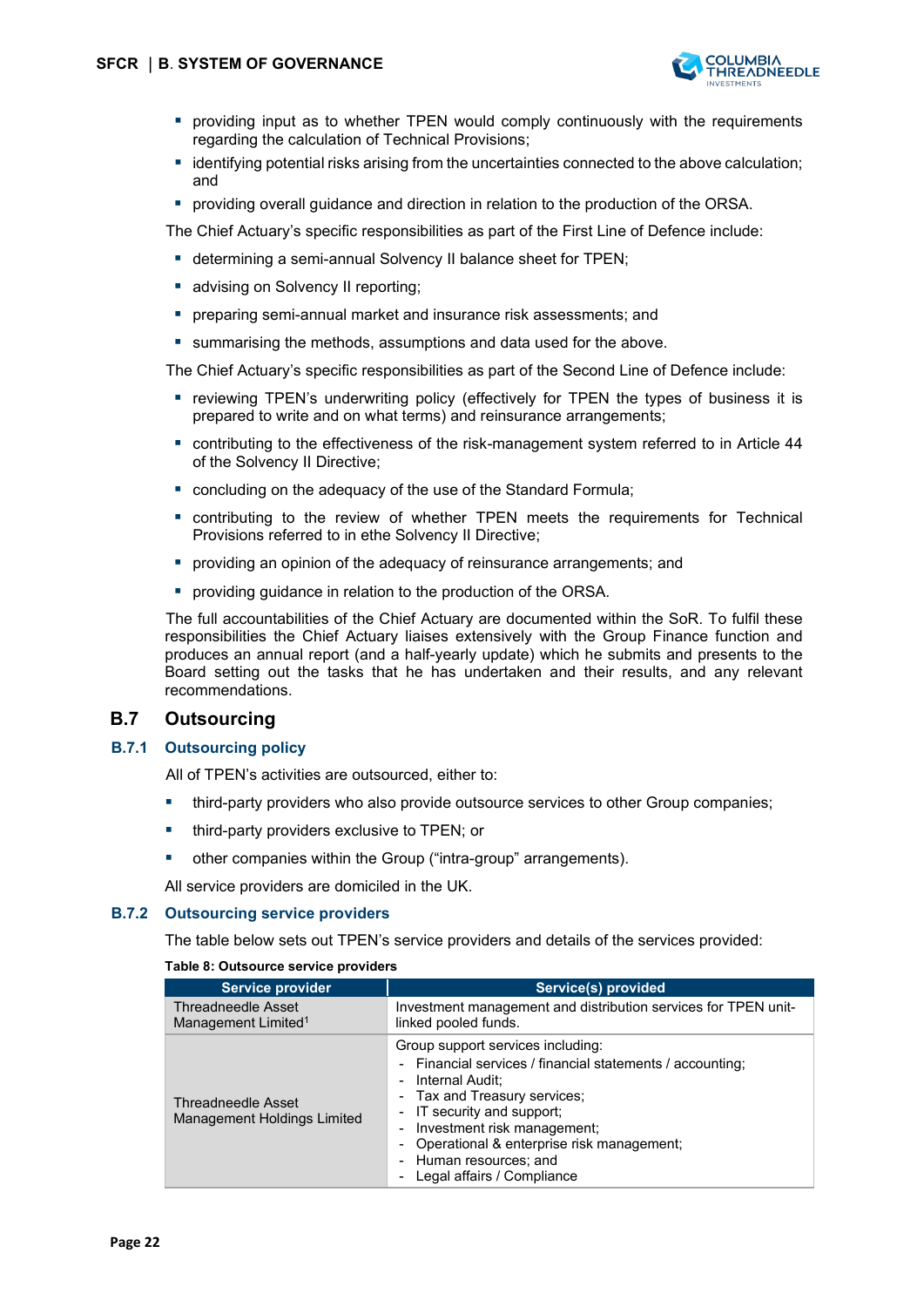- providing input as to whether TPEN would comply continuously with the requirements regarding the calculation of Technical Provisions;
- identifying potential risks arising from the uncertainties connected to the above calculation; and
- providing overall guidance and direction in relation to the production of the ORSA.

The Chief Actuary's specific responsibilities as part of the First Line of Defence include:

- determining a semi-annual Solvency II balance sheet for TPEN;
- advising on Solvency II reporting;
- preparing semi-annual market and insurance risk assessments; and
- summarising the methods, assumptions and data used for the above.

The Chief Actuary's specific responsibilities as part of the Second Line of Defence include:

- reviewing TPEN's underwriting policy (effectively for TPEN the types of business it is prepared to write and on what terms) and reinsurance arrangements;
- contributing to the effectiveness of the risk-management system referred to in Article 44 of the Solvency II Directive;
- concluding on the adequacy of the use of the Standard Formula;
- contributing to the review of whether TPEN meets the requirements for Technical Provisions referred to in ethe Solvency II Directive;
- providing an opinion of the adequacy of reinsurance arrangements; and
- providing guidance in relation to the production of the ORSA.

The full accountabilities of the Chief Actuary are documented within the SoR. To fulfil these responsibilities the Chief Actuary liaises extensively with the Group Finance function and produces an annual report (and a half-yearly update) which he submits and presents to the Board setting out the tasks that he has undertaken and their results, and any relevant recommendations.

## B.7 Outsourcing

### B.7.1 Outsourcing policy

All of TPEN's activities are outsourced, either to:

- third-party providers who also provide outsource services to other Group companies;
- third-party providers exclusive to TPEN; or
- other companies within the Group ("intra-group" arrangements).

All service providers are domiciled in the UK.

### B.7.2 Outsourcing service providers

The table below sets out TPEN's service providers and details of the services provided:

**Table 8: Outsource service providers**

| Service provider | Service(s) provided |
|---|---|
| Threadneedle Asset Management Limited[1] | Investment management and distribution services for TPEN unit-linked pooled funds. |
| Threadneedle Asset Management Holdings Limited | Group support services including:<br>- Financial services / financial statements / accounting;<br>- Internal Audit;<br>- Tax and Treasury services;<br>- IT security and support;<br>- Investment risk management;<br>- Operational & enterprise risk management;<br>- Human resources; and<br>- Legal affairs / Compliance |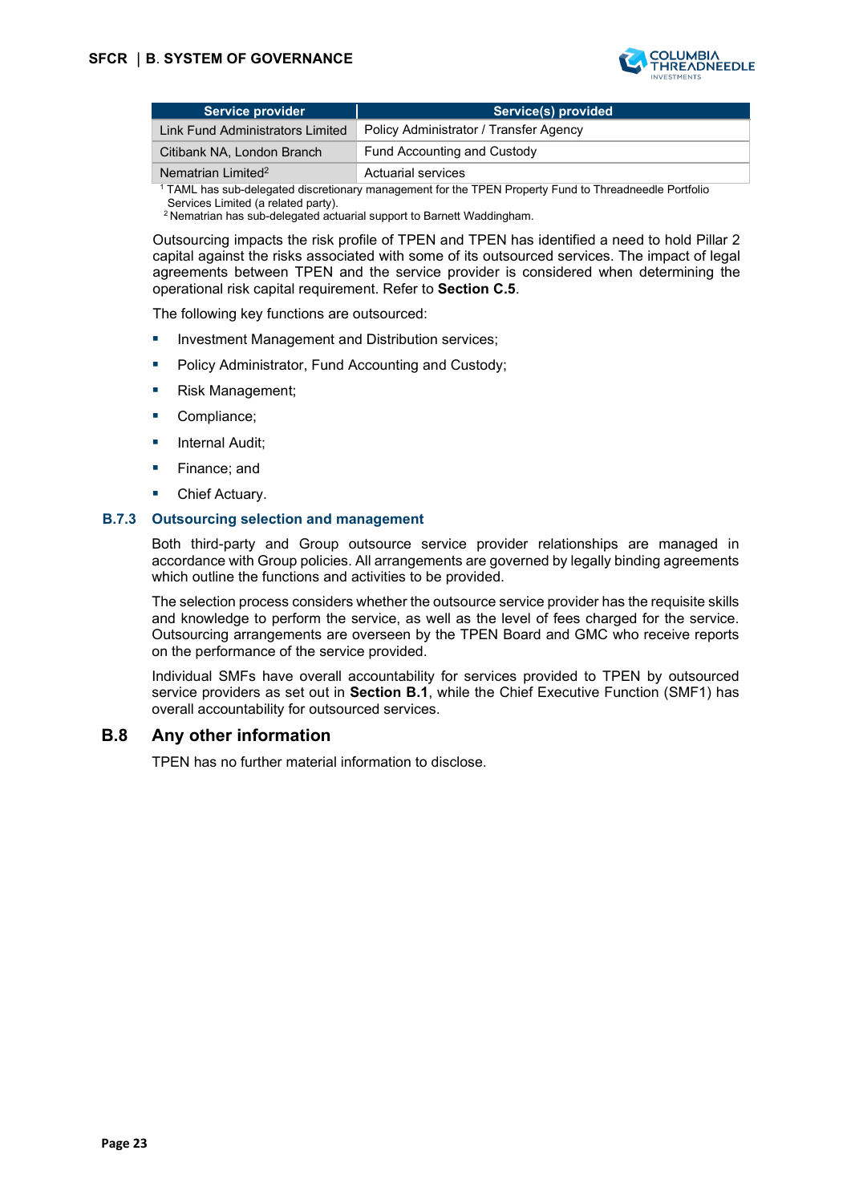| Service provider | Service(s) provided |
| --- | --- |
| Link Fund Administrators Limited | Policy Administrator / Transfer Agency |
| Citibank NA, London Branch | Fund Accounting and Custody |
| Nematrian Limited[2] | Actuarial services |

[1] TAML has sub-delegated discretionary management for the TPEN Property Fund to Threadneedle Portfolio Services Limited (a related party).
[2] Nematrian has sub-delegated actuarial support to Barnett Waddingham.

Outsourcing impacts the risk profile of TPEN and TPEN has identified a need to hold Pillar 2 capital against the risks associated with some of its outsourced services. The impact of legal agreements between TPEN and the service provider is considered when determining the operational risk capital requirement. Refer to **Section C.5**.

The following key functions are outsourced:

- Investment Management and Distribution services;
- Policy Administrator, Fund Accounting and Custody;
- Risk Management;
- Compliance;
- Internal Audit;
- Finance; and
- Chief Actuary.

### B.7.3 Outsourcing selection and management

Both third-party and Group outsource service provider relationships are managed in accordance with Group policies. All arrangements are governed by legally binding agreements which outline the functions and activities to be provided.

The selection process considers whether the outsource service provider has the requisite skills and knowledge to perform the service, as well as the level of fees charged for the service. Outsourcing arrangements are overseen by the TPEN Board and GMC who receive reports on the performance of the service provided.

Individual SMFs have overall accountability for services provided to TPEN by outsourced service providers as set out in **Section B.1**, while the Chief Executive Function (SMF1) has overall accountability for outsourced services.

## B.8 Any other information

TPEN has no further material information to disclose.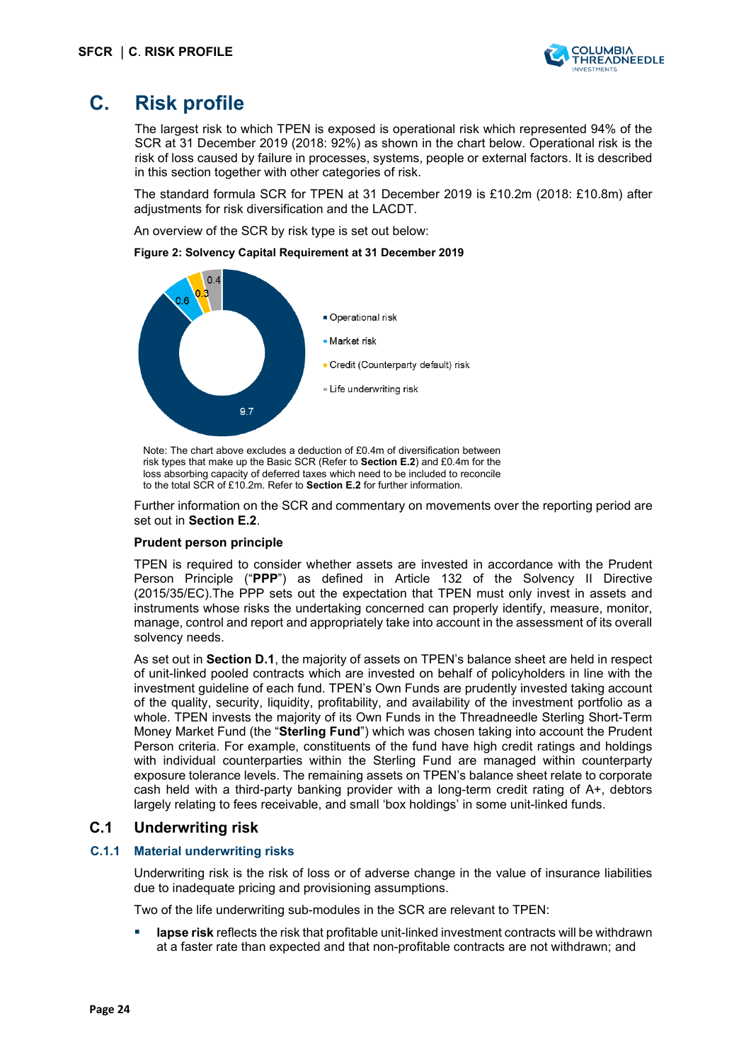# C. Risk profile

The largest risk to which TPEN is exposed is operational risk which represented 94% of the SCR at 31 December 2019 (2018: 92%) as shown in the chart below. Operational risk is the risk of loss caused by failure in processes, systems, people or external factors. It is described in this section together with other categories of risk.

The standard formula SCR for TPEN at 31 December 2019 is £10.2m (2018: £10.8m) after adjustments for risk diversification and the LACDT.

An overview of the SCR by risk type is set out below:

**Figure 2: Solvency Capital Requirement at 31 December 2019**

| Risk type | £m |
|---|---|
| Operational risk | 9.7 |
| Market risk | 0.6 |
| Credit (Counterparty default) risk | 0.3 |
| Life underwriting risk | 0.4 |

Note: The chart above excludes a deduction of £0.4m of diversification between risk types that make up the Basic SCR (Refer to **Section E.2**) and £0.4m for the loss absorbing capacity of deferred taxes which need to be included to reconcile to the total SCR of £10.2m. Refer to **Section E.2** for further information.

Further information on the SCR and commentary on movements over the reporting period are set out in **Section E.2**.

**Prudent person principle**

TPEN is required to consider whether assets are invested in accordance with the Prudent Person Principle ("**PPP**") as defined in Article 132 of the Solvency II Directive (2015/35/EC).The PPP sets out the expectation that TPEN must only invest in assets and instruments whose risks the undertaking concerned can properly identify, measure, monitor, manage, control and report and appropriately take into account in the assessment of its overall solvency needs.

As set out in **Section D.1**, the majority of assets on TPEN's balance sheet are held in respect of unit-linked pooled contracts which are invested on behalf of policyholders in line with the investment guideline of each fund. TPEN's Own Funds are prudently invested taking account of the quality, security, liquidity, profitability, and availability of the investment portfolio as a whole. TPEN invests the majority of its Own Funds in the Threadneedle Sterling Short-Term Money Market Fund (the "**Sterling Fund**") which was chosen taking into account the Prudent Person criteria. For example, constituents of the fund have high credit ratings and holdings with individual counterparties within the Sterling Fund are managed within counterparty exposure tolerance levels. The remaining assets on TPEN's balance sheet relate to corporate cash held with a third-party banking provider with a long-term credit rating of A+, debtors largely relating to fees receivable, and small 'box holdings' in some unit-linked funds.

## C.1 Underwriting risk

### C.1.1 Material underwriting risks

Underwriting risk is the risk of loss or of adverse change in the value of insurance liabilities due to inadequate pricing and provisioning assumptions.

Two of the life underwriting sub-modules in the SCR are relevant to TPEN:

- **lapse risk** reflects the risk that profitable unit-linked investment contracts will be withdrawn at a faster rate than expected and that non-profitable contracts are not withdrawn; and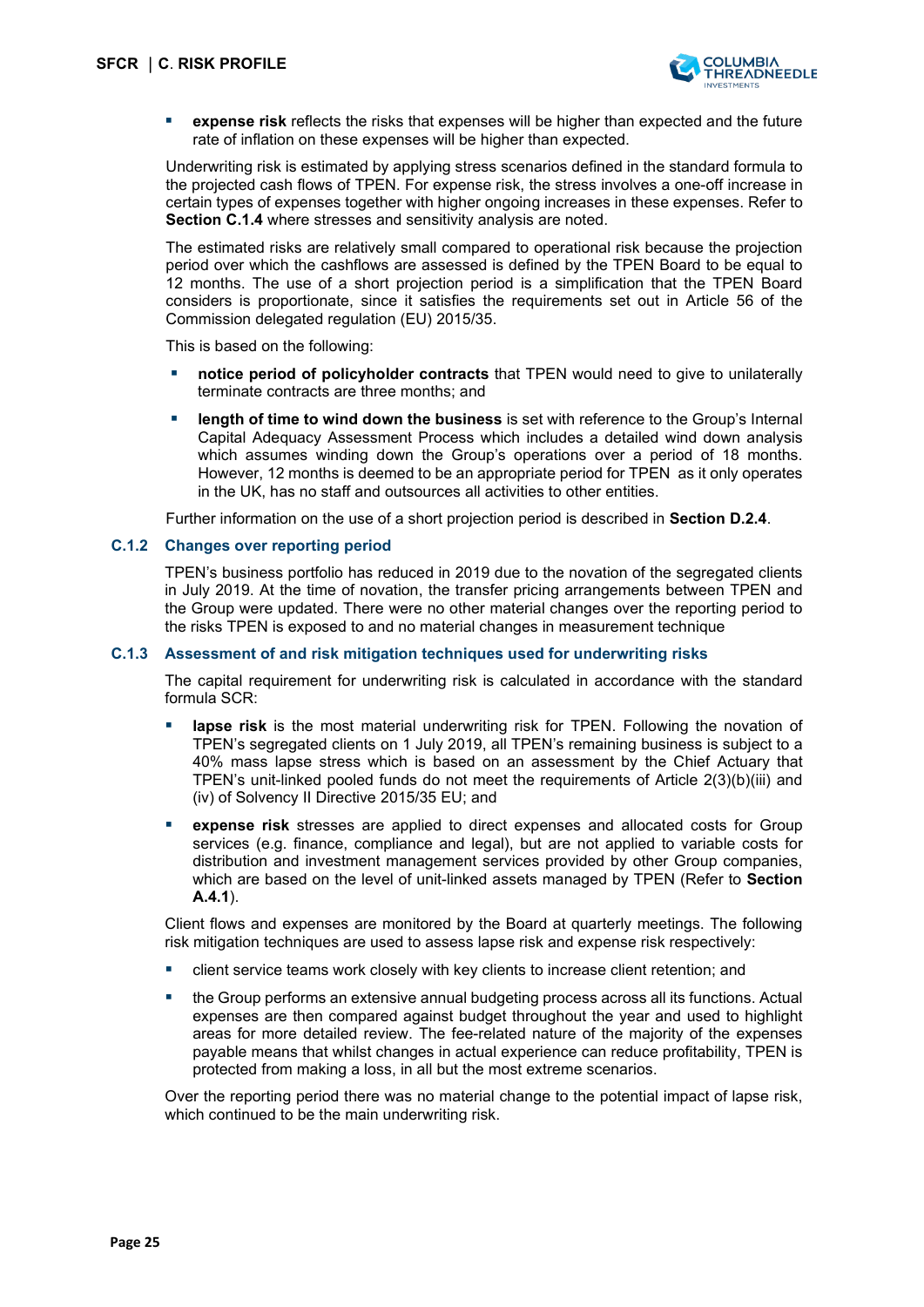- **expense risk** reflects the risks that expenses will be higher than expected and the future rate of inflation on these expenses will be higher than expected.

Underwriting risk is estimated by applying stress scenarios defined in the standard formula to the projected cash flows of TPEN. For expense risk, the stress involves a one-off increase in certain types of expenses together with higher ongoing increases in these expenses. Refer to **Section C.1.4** where stresses and sensitivity analysis are noted.

The estimated risks are relatively small compared to operational risk because the projection period over which the cashflows are assessed is defined by the TPEN Board to be equal to 12 months. The use of a short projection period is a simplification that the TPEN Board considers is proportionate, since it satisfies the requirements set out in Article 56 of the Commission delegated regulation (EU) 2015/35.

This is based on the following:

- **notice period of policyholder contracts** that TPEN would need to give to unilaterally terminate contracts are three months; and
- **length of time to wind down the business** is set with reference to the Group's Internal Capital Adequacy Assessment Process which includes a detailed wind down analysis which assumes winding down the Group's operations over a period of 18 months. However, 12 months is deemed to be an appropriate period for TPEN as it only operates in the UK, has no staff and outsources all activities to other entities.

Further information on the use of a short projection period is described in **Section D.2.4**.

### C.1.2 Changes over reporting period

TPEN's business portfolio has reduced in 2019 due to the novation of the segregated clients in July 2019. At the time of novation, the transfer pricing arrangements between TPEN and the Group were updated. There were no other material changes over the reporting period to the risks TPEN is exposed to and no material changes in measurement technique

### C.1.3 Assessment of and risk mitigation techniques used for underwriting risks

The capital requirement for underwriting risk is calculated in accordance with the standard formula SCR:

- **lapse risk** is the most material underwriting risk for TPEN. Following the novation of TPEN's segregated clients on 1 July 2019, all TPEN's remaining business is subject to a 40% mass lapse stress which is based on an assessment by the Chief Actuary that TPEN's unit-linked pooled funds do not meet the requirements of Article 2(3)(b)(iii) and (iv) of Solvency II Directive 2015/35 EU; and
- **expense risk** stresses are applied to direct expenses and allocated costs for Group services (e.g. finance, compliance and legal), but are not applied to variable costs for distribution and investment management services provided by other Group companies, which are based on the level of unit-linked assets managed by TPEN (Refer to **Section A.4.1**).

Client flows and expenses are monitored by the Board at quarterly meetings. The following risk mitigation techniques are used to assess lapse risk and expense risk respectively:

- client service teams work closely with key clients to increase client retention; and
- the Group performs an extensive annual budgeting process across all its functions. Actual expenses are then compared against budget throughout the year and used to highlight areas for more detailed review. The fee-related nature of the majority of the expenses payable means that whilst changes in actual experience can reduce profitability, TPEN is protected from making a loss, in all but the most extreme scenarios.

Over the reporting period there was no material change to the potential impact of lapse risk, which continued to be the main underwriting risk.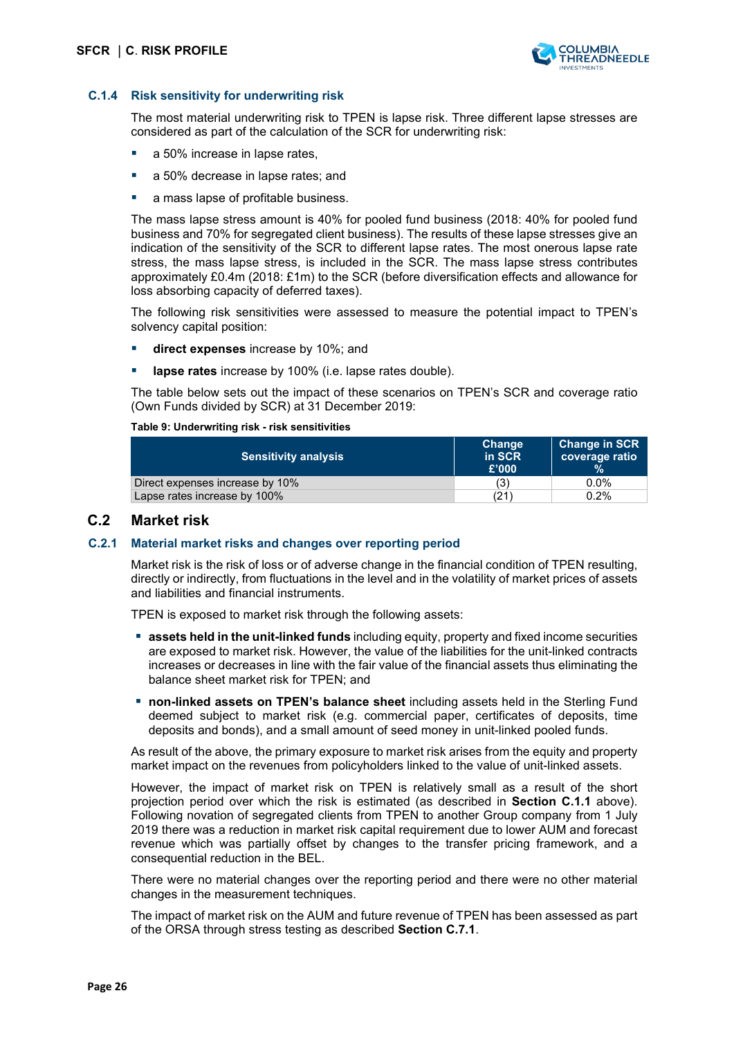### C.1.4 Risk sensitivity for underwriting risk

The most material underwriting risk to TPEN is lapse risk. Three different lapse stresses are considered as part of the calculation of the SCR for underwriting risk:

- a 50% increase in lapse rates,
- a 50% decrease in lapse rates; and
- a mass lapse of profitable business.

The mass lapse stress amount is 40% for pooled fund business (2018: 40% for pooled fund business and 70% for segregated client business). The results of these lapse stresses give an indication of the sensitivity of the SCR to different lapse rates. The most onerous lapse rate stress, the mass lapse stress, is included in the SCR. The mass lapse stress contributes approximately £0.4m (2018: £1m) to the SCR (before diversification effects and allowance for loss absorbing capacity of deferred taxes).

The following risk sensitivities were assessed to measure the potential impact to TPEN's solvency capital position:

- **direct expenses** increase by 10%; and
- **lapse rates** increase by 100% (i.e. lapse rates double).

The table below sets out the impact of these scenarios on TPEN's SCR and coverage ratio (Own Funds divided by SCR) at 31 December 2019:

**Table 9: Underwriting risk - risk sensitivities**

| Sensitivity analysis | Change in SCR £'000 | Change in SCR coverage ratio % |
|---|---|---|
| Direct expenses increase by 10% | (3) | 0.0% |
| Lapse rates increase by 100% | (21) | 0.2% |

## C.2 Market risk

### C.2.1 Material market risks and changes over reporting period

Market risk is the risk of loss or of adverse change in the financial condition of TPEN resulting, directly or indirectly, from fluctuations in the level and in the volatility of market prices of assets and liabilities and financial instruments.

TPEN is exposed to market risk through the following assets:

- **assets held in the unit-linked funds** including equity, property and fixed income securities are exposed to market risk. However, the value of the liabilities for the unit-linked contracts increases or decreases in line with the fair value of the financial assets thus eliminating the balance sheet market risk for TPEN; and
- **non-linked assets on TPEN's balance sheet** including assets held in the Sterling Fund deemed subject to market risk (e.g. commercial paper, certificates of deposits, time deposits and bonds), and a small amount of seed money in unit-linked pooled funds.

As result of the above, the primary exposure to market risk arises from the equity and property market impact on the revenues from policyholders linked to the value of unit-linked assets.

However, the impact of market risk on TPEN is relatively small as a result of the short projection period over which the risk is estimated (as described in **Section C.1.1** above). Following novation of segregated clients from TPEN to another Group company from 1 July 2019 there was a reduction in market risk capital requirement due to lower AUM and forecast revenue which was partially offset by changes to the transfer pricing framework, and a consequential reduction in the BEL.

There were no material changes over the reporting period and there were no other material changes in the measurement techniques.

The impact of market risk on the AUM and future revenue of TPEN has been assessed as part of the ORSA through stress testing as described **Section C.7.1**.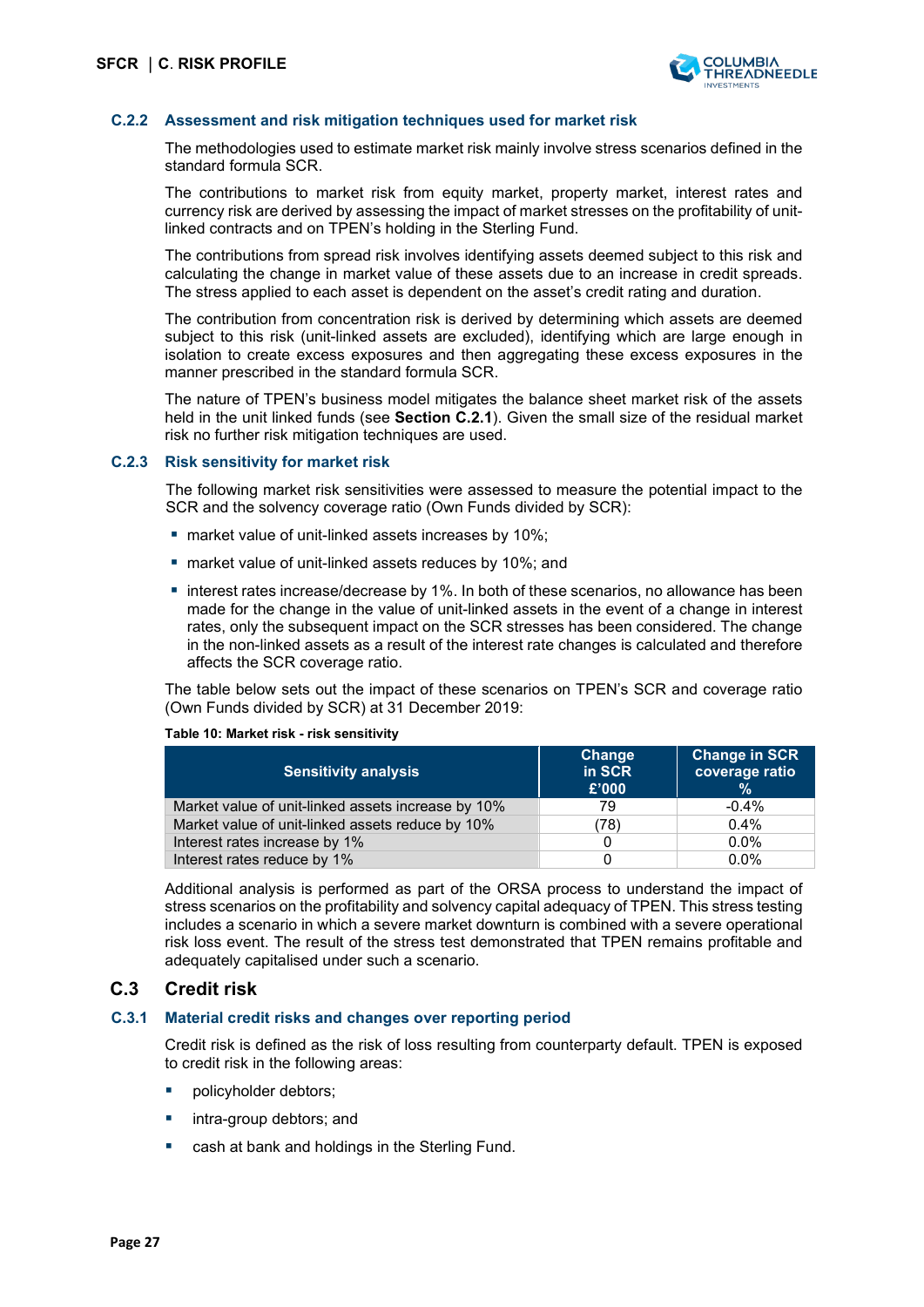### C.2.2 Assessment and risk mitigation techniques used for market risk

The methodologies used to estimate market risk mainly involve stress scenarios defined in the standard formula SCR.

The contributions to market risk from equity market, property market, interest rates and currency risk are derived by assessing the impact of market stresses on the profitability of unit-linked contracts and on TPEN's holding in the Sterling Fund.

The contributions from spread risk involves identifying assets deemed subject to this risk and calculating the change in market value of these assets due to an increase in credit spreads. The stress applied to each asset is dependent on the asset's credit rating and duration.

The contribution from concentration risk is derived by determining which assets are deemed subject to this risk (unit-linked assets are excluded), identifying which are large enough in isolation to create excess exposures and then aggregating these excess exposures in the manner prescribed in the standard formula SCR.

The nature of TPEN's business model mitigates the balance sheet market risk of the assets held in the unit linked funds (see **Section C.2.1**). Given the small size of the residual market risk no further risk mitigation techniques are used.

### C.2.3 Risk sensitivity for market risk

The following market risk sensitivities were assessed to measure the potential impact to the SCR and the solvency coverage ratio (Own Funds divided by SCR):

- market value of unit-linked assets increases by 10%;
- market value of unit-linked assets reduces by 10%; and
- interest rates increase/decrease by 1%. In both of these scenarios, no allowance has been made for the change in the value of unit-linked assets in the event of a change in interest rates, only the subsequent impact on the SCR stresses has been considered. The change in the non-linked assets as a result of the interest rate changes is calculated and therefore affects the SCR coverage ratio.

The table below sets out the impact of these scenarios on TPEN's SCR and coverage ratio (Own Funds divided by SCR) at 31 December 2019:

**Table 10: Market risk - risk sensitivity**

| Sensitivity analysis | Change in SCR £'000 | Change in SCR coverage ratio % |
|---|---|---|
| Market value of unit-linked assets increase by 10% | 79 | -0.4% |
| Market value of unit-linked assets reduce by 10% | (78) | 0.4% |
| Interest rates increase by 1% | 0 | 0.0% |
| Interest rates reduce by 1% | 0 | 0.0% |

Additional analysis is performed as part of the ORSA process to understand the impact of stress scenarios on the profitability and solvency capital adequacy of TPEN. This stress testing includes a scenario in which a severe market downturn is combined with a severe operational risk loss event. The result of the stress test demonstrated that TPEN remains profitable and adequately capitalised under such a scenario.

## C.3 Credit risk

### C.3.1 Material credit risks and changes over reporting period

Credit risk is defined as the risk of loss resulting from counterparty default. TPEN is exposed to credit risk in the following areas:

- policyholder debtors;
- intra-group debtors; and
- cash at bank and holdings in the Sterling Fund.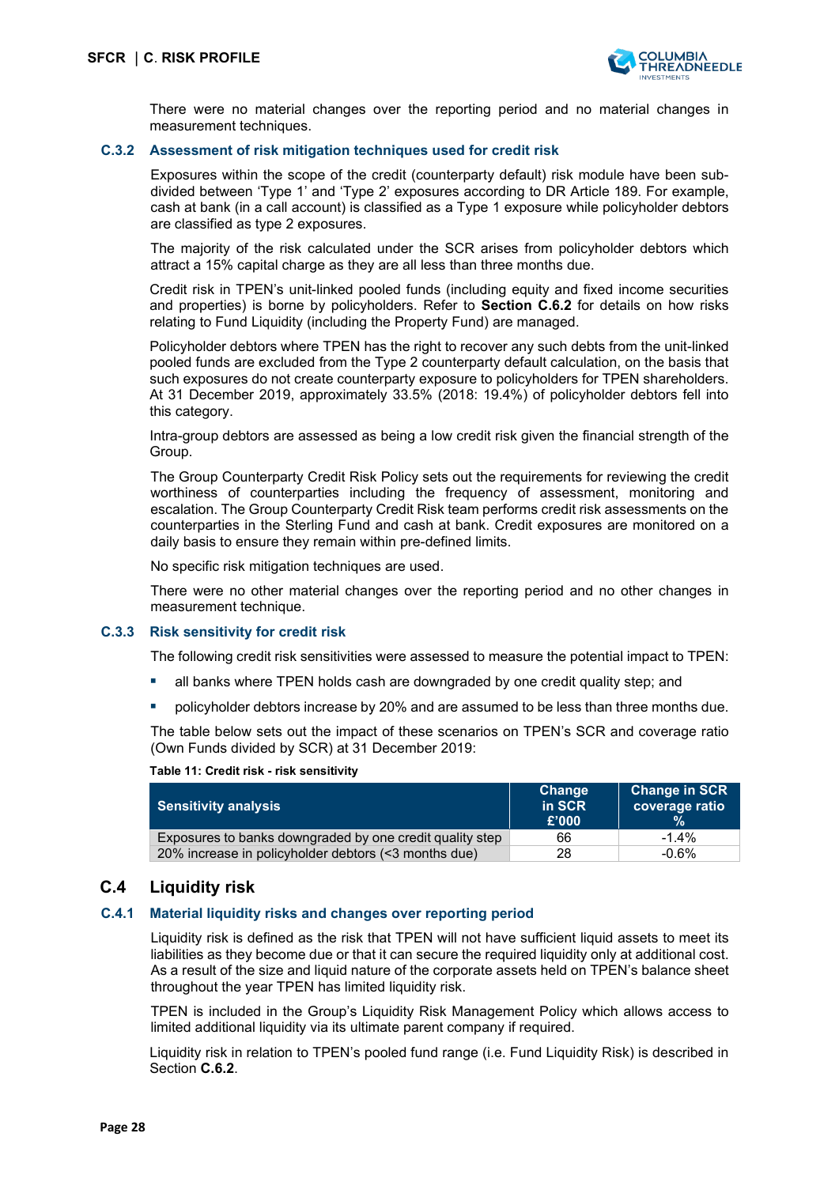There were no material changes over the reporting period and no material changes in measurement techniques.

### C.3.2 Assessment of risk mitigation techniques used for credit risk

Exposures within the scope of the credit (counterparty default) risk module have been sub-divided between 'Type 1' and 'Type 2' exposures according to DR Article 189. For example, cash at bank (in a call account) is classified as a Type 1 exposure while policyholder debtors are classified as type 2 exposures.

The majority of the risk calculated under the SCR arises from policyholder debtors which attract a 15% capital charge as they are all less than three months due.

Credit risk in TPEN's unit-linked pooled funds (including equity and fixed income securities and properties) is borne by policyholders. Refer to **Section C.6.2** for details on how risks relating to Fund Liquidity (including the Property Fund) are managed.

Policyholder debtors where TPEN has the right to recover any such debts from the unit-linked pooled funds are excluded from the Type 2 counterparty default calculation, on the basis that such exposures do not create counterparty exposure to policyholders for TPEN shareholders. At 31 December 2019, approximately 33.5% (2018: 19.4%) of policyholder debtors fell into this category.

Intra-group debtors are assessed as being a low credit risk given the financial strength of the Group.

The Group Counterparty Credit Risk Policy sets out the requirements for reviewing the credit worthiness of counterparties including the frequency of assessment, monitoring and escalation. The Group Counterparty Credit Risk team performs credit risk assessments on the counterparties in the Sterling Fund and cash at bank. Credit exposures are monitored on a daily basis to ensure they remain within pre-defined limits.

No specific risk mitigation techniques are used.

There were no other material changes over the reporting period and no other changes in measurement technique.

### C.3.3 Risk sensitivity for credit risk

The following credit risk sensitivities were assessed to measure the potential impact to TPEN:

- all banks where TPEN holds cash are downgraded by one credit quality step; and
- policyholder debtors increase by 20% and are assumed to be less than three months due.

The table below sets out the impact of these scenarios on TPEN's SCR and coverage ratio (Own Funds divided by SCR) at 31 December 2019:

**Table 11: Credit risk - risk sensitivity**

| Sensitivity analysis | Change in SCR £'000 | Change in SCR coverage ratio % |
|---|---|---|
| Exposures to banks downgraded by one credit quality step | 66 | -1.4% |
| 20% increase in policyholder debtors (<3 months due) | 28 | -0.6% |

## C.4 Liquidity risk

### C.4.1 Material liquidity risks and changes over reporting period

Liquidity risk is defined as the risk that TPEN will not have sufficient liquid assets to meet its liabilities as they become due or that it can secure the required liquidity only at additional cost. As a result of the size and liquid nature of the corporate assets held on TPEN's balance sheet throughout the year TPEN has limited liquidity risk.

TPEN is included in the Group's Liquidity Risk Management Policy which allows access to limited additional liquidity via its ultimate parent company if required.

Liquidity risk in relation to TPEN's pooled fund range (i.e. Fund Liquidity Risk) is described in Section **C.6.2**.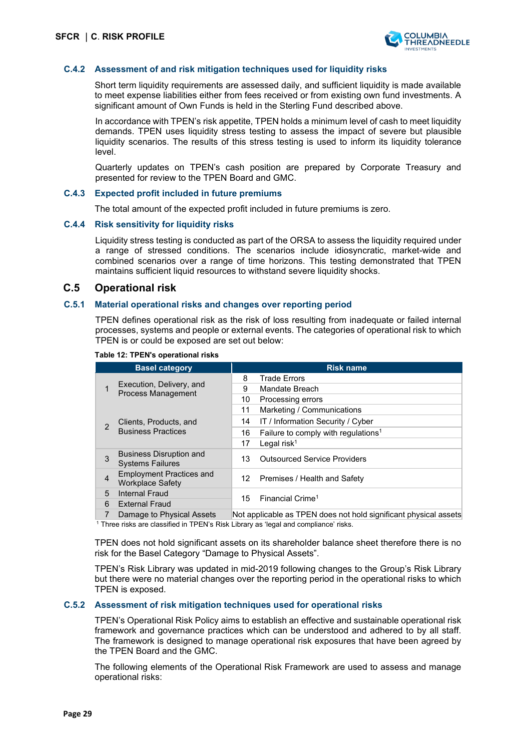### C.4.2 Assessment of and risk mitigation techniques used for liquidity risks

Short term liquidity requirements are assessed daily, and sufficient liquidity is made available to meet expense liabilities either from fees received or from existing own fund investments. A significant amount of Own Funds is held in the Sterling Fund described above.

In accordance with TPEN's risk appetite, TPEN holds a minimum level of cash to meet liquidity demands. TPEN uses liquidity stress testing to assess the impact of severe but plausible liquidity scenarios. The results of this stress testing is used to inform its liquidity tolerance level.

Quarterly updates on TPEN's cash position are prepared by Corporate Treasury and presented for review to the TPEN Board and GMC.

### C.4.3 Expected profit included in future premiums

The total amount of the expected profit included in future premiums is zero.

### C.4.4 Risk sensitivity for liquidity risks

Liquidity stress testing is conducted as part of the ORSA to assess the liquidity required under a range of stressed conditions. The scenarios include idiosyncratic, market-wide and combined scenarios over a range of time horizons. This testing demonstrated that TPEN maintains sufficient liquid resources to withstand severe liquidity shocks.

## C.5 Operational risk

### C.5.1 Material operational risks and changes over reporting period

TPEN defines operational risk as the risk of loss resulting from inadequate or failed internal processes, systems and people or external events. The categories of operational risk to which TPEN is or could be exposed are set out below:

**Table 12: TPEN's operational risks**

| Basel category | | Risk name | |
|---|---|---|---|
| 1 | Execution, Delivery, and Process Management | 8 | Trade Errors |
| | | 9 | Mandate Breach |
| | | 10 | Processing errors |
| 2 | Clients, Products, and Business Practices | 11 | Marketing / Communications |
| | | 14 | IT / Information Security / Cyber |
| | | 16 | Failure to comply with regulations[1] |
| | | 17 | Legal risk[1] |
| 3 | Business Disruption and Systems Failures | 13 | Outsourced Service Providers |
| 4 | Employment Practices and Workplace Safety | 12 | Premises / Health and Safety |
| 5 | Internal Fraud | 15 | Financial Crime[1] |
| 6 | External Fraud | | |
| 7 | Damage to Physical Assets | Not applicable as TPEN does not hold significant physical assets | |

[1] Three risks are classified in TPEN's Risk Library as 'legal and compliance' risks.

TPEN does not hold significant assets on its shareholder balance sheet therefore there is no risk for the Basel Category "Damage to Physical Assets".

TPEN's Risk Library was updated in mid-2019 following changes to the Group's Risk Library but there were no material changes over the reporting period in the operational risks to which TPEN is exposed.

### C.5.2 Assessment of risk mitigation techniques used for operational risks

TPEN's Operational Risk Policy aims to establish an effective and sustainable operational risk framework and governance practices which can be understood and adhered to by all staff. The framework is designed to manage operational risk exposures that have been agreed by the TPEN Board and the GMC.

The following elements of the Operational Risk Framework are used to assess and manage operational risks: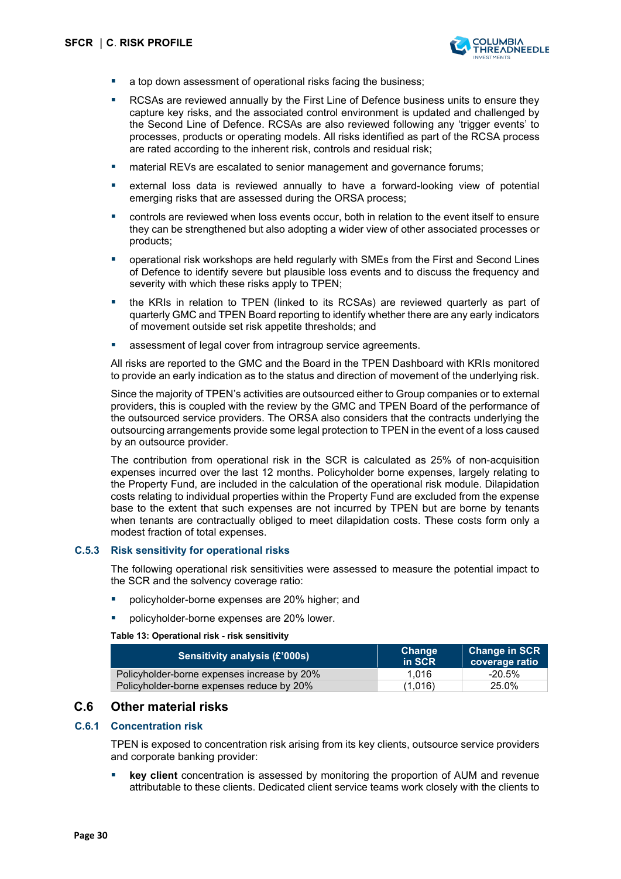- a top down assessment of operational risks facing the business;
- RCSAs are reviewed annually by the First Line of Defence business units to ensure they capture key risks, and the associated control environment is updated and challenged by the Second Line of Defence. RCSAs are also reviewed following any 'trigger events' to processes, products or operating models. All risks identified as part of the RCSA process are rated according to the inherent risk, controls and residual risk;
- material REVs are escalated to senior management and governance forums;
- external loss data is reviewed annually to have a forward-looking view of potential emerging risks that are assessed during the ORSA process;
- controls are reviewed when loss events occur, both in relation to the event itself to ensure they can be strengthened but also adopting a wider view of other associated processes or products;
- operational risk workshops are held regularly with SMEs from the First and Second Lines of Defence to identify severe but plausible loss events and to discuss the frequency and severity with which these risks apply to TPEN;
- the KRIs in relation to TPEN (linked to its RCSAs) are reviewed quarterly as part of quarterly GMC and TPEN Board reporting to identify whether there are any early indicators of movement outside set risk appetite thresholds; and
- assessment of legal cover from intragroup service agreements.

All risks are reported to the GMC and the Board in the TPEN Dashboard with KRIs monitored to provide an early indication as to the status and direction of movement of the underlying risk.

Since the majority of TPEN's activities are outsourced either to Group companies or to external providers, this is coupled with the review by the GMC and TPEN Board of the performance of the outsourced service providers. The ORSA also considers that the contracts underlying the outsourcing arrangements provide some legal protection to TPEN in the event of a loss caused by an outsource provider.

The contribution from operational risk in the SCR is calculated as 25% of non-acquisition expenses incurred over the last 12 months. Policyholder borne expenses, largely relating to the Property Fund, are included in the calculation of the operational risk module. Dilapidation costs relating to individual properties within the Property Fund are excluded from the expense base to the extent that such expenses are not incurred by TPEN but are borne by tenants when tenants are contractually obliged to meet dilapidation costs. These costs form only a modest fraction of total expenses.

### C.5.3 Risk sensitivity for operational risks

The following operational risk sensitivities were assessed to measure the potential impact to the SCR and the solvency coverage ratio:

- policyholder-borne expenses are 20% higher; and
- policyholder-borne expenses are 20% lower.

**Table 13: Operational risk - risk sensitivity**

| Sensitivity analysis (£'000s) | Change in SCR | Change in SCR coverage ratio |
|---|---|---|
| Policyholder-borne expenses increase by 20% | 1,016 | -20.5% |
| Policyholder-borne expenses reduce by 20% | (1,016) | 25.0% |

## C.6 Other material risks

### C.6.1 Concentration risk

TPEN is exposed to concentration risk arising from its key clients, outsource service providers and corporate banking provider:

- **key client** concentration is assessed by monitoring the proportion of AUM and revenue attributable to these clients. Dedicated client service teams work closely with the clients to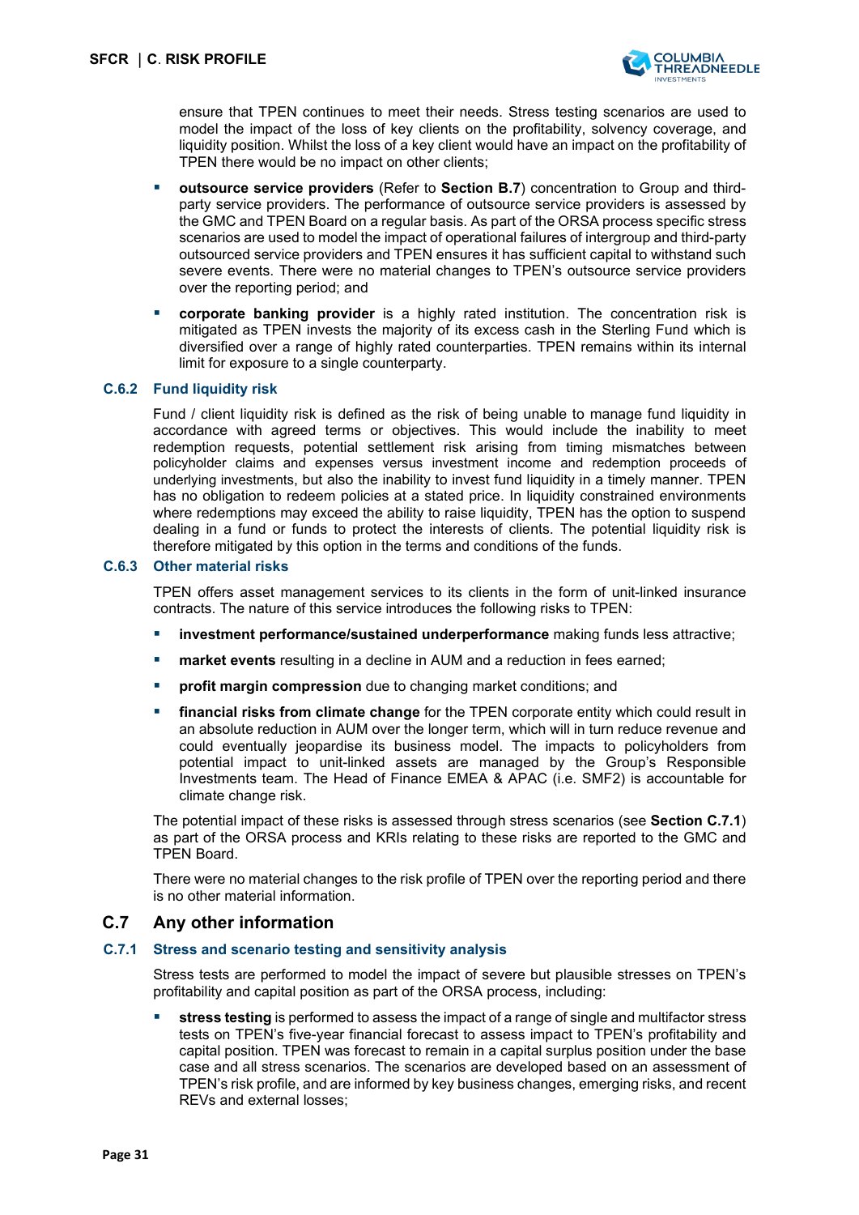ensure that TPEN continues to meet their needs. Stress testing scenarios are used to model the impact of the loss of key clients on the profitability, solvency coverage, and liquidity position. Whilst the loss of a key client would have an impact on the profitability of TPEN there would be no impact on other clients;

- **outsource service providers** (Refer to **Section B.7**) concentration to Group and third-party service providers. The performance of outsource service providers is assessed by the GMC and TPEN Board on a regular basis. As part of the ORSA process specific stress scenarios are used to model the impact of operational failures of intergroup and third-party outsourced service providers and TPEN ensures it has sufficient capital to withstand such severe events. There were no material changes to TPEN's outsource service providers over the reporting period; and
- **corporate banking provider** is a highly rated institution. The concentration risk is mitigated as TPEN invests the majority of its excess cash in the Sterling Fund which is diversified over a range of highly rated counterparties. TPEN remains within its internal limit for exposure to a single counterparty.

### C.6.2 Fund liquidity risk

Fund / client liquidity risk is defined as the risk of being unable to manage fund liquidity in accordance with agreed terms or objectives. This would include the inability to meet redemption requests, potential settlement risk arising from timing mismatches between policyholder claims and expenses versus investment income and redemption proceeds of underlying investments, but also the inability to invest fund liquidity in a timely manner. TPEN has no obligation to redeem policies at a stated price. In liquidity constrained environments where redemptions may exceed the ability to raise liquidity, TPEN has the option to suspend dealing in a fund or funds to protect the interests of clients. The potential liquidity risk is therefore mitigated by this option in the terms and conditions of the funds.

### C.6.3 Other material risks

TPEN offers asset management services to its clients in the form of unit-linked insurance contracts. The nature of this service introduces the following risks to TPEN:

- **investment performance/sustained underperformance** making funds less attractive;
- **market events** resulting in a decline in AUM and a reduction in fees earned;
- **profit margin compression** due to changing market conditions; and
- **financial risks from climate change** for the TPEN corporate entity which could result in an absolute reduction in AUM over the longer term, which will in turn reduce revenue and could eventually jeopardise its business model. The impacts to policyholders from potential impact to unit-linked assets are managed by the Group's Responsible Investments team. The Head of Finance EMEA & APAC (i.e. SMF2) is accountable for climate change risk.

The potential impact of these risks is assessed through stress scenarios (see **Section C.7.1**) as part of the ORSA process and KRIs relating to these risks are reported to the GMC and TPEN Board.

There were no material changes to the risk profile of TPEN over the reporting period and there is no other material information.

## C.7 Any other information

### C.7.1 Stress and scenario testing and sensitivity analysis

Stress tests are performed to model the impact of severe but plausible stresses on TPEN's profitability and capital position as part of the ORSA process, including:

- **stress testing** is performed to assess the impact of a range of single and multifactor stress tests on TPEN's five-year financial forecast to assess impact to TPEN's profitability and capital position. TPEN was forecast to remain in a capital surplus position under the base case and all stress scenarios. The scenarios are developed based on an assessment of TPEN's risk profile, and are informed by key business changes, emerging risks, and recent REVs and external losses;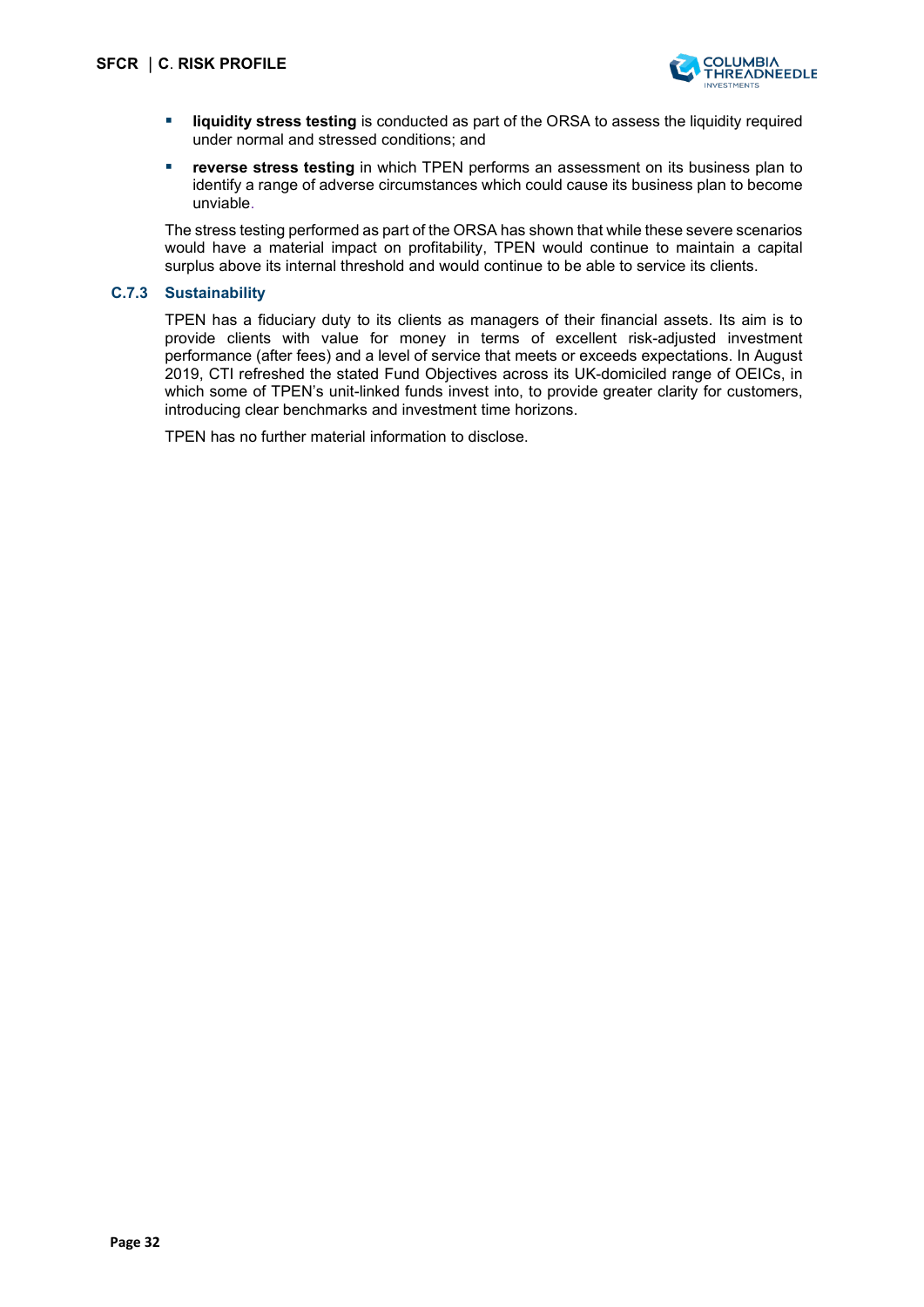- **liquidity stress testing** is conducted as part of the ORSA to assess the liquidity required under normal and stressed conditions; and
- **reverse stress testing** in which TPEN performs an assessment on its business plan to identify a range of adverse circumstances which could cause its business plan to become unviable.

The stress testing performed as part of the ORSA has shown that while these severe scenarios would have a material impact on profitability, TPEN would continue to maintain a capital surplus above its internal threshold and would continue to be able to service its clients.

### C.7.3 Sustainability

TPEN has a fiduciary duty to its clients as managers of their financial assets. Its aim is to provide clients with value for money in terms of excellent risk-adjusted investment performance (after fees) and a level of service that meets or exceeds expectations. In August 2019, CTI refreshed the stated Fund Objectives across its UK-domiciled range of OEICs, in which some of TPEN's unit-linked funds invest into, to provide greater clarity for customers, introducing clear benchmarks and investment time horizons.

TPEN has no further material information to disclose.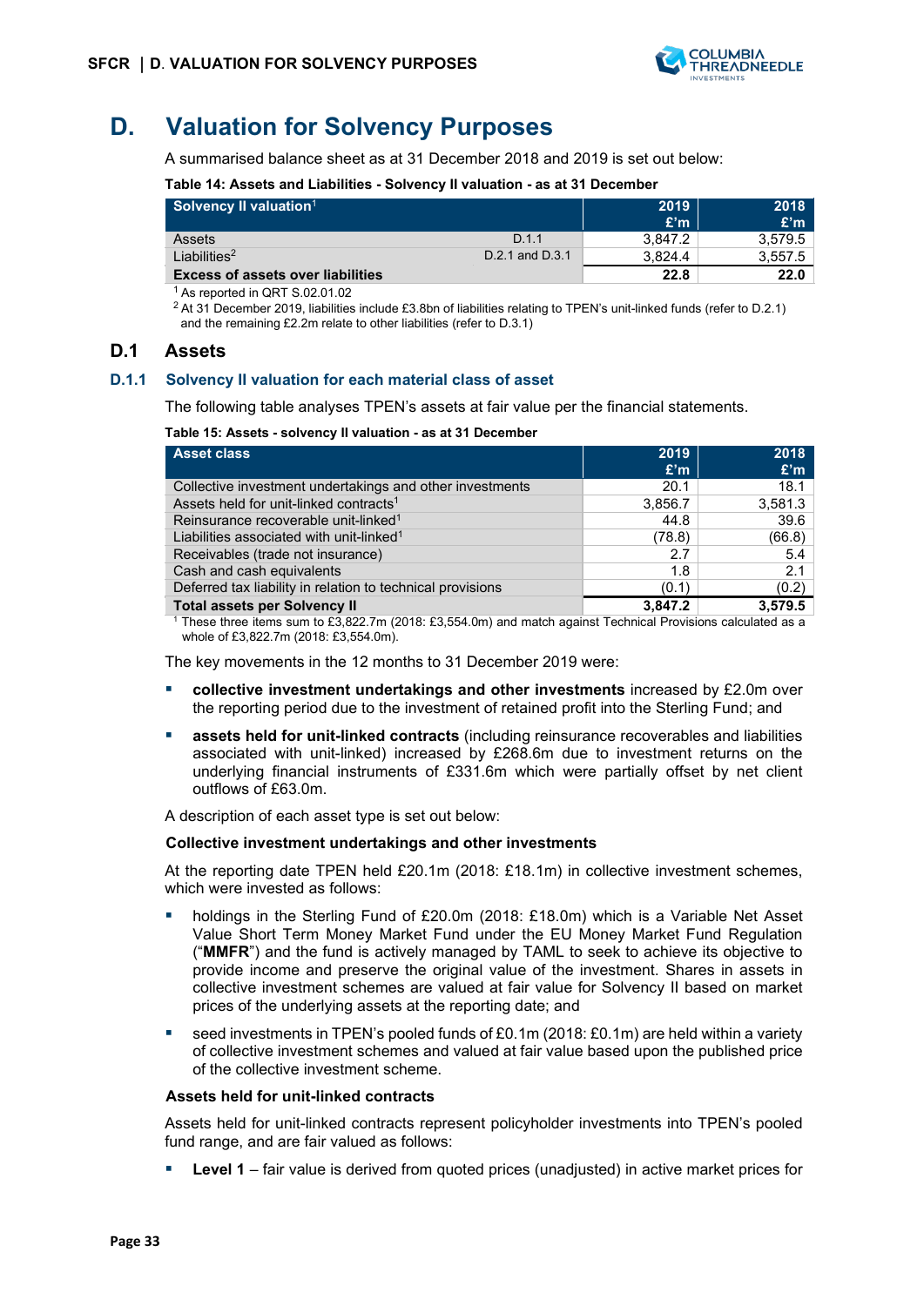# D. Valuation for Solvency Purposes

A summarised balance sheet as at 31 December 2018 and 2019 is set out below:

**Table 14: Assets and Liabilities - Solvency II valuation - as at 31 December**

| Solvency II valuation[1] | | 2019 £'m | 2018 £'m |
|---|---|---|---|
| Assets | D.1.1 | 3,847.2 | 3,579.5 |
| Liabilities[2] | D.2.1 and D.3.1 | 3,824.4 | 3,557.5 |
| **Excess of assets over liabilities** | | **22.8** | **22.0** |

[1] As reported in QRT S.02.01.02

[2] At 31 December 2019, liabilities include £3.8bn of liabilities relating to TPEN's unit-linked funds (refer to D.2.1) and the remaining £2.2m relate to other liabilities (refer to D.3.1)

## D.1 Assets

### D.1.1 Solvency II valuation for each material class of asset

The following table analyses TPEN's assets at fair value per the financial statements.

**Table 15: Assets - solvency II valuation - as at 31 December**

| Asset class | 2019 £'m | 2018 £'m |
|---|---|---|
| Collective investment undertakings and other investments | 20.1 | 18.1 |
| Assets held for unit-linked contracts[1] | 3,856.7 | 3,581.3 |
| Reinsurance recoverable unit-linked[1] | 44.8 | 39.6 |
| Liabilities associated with unit-linked[1] | (78.8) | (66.8) |
| Receivables (trade not insurance) | 2.7 | 5.4 |
| Cash and cash equivalents | 1.8 | 2.1 |
| Deferred tax liability in relation to technical provisions | (0.1) | (0.2) |
| **Total assets per Solvency II** | **3,847.2** | **3,579.5** |

[1] These three items sum to £3,822.7m (2018: £3,554.0m) and match against Technical Provisions calculated as a whole of £3,822.7m (2018: £3,554.0m).

The key movements in the 12 months to 31 December 2019 were:

- **collective investment undertakings and other investments** increased by £2.0m over the reporting period due to the investment of retained profit into the Sterling Fund; and
- **assets held for unit-linked contracts** (including reinsurance recoverables and liabilities associated with unit-linked) increased by £268.6m due to investment returns on the underlying financial instruments of £331.6m which were partially offset by net client outflows of £63.0m.

A description of each asset type is set out below:

**Collective investment undertakings and other investments**

At the reporting date TPEN held £20.1m (2018: £18.1m) in collective investment schemes, which were invested as follows:

- holdings in the Sterling Fund of £20.0m (2018: £18.0m) which is a Variable Net Asset Value Short Term Money Market Fund under the EU Money Market Fund Regulation ("**MMFR**") and the fund is actively managed by TAML to seek to achieve its objective to provide income and preserve the original value of the investment. Shares in assets in collective investment schemes are valued at fair value for Solvency II based on market prices of the underlying assets at the reporting date; and
- seed investments in TPEN's pooled funds of £0.1m (2018: £0.1m) are held within a variety of collective investment schemes and valued at fair value based upon the published price of the collective investment scheme.

**Assets held for unit-linked contracts**

Assets held for unit-linked contracts represent policyholder investments into TPEN's pooled fund range, and are fair valued as follows:

- **Level 1** – fair value is derived from quoted prices (unadjusted) in active market prices for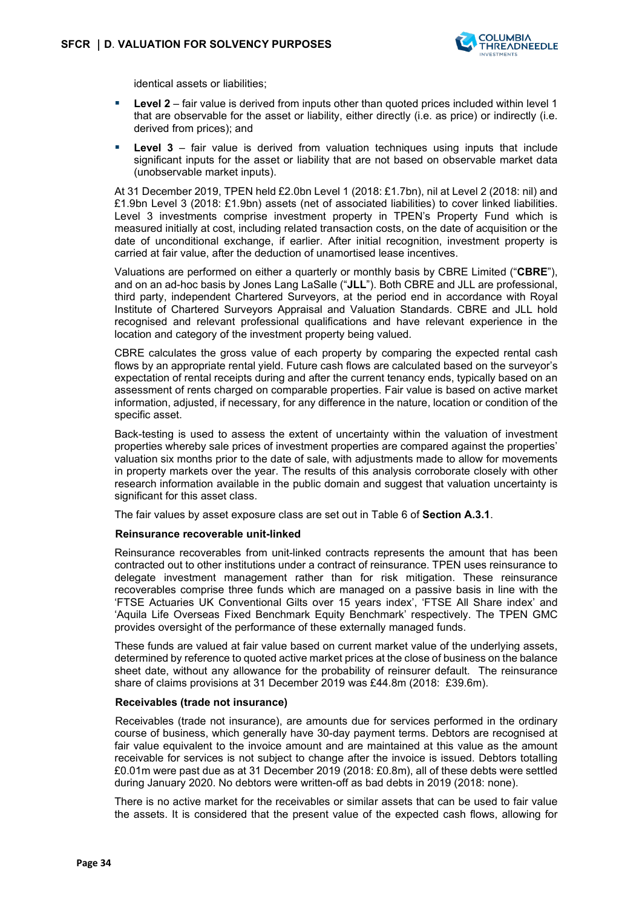identical assets or liabilities;

- **Level 2** – fair value is derived from inputs other than quoted prices included within level 1 that are observable for the asset or liability, either directly (i.e. as price) or indirectly (i.e. derived from prices); and
- **Level 3** – fair value is derived from valuation techniques using inputs that include significant inputs for the asset or liability that are not based on observable market data (unobservable market inputs).

At 31 December 2019, TPEN held £2.0bn Level 1 (2018: £1.7bn), nil at Level 2 (2018: nil) and £1.9bn Level 3 (2018: £1.9bn) assets (net of associated liabilities) to cover linked liabilities. Level 3 investments comprise investment property in TPEN's Property Fund which is measured initially at cost, including related transaction costs, on the date of acquisition or the date of unconditional exchange, if earlier. After initial recognition, investment property is carried at fair value, after the deduction of unamortised lease incentives.

Valuations are performed on either a quarterly or monthly basis by CBRE Limited ("**CBRE**"), and on an ad-hoc basis by Jones Lang LaSalle ("**JLL**"). Both CBRE and JLL are professional, third party, independent Chartered Surveyors, at the period end in accordance with Royal Institute of Chartered Surveyors Appraisal and Valuation Standards. CBRE and JLL hold recognised and relevant professional qualifications and have relevant experience in the location and category of the investment property being valued.

CBRE calculates the gross value of each property by comparing the expected rental cash flows by an appropriate rental yield. Future cash flows are calculated based on the surveyor's expectation of rental receipts during and after the current tenancy ends, typically based on an assessment of rents charged on comparable properties. Fair value is based on active market information, adjusted, if necessary, for any difference in the nature, location or condition of the specific asset.

Back-testing is used to assess the extent of uncertainty within the valuation of investment properties whereby sale prices of investment properties are compared against the properties' valuation six months prior to the date of sale, with adjustments made to allow for movements in property markets over the year. The results of this analysis corroborate closely with other research information available in the public domain and suggest that valuation uncertainty is significant for this asset class.

The fair values by asset exposure class are set out in Table 6 of **Section A.3.1**.

#### Reinsurance recoverable unit-linked

Reinsurance recoverables from unit-linked contracts represents the amount that has been contracted out to other institutions under a contract of reinsurance. TPEN uses reinsurance to delegate investment management rather than for risk mitigation. These reinsurance recoverables comprise three funds which are managed on a passive basis in line with the 'FTSE Actuaries UK Conventional Gilts over 15 years index', 'FTSE All Share index' and 'Aquila Life Overseas Fixed Benchmark Equity Benchmark' respectively. The TPEN GMC provides oversight of the performance of these externally managed funds.

These funds are valued at fair value based on current market value of the underlying assets, determined by reference to quoted active market prices at the close of business on the balance sheet date, without any allowance for the probability of reinsurer default. The reinsurance share of claims provisions at 31 December 2019 was £44.8m (2018: £39.6m).

#### Receivables (trade not insurance)

Receivables (trade not insurance), are amounts due for services performed in the ordinary course of business, which generally have 30-day payment terms. Debtors are recognised at fair value equivalent to the invoice amount and are maintained at this value as the amount receivable for services is not subject to change after the invoice is issued. Debtors totalling £0.01m were past due as at 31 December 2019 (2018: £0.8m), all of these debts were settled during January 2020. No debtors were written-off as bad debts in 2019 (2018: none).

There is no active market for the receivables or similar assets that can be used to fair value the assets. It is considered that the present value of the expected cash flows, allowing for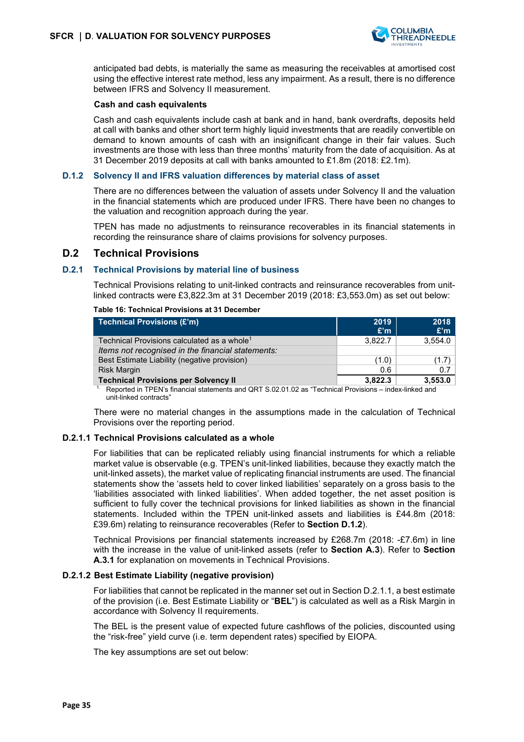anticipated bad debts, is materially the same as measuring the receivables at amortised cost using the effective interest rate method, less any impairment. As a result, there is no difference between IFRS and Solvency II measurement.

**Cash and cash equivalents**

Cash and cash equivalents include cash at bank and in hand, bank overdrafts, deposits held at call with banks and other short term highly liquid investments that are readily convertible on demand to known amounts of cash with an insignificant change in their fair values. Such investments are those with less than three months' maturity from the date of acquisition. As at 31 December 2019 deposits at call with banks amounted to £1.8m (2018: £2.1m).

### D.1.2 Solvency II and IFRS valuation differences by material class of asset

There are no differences between the valuation of assets under Solvency II and the valuation in the financial statements which are produced under IFRS. There have been no changes to the valuation and recognition approach during the year.

TPEN has made no adjustments to reinsurance recoverables in its financial statements in recording the reinsurance share of claims provisions for solvency purposes.

## D.2 Technical Provisions

### D.2.1 Technical Provisions by material line of business

Technical Provisions relating to unit-linked contracts and reinsurance recoverables from unit-linked contracts were £3,822.3m at 31 December 2019 (2018: £3,553.0m) as set out below:

**Table 16: Technical Provisions at 31 December**

| Technical Provisions (£'m) | 2019 £'m | 2018 £'m |
|---|---|---|
| Technical Provisions calculated as a whole[1] | 3,822.7 | 3,554.0 |
| *Items not recognised in the financial statements:* | | |
| Best Estimate Liability (negative provision) | (1.0) | (1.7) |
| Risk Margin | 0.6 | 0.7 |
| **Technical Provisions per Solvency II** | **3,822.3** | **3,553.0** |

1. Reported in TPEN's financial statements and QRT S.02.01.02 as "Technical Provisions – index-linked and unit-linked contracts"

There were no material changes in the assumptions made in the calculation of Technical Provisions over the reporting period.

#### D.2.1.1 Technical Provisions calculated as a whole

For liabilities that can be replicated reliably using financial instruments for which a reliable market value is observable (e.g. TPEN's unit-linked liabilities, because they exactly match the unit-linked assets), the market value of replicating financial instruments are used. The financial statements show the 'assets held to cover linked liabilities' separately on a gross basis to the 'liabilities associated with linked liabilities'. When added together, the net asset position is sufficient to fully cover the technical provisions for linked liabilities as shown in the financial statements. Included within the TPEN unit-linked assets and liabilities is £44.8m (2018: £39.6m) relating to reinsurance recoverables (Refer to **Section D.1.2**).

Technical Provisions per financial statements increased by £268.7m (2018: -£7.6m) in line with the increase in the value of unit-linked assets (refer to **Section A.3**). Refer to **Section A.3.1** for explanation on movements in Technical Provisions.

#### D.2.1.2 Best Estimate Liability (negative provision)

For liabilities that cannot be replicated in the manner set out in Section D.2.1.1, a best estimate of the provision (i.e. Best Estimate Liability or "**BEL**") is calculated as well as a Risk Margin in accordance with Solvency II requirements.

The BEL is the present value of expected future cashflows of the policies, discounted using the "risk-free" yield curve (i.e. term dependent rates) specified by EIOPA.

The key assumptions are set out below: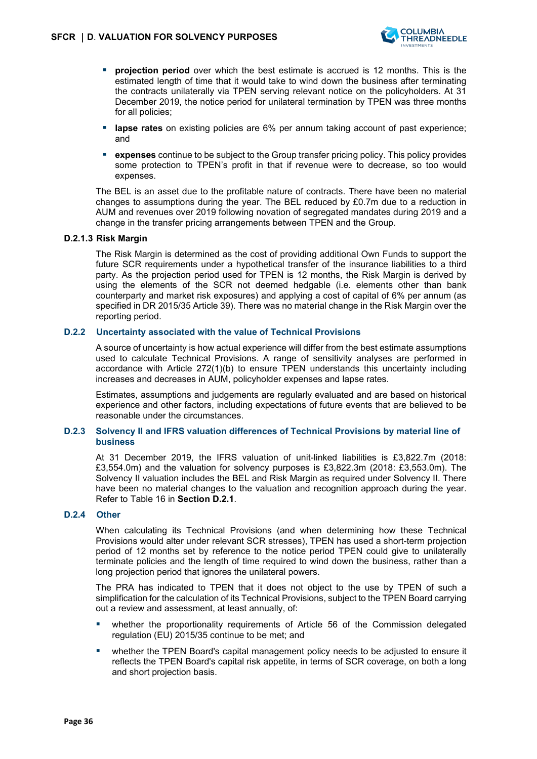- **projection period** over which the best estimate is accrued is 12 months. This is the estimated length of time that it would take to wind down the business after terminating the contracts unilaterally via TPEN serving relevant notice on the policyholders. At 31 December 2019, the notice period for unilateral termination by TPEN was three months for all policies;
- **lapse rates** on existing policies are 6% per annum taking account of past experience; and
- **expenses** continue to be subject to the Group transfer pricing policy. This policy provides some protection to TPEN's profit in that if revenue were to decrease, so too would expenses.

The BEL is an asset due to the profitable nature of contracts. There have been no material changes to assumptions during the year. The BEL reduced by £0.7m due to a reduction in AUM and revenues over 2019 following novation of segregated mandates during 2019 and a change in the transfer pricing arrangements between TPEN and the Group.

#### D.2.1.3 Risk Margin

The Risk Margin is determined as the cost of providing additional Own Funds to support the future SCR requirements under a hypothetical transfer of the insurance liabilities to a third party. As the projection period used for TPEN is 12 months, the Risk Margin is derived by using the elements of the SCR not deemed hedgable (i.e. elements other than bank counterparty and market risk exposures) and applying a cost of capital of 6% per annum (as specified in DR 2015/35 Article 39). There was no material change in the Risk Margin over the reporting period.

### D.2.2 Uncertainty associated with the value of Technical Provisions

A source of uncertainty is how actual experience will differ from the best estimate assumptions used to calculate Technical Provisions. A range of sensitivity analyses are performed in accordance with Article 272(1)(b) to ensure TPEN understands this uncertainty including increases and decreases in AUM, policyholder expenses and lapse rates.

Estimates, assumptions and judgements are regularly evaluated and are based on historical experience and other factors, including expectations of future events that are believed to be reasonable under the circumstances.

### D.2.3 Solvency II and IFRS valuation differences of Technical Provisions by material line of business

At 31 December 2019, the IFRS valuation of unit-linked liabilities is £3,822.7m (2018: £3,554.0m) and the valuation for solvency purposes is £3,822.3m (2018: £3,553.0m). The Solvency II valuation includes the BEL and Risk Margin as required under Solvency II. There have been no material changes to the valuation and recognition approach during the year. Refer to Table 16 in **Section D.2.1**.

### D.2.4 Other

When calculating its Technical Provisions (and when determining how these Technical Provisions would alter under relevant SCR stresses), TPEN has used a short-term projection period of 12 months set by reference to the notice period TPEN could give to unilaterally terminate policies and the length of time required to wind down the business, rather than a long projection period that ignores the unilateral powers.

The PRA has indicated to TPEN that it does not object to the use by TPEN of such a simplification for the calculation of its Technical Provisions, subject to the TPEN Board carrying out a review and assessment, at least annually, of:

- whether the proportionality requirements of Article 56 of the Commission delegated regulation (EU) 2015/35 continue to be met; and
- whether the TPEN Board's capital management policy needs to be adjusted to ensure it reflects the TPEN Board's capital risk appetite, in terms of SCR coverage, on both a long and short projection basis.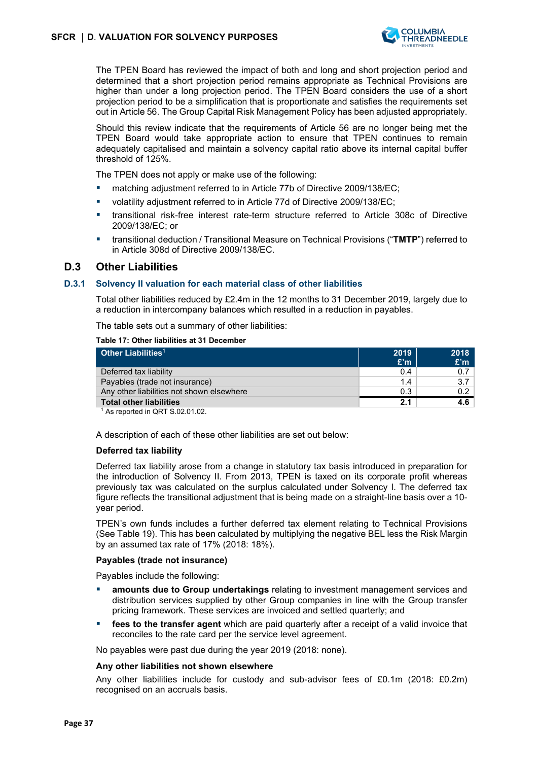The TPEN Board has reviewed the impact of both and long and short projection period and determined that a short projection period remains appropriate as Technical Provisions are higher than under a long projection period. The TPEN Board considers the use of a short projection period to be a simplification that is proportionate and satisfies the requirements set out in Article 56. The Group Capital Risk Management Policy has been adjusted appropriately.

Should this review indicate that the requirements of Article 56 are no longer being met the TPEN Board would take appropriate action to ensure that TPEN continues to remain adequately capitalised and maintain a solvency capital ratio above its internal capital buffer threshold of 125%.

The TPEN does not apply or make use of the following:

- matching adjustment referred to in Article 77b of Directive 2009/138/EC;
- volatility adjustment referred to in Article 77d of Directive 2009/138/EC;
- transitional risk-free interest rate-term structure referred to Article 308c of Directive 2009/138/EC; or
- transitional deduction / Transitional Measure on Technical Provisions ("**TMTP**") referred to in Article 308d of Directive 2009/138/EC.

## D.3 Other Liabilities

### D.3.1 Solvency II valuation for each material class of other liabilities

Total other liabilities reduced by £2.4m in the 12 months to 31 December 2019, largely due to a reduction in intercompany balances which resulted in a reduction in payables.

The table sets out a summary of other liabilities:

**Table 17: Other liabilities at 31 December**

| Other Liabilities[1] | 2019 £'m | 2018 £'m |
|---|---|---|
| Deferred tax liability | 0.4 | 0.7 |
| Payables (trade not insurance) | 1.4 | 3.7 |
| Any other liabilities not shown elsewhere | 0.3 | 0.2 |
| **Total other liabilities** | **2.1** | **4.6** |

[1] As reported in QRT S.02.01.02.

A description of each of these other liabilities are set out below:

**Deferred tax liability**

Deferred tax liability arose from a change in statutory tax basis introduced in preparation for the introduction of Solvency II. From 2013, TPEN is taxed on its corporate profit whereas previously tax was calculated on the surplus calculated under Solvency I. The deferred tax figure reflects the transitional adjustment that is being made on a straight-line basis over a 10-year period.

TPEN's own funds includes a further deferred tax element relating to Technical Provisions (See Table 19). This has been calculated by multiplying the negative BEL less the Risk Margin by an assumed tax rate of 17% (2018: 18%).

**Payables (trade not insurance)**

Payables include the following:

- **amounts due to Group undertakings** relating to investment management services and distribution services supplied by other Group companies in line with the Group transfer pricing framework. These services are invoiced and settled quarterly; and
- **fees to the transfer agent** which are paid quarterly after a receipt of a valid invoice that reconciles to the rate card per the service level agreement.

No payables were past due during the year 2019 (2018: none).

**Any other liabilities not shown elsewhere**

Any other liabilities include for custody and sub-advisor fees of £0.1m (2018: £0.2m) recognised on an accruals basis.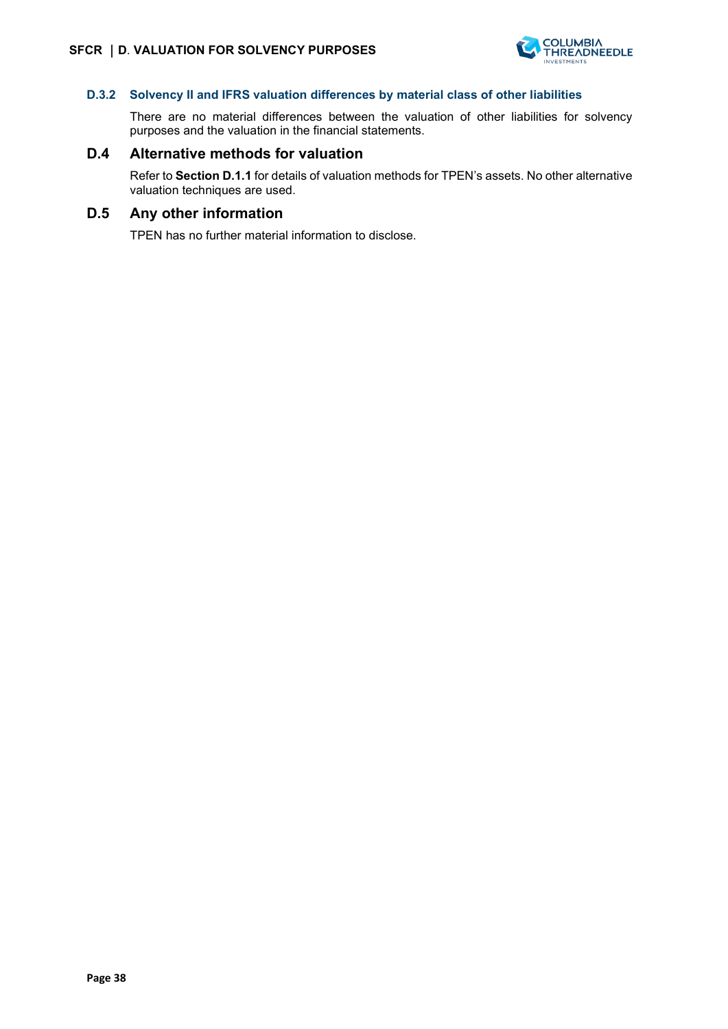### D.3.2 Solvency II and IFRS valuation differences by material class of other liabilities

There are no material differences between the valuation of other liabilities for solvency purposes and the valuation in the financial statements.

## D.4 Alternative methods for valuation

Refer to **Section D.1.1** for details of valuation methods for TPEN's assets. No other alternative valuation techniques are used.

## D.5 Any other information

TPEN has no further material information to disclose.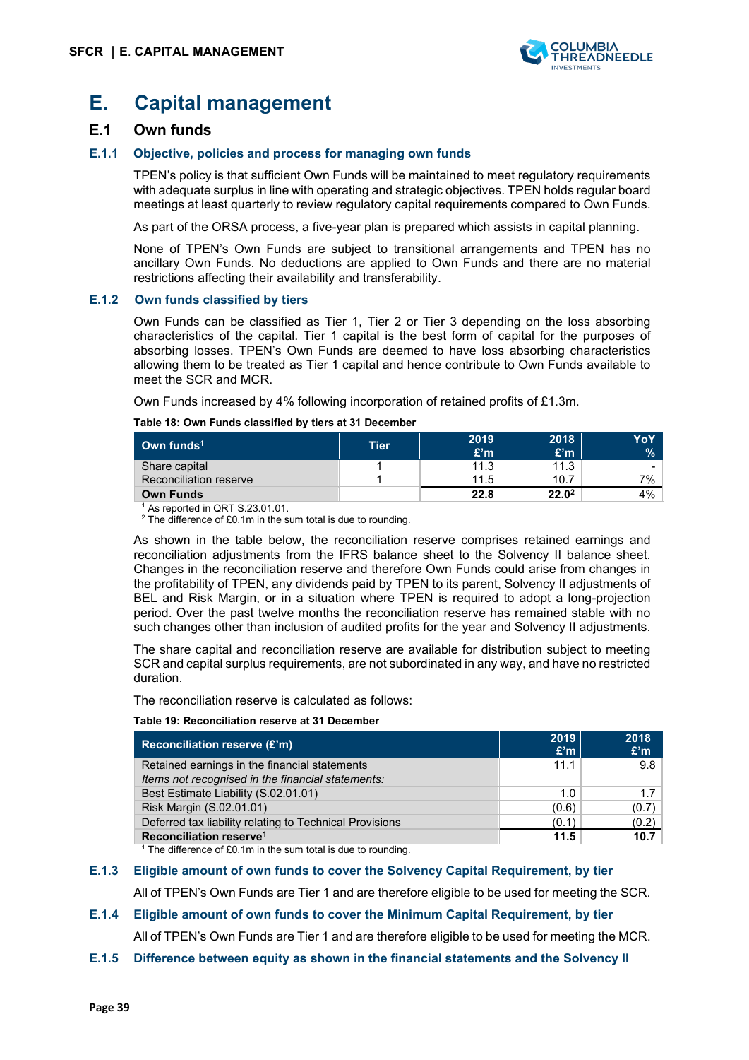# E. Capital management

## E.1 Own funds

### E.1.1 Objective, policies and process for managing own funds

TPEN's policy is that sufficient Own Funds will be maintained to meet regulatory requirements with adequate surplus in line with operating and strategic objectives. TPEN holds regular board meetings at least quarterly to review regulatory capital requirements compared to Own Funds.

As part of the ORSA process, a five-year plan is prepared which assists in capital planning.

None of TPEN's Own Funds are subject to transitional arrangements and TPEN has no ancillary Own Funds. No deductions are applied to Own Funds and there are no material restrictions affecting their availability and transferability.

### E.1.2 Own funds classified by tiers

Own Funds can be classified as Tier 1, Tier 2 or Tier 3 depending on the loss absorbing characteristics of the capital. Tier 1 capital is the best form of capital for the purposes of absorbing losses. TPEN's Own Funds are deemed to have loss absorbing characteristics allowing them to be treated as Tier 1 capital and hence contribute to Own Funds available to meet the SCR and MCR.

Own Funds increased by 4% following incorporation of retained profits of £1.3m.

**Table 18: Own Funds classified by tiers at 31 December**

| Own funds[1] | Tier | 2019 £'m | 2018 £'m | YoY % |
|---|---|---|---|---|
| Share capital | 1 | 11.3 | 11.3 | - |
| Reconciliation reserve | 1 | 11.5 | 10.7 | 7% |
| **Own Funds** | | **22.8** | **22.0[2]** | 4% |

[1] As reported in QRT S.23.01.01.
[2] The difference of £0.1m in the sum total is due to rounding.

As shown in the table below, the reconciliation reserve comprises retained earnings and reconciliation adjustments from the IFRS balance sheet to the Solvency II balance sheet. Changes in the reconciliation reserve and therefore Own Funds could arise from changes in the profitability of TPEN, any dividends paid by TPEN to its parent, Solvency II adjustments of BEL and Risk Margin, or in a situation where TPEN is required to adopt a long-projection period. Over the past twelve months the reconciliation reserve has remained stable with no such changes other than inclusion of audited profits for the year and Solvency II adjustments.

The share capital and reconciliation reserve are available for distribution subject to meeting SCR and capital surplus requirements, are not subordinated in any way, and have no restricted duration.

The reconciliation reserve is calculated as follows:

**Table 19: Reconciliation reserve at 31 December**

| Reconciliation reserve (£'m) | 2019 £'m | 2018 £'m |
|---|---|---|
| Retained earnings in the financial statements | 11.1 | 9.8 |
| *Items not recognised in the financial statements:* | | |
| Best Estimate Liability (S.02.01.01) | 1.0 | 1.7 |
| Risk Margin (S.02.01.01) | (0.6) | (0.7) |
| Deferred tax liability relating to Technical Provisions | (0.1) | (0.2) |
| **Reconciliation reserve[1]** | **11.5** | **10.7** |

[1] The difference of £0.1m in the sum total is due to rounding.

### E.1.3 Eligible amount of own funds to cover the Solvency Capital Requirement, by tier

All of TPEN's Own Funds are Tier 1 and are therefore eligible to be used for meeting the SCR.

### E.1.4 Eligible amount of own funds to cover the Minimum Capital Requirement, by tier

All of TPEN's Own Funds are Tier 1 and are therefore eligible to be used for meeting the MCR.

### E.1.5 Difference between equity as shown in the financial statements and the Solvency II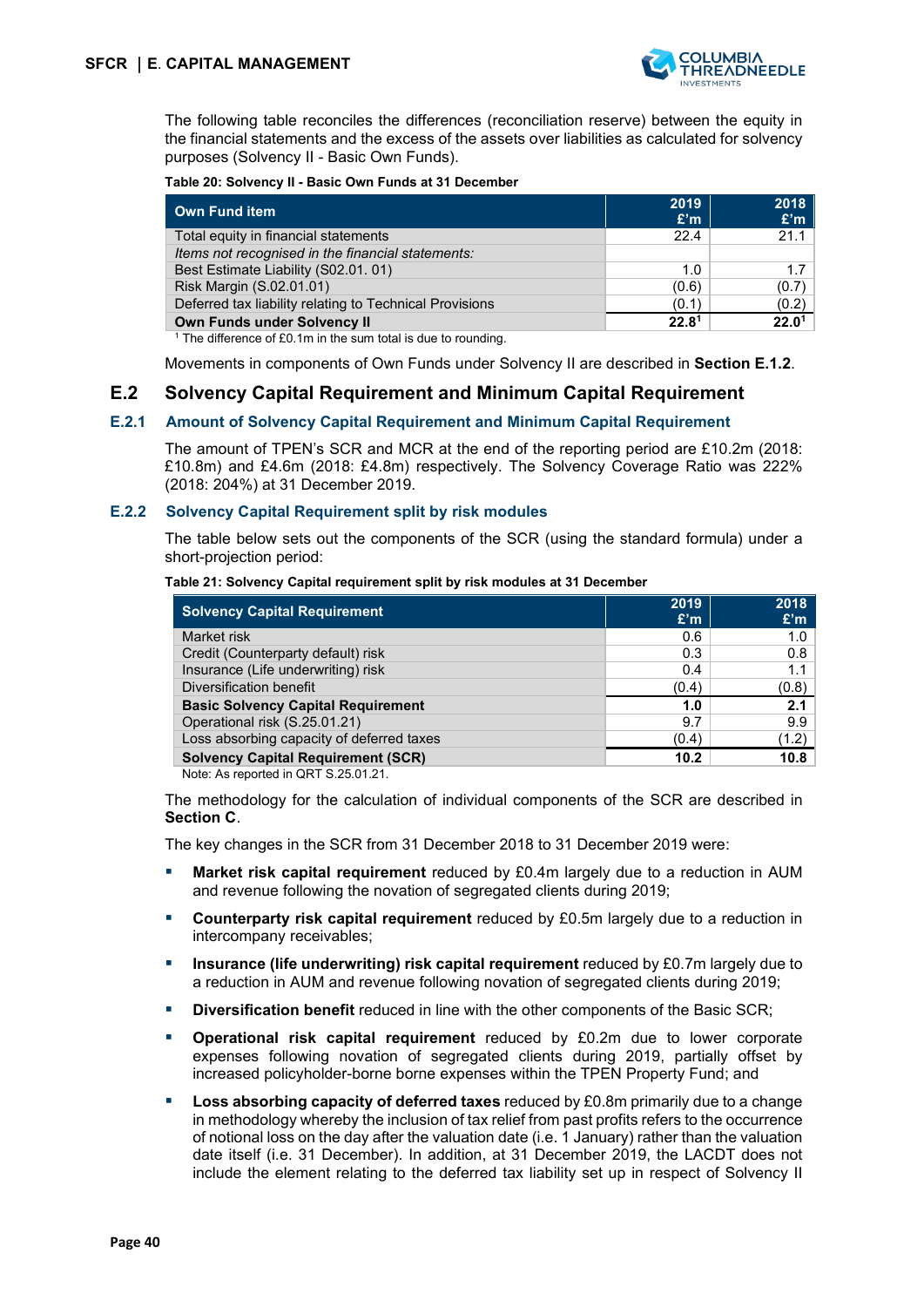The following table reconciles the differences (reconciliation reserve) between the equity in the financial statements and the excess of the assets over liabilities as calculated for solvency purposes (Solvency II - Basic Own Funds).

**Table 20: Solvency II - Basic Own Funds at 31 December**

| Own Fund item | 2019 £'m | 2018 £'m |
|---|---|---|
| Total equity in financial statements | 22.4 | 21.1 |
| *Items not recognised in the financial statements:* | | |
| Best Estimate Liability (S02.01. 01) | 1.0 | 1.7 |
| Risk Margin (S.02.01.01) | (0.6) | (0.7) |
| Deferred tax liability relating to Technical Provisions | (0.1) | (0.2) |
| **Own Funds under Solvency II** | **22.8**[1] | **22.0**[1] |

[1] The difference of £0.1m in the sum total is due to rounding.

Movements in components of Own Funds under Solvency II are described in **Section E.1.2**.

## E.2 Solvency Capital Requirement and Minimum Capital Requirement

### E.2.1 Amount of Solvency Capital Requirement and Minimum Capital Requirement

The amount of TPEN's SCR and MCR at the end of the reporting period are £10.2m (2018: £10.8m) and £4.6m (2018: £4.8m) respectively. The Solvency Coverage Ratio was 222% (2018: 204%) at 31 December 2019.

### E.2.2 Solvency Capital Requirement split by risk modules

The table below sets out the components of the SCR (using the standard formula) under a short-projection period:

**Table 21: Solvency Capital requirement split by risk modules at 31 December**

| Solvency Capital Requirement | 2019 £'m | 2018 £'m |
|---|---|---|
| Market risk | 0.6 | 1.0 |
| Credit (Counterparty default) risk | 0.3 | 0.8 |
| Insurance (Life underwriting) risk | 0.4 | 1.1 |
| Diversification benefit | (0.4) | (0.8) |
| **Basic Solvency Capital Requirement** | **1.0** | **2.1** |
| Operational risk (S.25.01.21) | 9.7 | 9.9 |
| Loss absorbing capacity of deferred taxes | (0.4) | (1.2) |
| **Solvency Capital Requirement (SCR)** | **10.2** | **10.8** |

Note: As reported in QRT S.25.01.21.

The methodology for the calculation of individual components of the SCR are described in **Section C**.

The key changes in the SCR from 31 December 2018 to 31 December 2019 were:

- **Market risk capital requirement** reduced by £0.4m largely due to a reduction in AUM and revenue following the novation of segregated clients during 2019;
- **Counterparty risk capital requirement** reduced by £0.5m largely due to a reduction in intercompany receivables;
- **Insurance (life underwriting) risk capital requirement** reduced by £0.7m largely due to a reduction in AUM and revenue following novation of segregated clients during 2019;
- **Diversification benefit** reduced in line with the other components of the Basic SCR;
- **Operational risk capital requirement** reduced by £0.2m due to lower corporate expenses following novation of segregated clients during 2019, partially offset by increased policyholder-borne borne expenses within the TPEN Property Fund; and
- **Loss absorbing capacity of deferred taxes** reduced by £0.8m primarily due to a change in methodology whereby the inclusion of tax relief from past profits refers to the occurrence of notional loss on the day after the valuation date (i.e. 1 January) rather than the valuation date itself (i.e. 31 December). In addition, at 31 December 2019, the LACDT does not include the element relating to the deferred tax liability set up in respect of Solvency II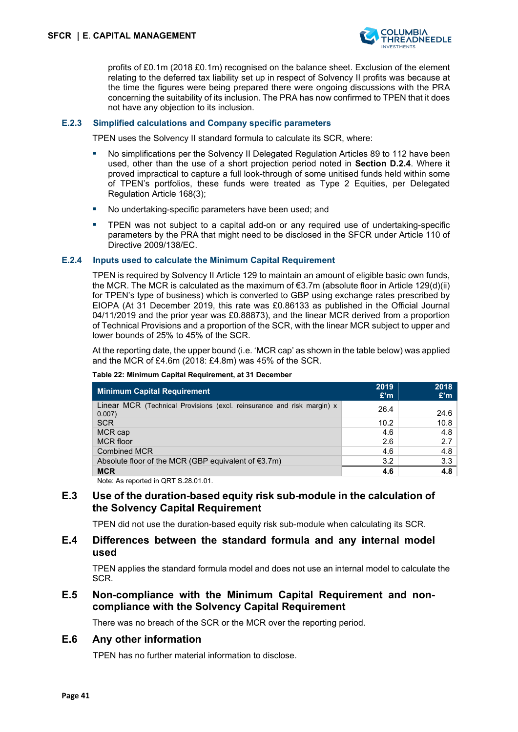profits of £0.1m (2018 £0.1m) recognised on the balance sheet. Exclusion of the element relating to the deferred tax liability set up in respect of Solvency II profits was because at the time the figures were being prepared there were ongoing discussions with the PRA concerning the suitability of its inclusion. The PRA has now confirmed to TPEN that it does not have any objection to its inclusion.

### E.2.3 Simplified calculations and Company specific parameters

TPEN uses the Solvency II standard formula to calculate its SCR, where:

- No simplifications per the Solvency II Delegated Regulation Articles 89 to 112 have been used, other than the use of a short projection period noted in **Section D.2.4**. Where it proved impractical to capture a full look-through of some unitised funds held within some of TPEN's portfolios, these funds were treated as Type 2 Equities, per Delegated Regulation Article 168(3);
- No undertaking-specific parameters have been used; and
- TPEN was not subject to a capital add-on or any required use of undertaking-specific parameters by the PRA that might need to be disclosed in the SFCR under Article 110 of Directive 2009/138/EC.

### E.2.4 Inputs used to calculate the Minimum Capital Requirement

TPEN is required by Solvency II Article 129 to maintain an amount of eligible basic own funds, the MCR. The MCR is calculated as the maximum of €3.7m (absolute floor in Article 129(d)(ii) for TPEN's type of business) which is converted to GBP using exchange rates prescribed by EIOPA (At 31 December 2019, this rate was £0.86133 as published in the Official Journal 04/11/2019 and the prior year was £0.88873), and the linear MCR derived from a proportion of Technical Provisions and a proportion of the SCR, with the linear MCR subject to upper and lower bounds of 25% to 45% of the SCR.

At the reporting date, the upper bound (i.e. 'MCR cap' as shown in the table below) was applied and the MCR of £4.6m (2018: £4.8m) was 45% of the SCR.

**Table 22: Minimum Capital Requirement, at 31 December**

| Minimum Capital Requirement | 2019 £'m | 2018 £'m |
|---|---|---|
| Linear MCR (Technical Provisions (excl. reinsurance and risk margin) x 0.007) | 26.4 | 24.6 |
| SCR | 10.2 | 10.8 |
| MCR cap | 4.6 | 4.8 |
| MCR floor | 2.6 | 2.7 |
| Combined MCR | 4.6 | 4.8 |
| Absolute floor of the MCR (GBP equivalent of €3.7m) | 3.2 | 3.3 |
| **MCR** | **4.6** | **4.8** |

Note: As reported in QRT S.28.01.01.

## E.3 Use of the duration-based equity risk sub-module in the calculation of the Solvency Capital Requirement

TPEN did not use the duration-based equity risk sub-module when calculating its SCR.

## E.4 Differences between the standard formula and any internal model used

TPEN applies the standard formula model and does not use an internal model to calculate the SCR.

## E.5 Non-compliance with the Minimum Capital Requirement and non-compliance with the Solvency Capital Requirement

There was no breach of the SCR or the MCR over the reporting period.

## E.6 Any other information

TPEN has no further material information to disclose.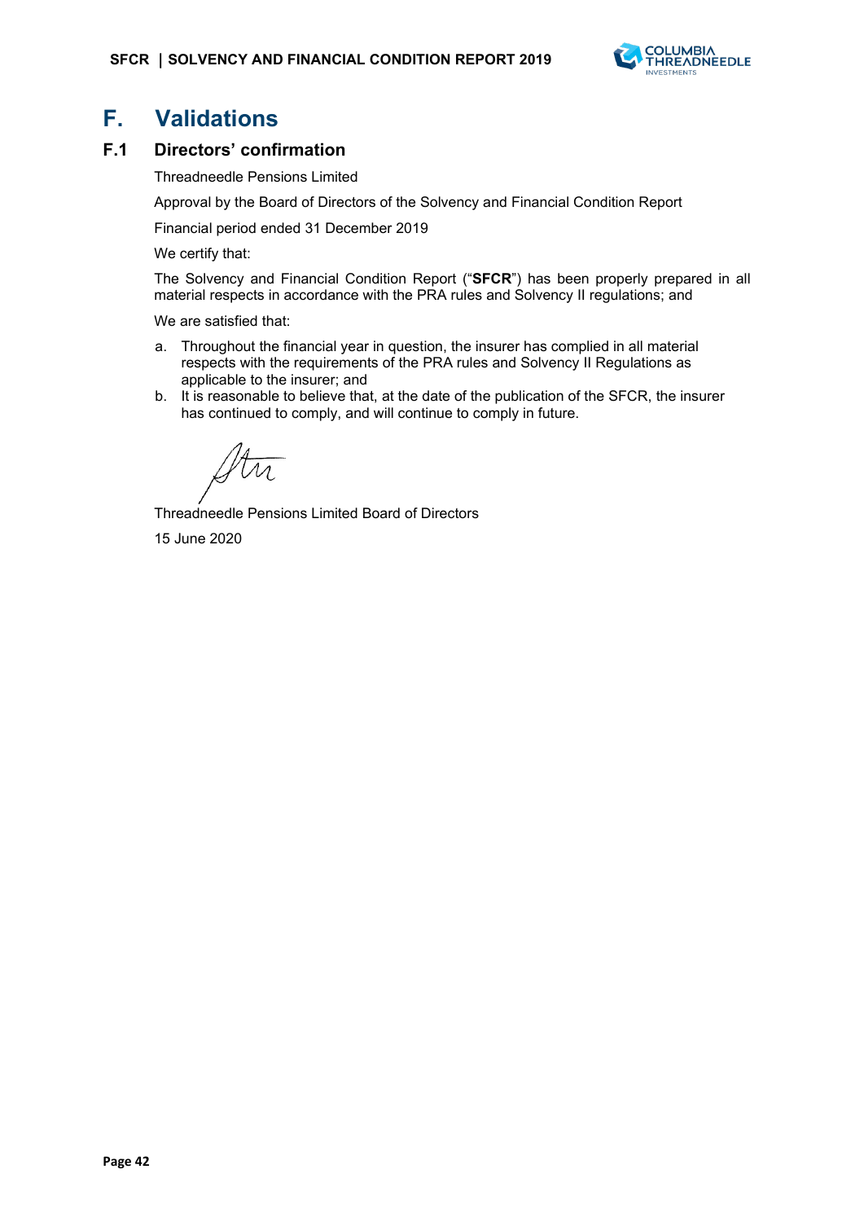# F. Validations

## F.1 Directors' confirmation

Threadneedle Pensions Limited

Approval by the Board of Directors of the Solvency and Financial Condition Report

Financial period ended 31 December 2019

We certify that:

The Solvency and Financial Condition Report ("**SFCR**") has been properly prepared in all material respects in accordance with the PRA rules and Solvency II regulations; and

We are satisfied that:

a. Throughout the financial year in question, the insurer has complied in all material respects with the requirements of the PRA rules and Solvency II Regulations as applicable to the insurer; and
b. It is reasonable to believe that, at the date of the publication of the SFCR, the insurer has continued to comply, and will continue to comply in future.

Threadneedle Pensions Limited Board of Directors

15 June 2020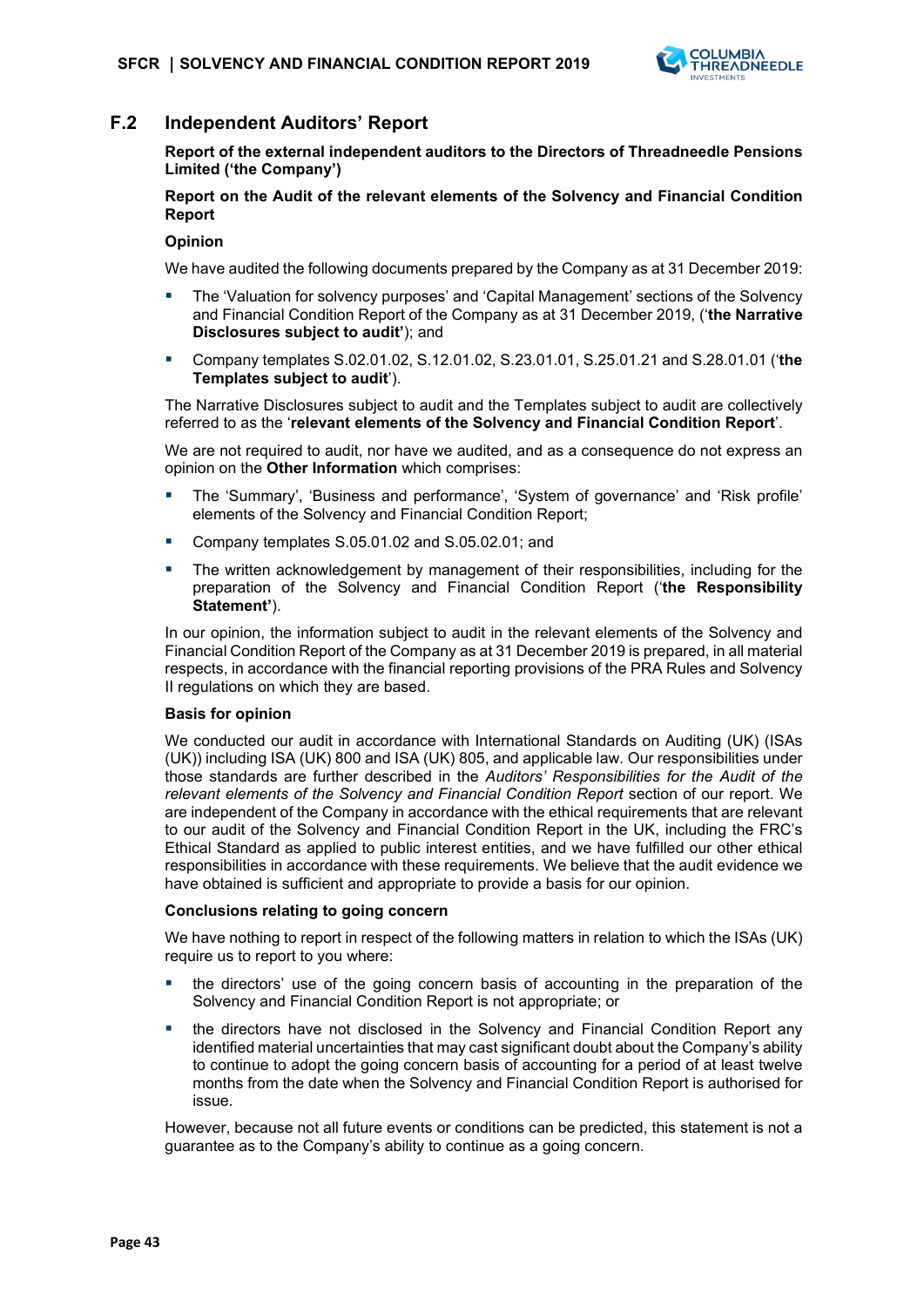## F.2 Independent Auditors' Report

**Report of the external independent auditors to the Directors of Threadneedle Pensions Limited ('the Company')**

**Report on the Audit of the relevant elements of the Solvency and Financial Condition Report**

**Opinion**

We have audited the following documents prepared by the Company as at 31 December 2019:

- The 'Valuation for solvency purposes' and 'Capital Management' sections of the Solvency and Financial Condition Report of the Company as at 31 December 2019, ('**the Narrative Disclosures subject to audit'**); and
- Company templates S.02.01.02, S.12.01.02, S.23.01.01, S.25.01.21 and S.28.01.01 ('**the Templates subject to audit**').

The Narrative Disclosures subject to audit and the Templates subject to audit are collectively referred to as the '**relevant elements of the Solvency and Financial Condition Report**'.

We are not required to audit, nor have we audited, and as a consequence do not express an opinion on the **Other Information** which comprises:

- The 'Summary', 'Business and performance', 'System of governance' and 'Risk profile' elements of the Solvency and Financial Condition Report;
- Company templates S.05.01.02 and S.05.02.01; and
- The written acknowledgement by management of their responsibilities, including for the preparation of the Solvency and Financial Condition Report ('**the Responsibility Statement'**).

In our opinion, the information subject to audit in the relevant elements of the Solvency and Financial Condition Report of the Company as at 31 December 2019 is prepared, in all material respects, in accordance with the financial reporting provisions of the PRA Rules and Solvency II regulations on which they are based.

**Basis for opinion**

We conducted our audit in accordance with International Standards on Auditing (UK) (ISAs (UK)) including ISA (UK) 800 and ISA (UK) 805, and applicable law. Our responsibilities under those standards are further described in the *Auditors' Responsibilities for the Audit of the relevant elements of the Solvency and Financial Condition Report* section of our report. We are independent of the Company in accordance with the ethical requirements that are relevant to our audit of the Solvency and Financial Condition Report in the UK, including the FRC's Ethical Standard as applied to public interest entities, and we have fulfilled our other ethical responsibilities in accordance with these requirements. We believe that the audit evidence we have obtained is sufficient and appropriate to provide a basis for our opinion.

**Conclusions relating to going concern**

We have nothing to report in respect of the following matters in relation to which the ISAs (UK) require us to report to you where:

- the directors' use of the going concern basis of accounting in the preparation of the Solvency and Financial Condition Report is not appropriate; or
- the directors have not disclosed in the Solvency and Financial Condition Report any identified material uncertainties that may cast significant doubt about the Company's ability to continue to adopt the going concern basis of accounting for a period of at least twelve months from the date when the Solvency and Financial Condition Report is authorised for issue.

However, because not all future events or conditions can be predicted, this statement is not a guarantee as to the Company's ability to continue as a going concern.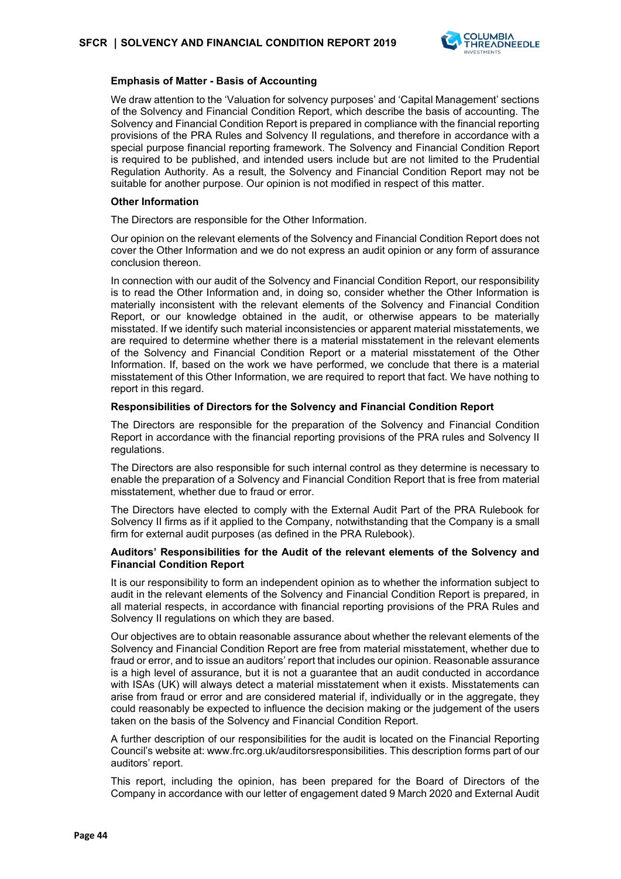**Emphasis of Matter - Basis of Accounting**

We draw attention to the 'Valuation for solvency purposes' and 'Capital Management' sections of the Solvency and Financial Condition Report, which describe the basis of accounting. The Solvency and Financial Condition Report is prepared in compliance with the financial reporting provisions of the PRA Rules and Solvency II regulations, and therefore in accordance with a special purpose financial reporting framework. The Solvency and Financial Condition Report is required to be published, and intended users include but are not limited to the Prudential Regulation Authority. As a result, the Solvency and Financial Condition Report may not be suitable for another purpose. Our opinion is not modified in respect of this matter.

**Other Information**

The Directors are responsible for the Other Information.

Our opinion on the relevant elements of the Solvency and Financial Condition Report does not cover the Other Information and we do not express an audit opinion or any form of assurance conclusion thereon.

In connection with our audit of the Solvency and Financial Condition Report, our responsibility is to read the Other Information and, in doing so, consider whether the Other Information is materially inconsistent with the relevant elements of the Solvency and Financial Condition Report, or our knowledge obtained in the audit, or otherwise appears to be materially misstated. If we identify such material inconsistencies or apparent material misstatements, we are required to determine whether there is a material misstatement in the relevant elements of the Solvency and Financial Condition Report or a material misstatement of the Other Information. If, based on the work we have performed, we conclude that there is a material misstatement of this Other Information, we are required to report that fact. We have nothing to report in this regard.

**Responsibilities of Directors for the Solvency and Financial Condition Report**

The Directors are responsible for the preparation of the Solvency and Financial Condition Report in accordance with the financial reporting provisions of the PRA rules and Solvency II regulations.

The Directors are also responsible for such internal control as they determine is necessary to enable the preparation of a Solvency and Financial Condition Report that is free from material misstatement, whether due to fraud or error.

The Directors have elected to comply with the External Audit Part of the PRA Rulebook for Solvency II firms as if it applied to the Company, notwithstanding that the Company is a small firm for external audit purposes (as defined in the PRA Rulebook).

**Auditors' Responsibilities for the Audit of the relevant elements of the Solvency and Financial Condition Report**

It is our responsibility to form an independent opinion as to whether the information subject to audit in the relevant elements of the Solvency and Financial Condition Report is prepared, in all material respects, in accordance with financial reporting provisions of the PRA Rules and Solvency II regulations on which they are based.

Our objectives are to obtain reasonable assurance about whether the relevant elements of the Solvency and Financial Condition Report are free from material misstatement, whether due to fraud or error, and to issue an auditors' report that includes our opinion. Reasonable assurance is a high level of assurance, but it is not a guarantee that an audit conducted in accordance with ISAs (UK) will always detect a material misstatement when it exists. Misstatements can arise from fraud or error and are considered material if, individually or in the aggregate, they could reasonably be expected to influence the decision making or the judgement of the users taken on the basis of the Solvency and Financial Condition Report.

A further description of our responsibilities for the audit is located on the Financial Reporting Council's website at: www.frc.org.uk/auditorsresponsibilities. This description forms part of our auditors' report.

This report, including the opinion, has been prepared for the Board of Directors of the Company in accordance with our letter of engagement dated 9 March 2020 and External Audit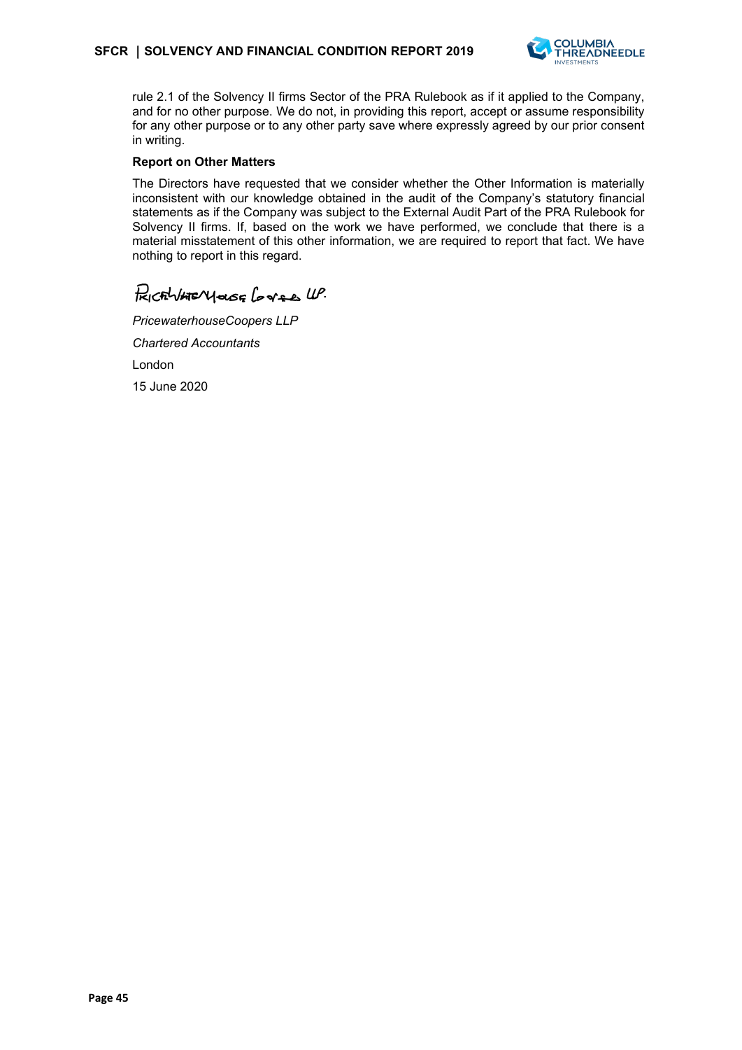rule 2.1 of the Solvency II firms Sector of the PRA Rulebook as if it applied to the Company, and for no other purpose. We do not, in providing this report, accept or assume responsibility for any other purpose or to any other party save where expressly agreed by our prior consent in writing.

**Report on Other Matters**

The Directors have requested that we consider whether the Other Information is materially inconsistent with our knowledge obtained in the audit of the Company's statutory financial statements as if the Company was subject to the External Audit Part of the PRA Rulebook for Solvency II firms. If, based on the work we have performed, we conclude that there is a material misstatement of this other information, we are required to report that fact. We have nothing to report in this regard.

PricewaterhouseCoopers LLP

*PricewaterhouseCoopers LLP*

*Chartered Accountants*

London

15 June 2020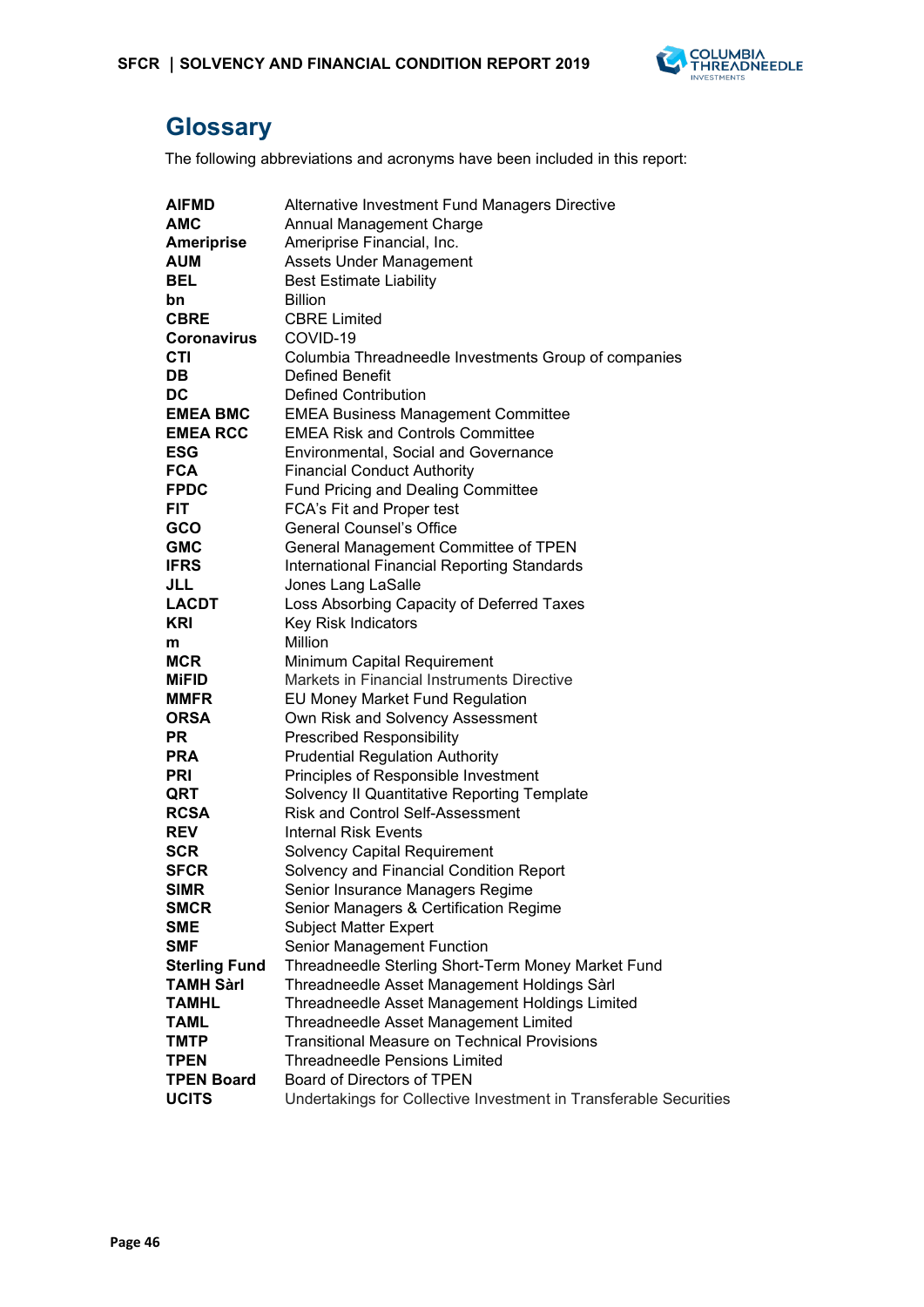# Glossary

The following abbreviations and acronyms have been included in this report:

| | |
|---|---|
| **AIFMD** | Alternative Investment Fund Managers Directive |
| **AMC** | Annual Management Charge |
| **Ameriprise** | Ameriprise Financial, Inc. |
| **AUM** | Assets Under Management |
| **BEL** | Best Estimate Liability |
| **bn** | Billion |
| **CBRE** | CBRE Limited |
| **Coronavirus** | COVID-19 |
| **CTI** | Columbia Threadneedle Investments Group of companies |
| **DB** | Defined Benefit |
| **DC** | Defined Contribution |
| **EMEA BMC** | EMEA Business Management Committee |
| **EMEA RCC** | EMEA Risk and Controls Committee |
| **ESG** | Environmental, Social and Governance |
| **FCA** | Financial Conduct Authority |
| **FPDC** | Fund Pricing and Dealing Committee |
| **FIT** | FCA's Fit and Proper test |
| **GCO** | General Counsel's Office |
| **GMC** | General Management Committee of TPEN |
| **IFRS** | International Financial Reporting Standards |
| **JLL** | Jones Lang LaSalle |
| **LACDT** | Loss Absorbing Capacity of Deferred Taxes |
| **KRI** | Key Risk Indicators |
| **m** | Million |
| **MCR** | Minimum Capital Requirement |
| **MiFID** | Markets in Financial Instruments Directive |
| **MMFR** | EU Money Market Fund Regulation |
| **ORSA** | Own Risk and Solvency Assessment |
| **PR** | Prescribed Responsibility |
| **PRA** | Prudential Regulation Authority |
| **PRI** | Principles of Responsible Investment |
| **QRT** | Solvency II Quantitative Reporting Template |
| **RCSA** | Risk and Control Self-Assessment |
| **REV** | Internal Risk Events |
| **SCR** | Solvency Capital Requirement |
| **SFCR** | Solvency and Financial Condition Report |
| **SIMR** | Senior Insurance Managers Regime |
| **SMCR** | Senior Managers & Certification Regime |
| **SME** | Subject Matter Expert |
| **SMF** | Senior Management Function |
| **Sterling Fund** | Threadneedle Sterling Short-Term Money Market Fund |
| **TAMH Sàrl** | Threadneedle Asset Management Holdings Sàrl |
| **TAMHL** | Threadneedle Asset Management Holdings Limited |
| **TAML** | Threadneedle Asset Management Limited |
| **TMTP** | Transitional Measure on Technical Provisions |
| **TPEN** | Threadneedle Pensions Limited |
| **TPEN Board** | Board of Directors of TPEN |
| **UCITS** | Undertakings for Collective Investment in Transferable Securities |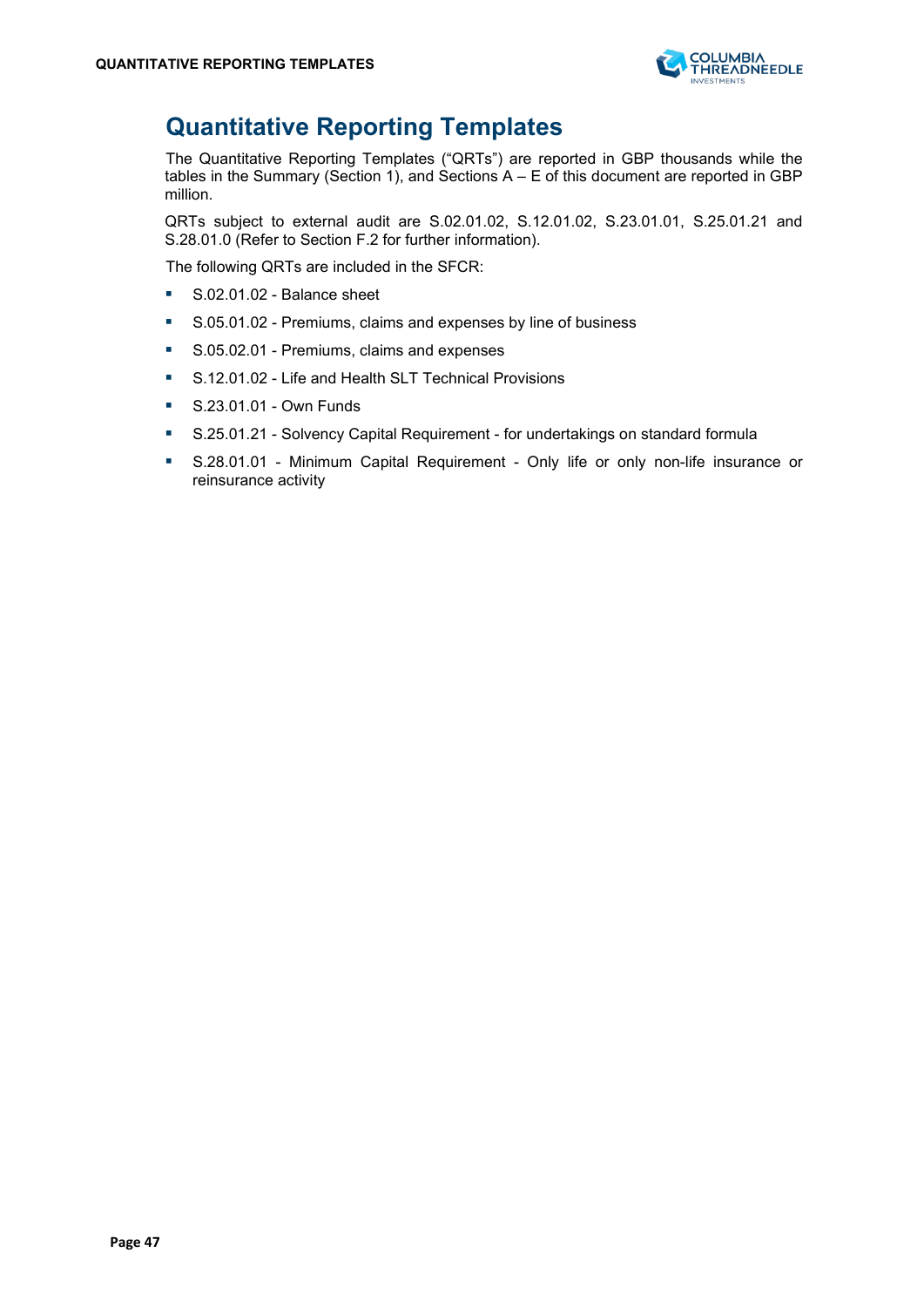# Quantitative Reporting Templates

The Quantitative Reporting Templates ("QRTs") are reported in GBP thousands while the tables in the Summary (Section 1), and Sections A – E of this document are reported in GBP million.

QRTs subject to external audit are S.02.01.02, S.12.01.02, S.23.01.01, S.25.01.21 and S.28.01.0 (Refer to Section F.2 for further information).

The following QRTs are included in the SFCR:

- S.02.01.02 - Balance sheet
- S.05.01.02 - Premiums, claims and expenses by line of business
- S.05.02.01 - Premiums, claims and expenses
- S.12.01.02 - Life and Health SLT Technical Provisions
- S.23.01.01 - Own Funds
- S.25.01.21 - Solvency Capital Requirement - for undertakings on standard formula
- S.28.01.01 - Minimum Capital Requirement - Only life or only non-life insurance or reinsurance activity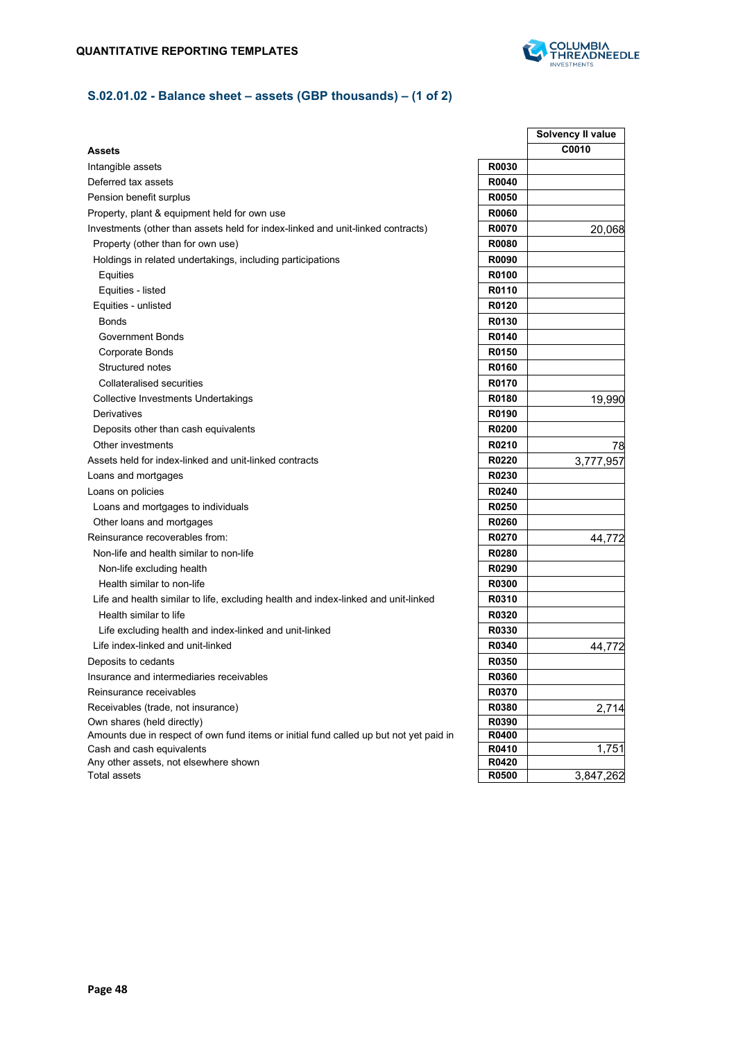**QUANTITATIVE REPORTING TEMPLATES**

### S.02.01.02 - Balance sheet – assets (GBP thousands) – (1 of 2)

| | | Solvency II value |
|---|---|---|
| **Assets** | | C0010 |
| Intangible assets | R0030 | |
| Deferred tax assets | R0040 | |
| Pension benefit surplus | R0050 | |
| Property, plant & equipment held for own use | R0060 | |
| Investments (other than assets held for index-linked and unit-linked contracts) | R0070 | 20,068 |
| Property (other than for own use) | R0080 | |
| Holdings in related undertakings, including participations | R0090 | |
| Equities | R0100 | |
| Equities - listed | R0110 | |
| Equities - unlisted | R0120 | |
| Bonds | R0130 | |
| Government Bonds | R0140 | |
| Corporate Bonds | R0150 | |
| Structured notes | R0160 | |
| Collateralised securities | R0170 | |
| Collective Investments Undertakings | R0180 | 19,990 |
| Derivatives | R0190 | |
| Deposits other than cash equivalents | R0200 | |
| Other investments | R0210 | 78 |
| Assets held for index-linked and unit-linked contracts | R0220 | 3,777,957 |
| Loans and mortgages | R0230 | |
| Loans on policies | R0240 | |
| Loans and mortgages to individuals | R0250 | |
| Other loans and mortgages | R0260 | |
| Reinsurance recoverables from: | R0270 | 44,772 |
| Non-life and health similar to non-life | R0280 | |
| Non-life excluding health | R0290 | |
| Health similar to non-life | R0300 | |
| Life and health similar to life, excluding health and index-linked and unit-linked | R0310 | |
| Health similar to life | R0320 | |
| Life excluding health and index-linked and unit-linked | R0330 | |
| Life index-linked and unit-linked | R0340 | 44,772 |
| Deposits to cedants | R0350 | |
| Insurance and intermediaries receivables | R0360 | |
| Reinsurance receivables | R0370 | |
| Receivables (trade, not insurance) | R0380 | 2,714 |
| Own shares (held directly) | R0390 | |
| Amounts due in respect of own fund items or initial fund called up but not yet paid in | R0400 | |
| Cash and cash equivalents | R0410 | 1,751 |
| Any other assets, not elsewhere shown | R0420 | |
| Total assets | R0500 | 3,847,262 |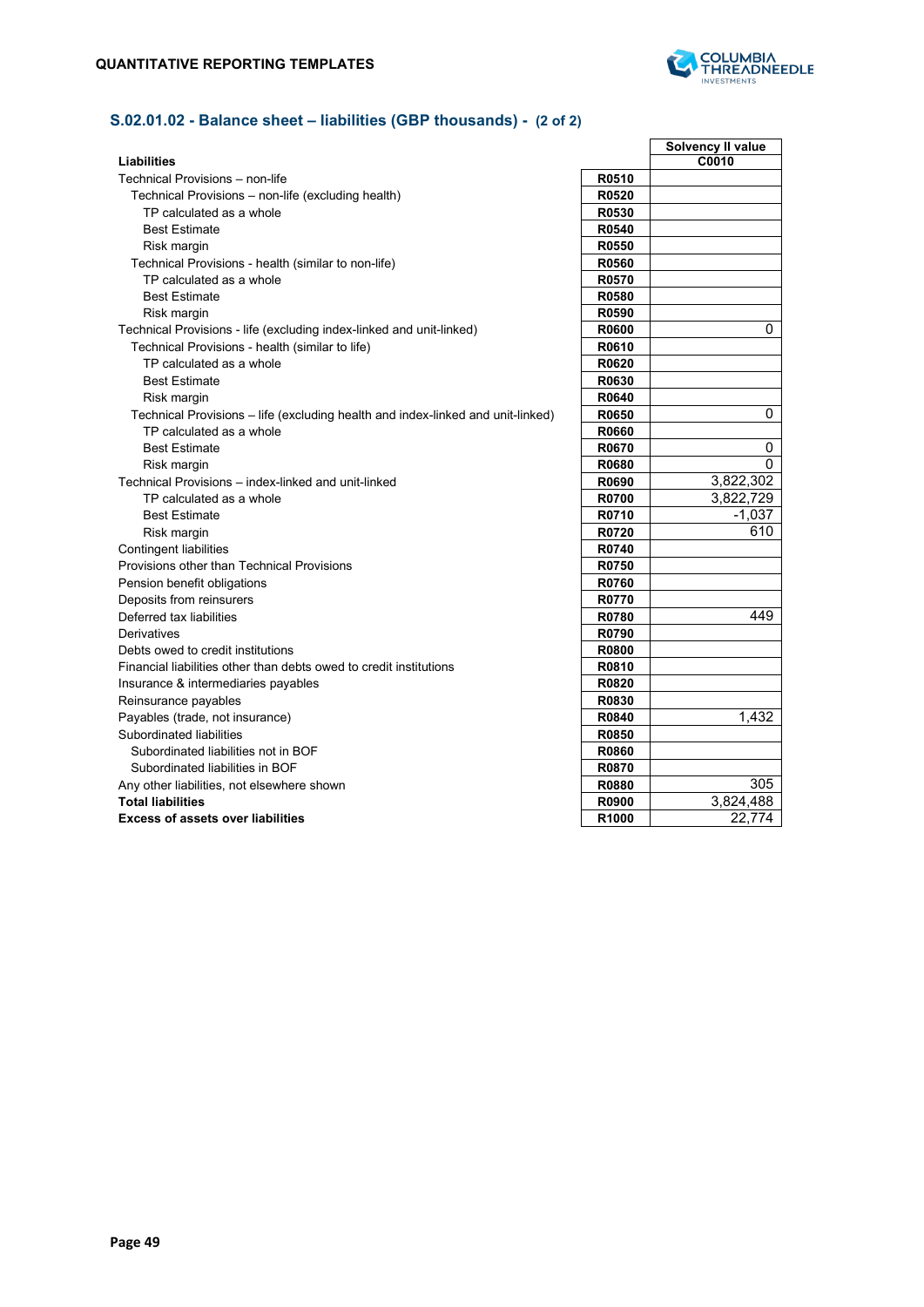**QUANTITATIVE REPORTING TEMPLATES**

## S.02.01.02 - Balance sheet – liabilities (GBP thousands) - (2 of 2)

| Liabilities | | Solvency II value |
|---|---|---|
| | | C0010 |
| Technical Provisions – non-life | R0510 | |
| Technical Provisions – non-life (excluding health) | R0520 | |
| TP calculated as a whole | R0530 | |
| Best Estimate | R0540 | |
| Risk margin | R0550 | |
| Technical Provisions - health (similar to non-life) | R0560 | |
| TP calculated as a whole | R0570 | |
| Best Estimate | R0580 | |
| Risk margin | R0590 | |
| Technical Provisions - life (excluding index-linked and unit-linked) | R0600 | 0 |
| Technical Provisions - health (similar to life) | R0610 | |
| TP calculated as a whole | R0620 | |
| Best Estimate | R0630 | |
| Risk margin | R0640 | |
| Technical Provisions – life (excluding health and index-linked and unit-linked) | R0650 | 0 |
| TP calculated as a whole | R0660 | |
| Best Estimate | R0670 | 0 |
| Risk margin | R0680 | 0 |
| Technical Provisions – index-linked and unit-linked | R0690 | 3,822,302 |
| TP calculated as a whole | R0700 | 3,822,729 |
| Best Estimate | R0710 | -1,037 |
| Risk margin | R0720 | 610 |
| Contingent liabilities | R0740 | |
| Provisions other than Technical Provisions | R0750 | |
| Pension benefit obligations | R0760 | |
| Deposits from reinsurers | R0770 | |
| Deferred tax liabilities | R0780 | 449 |
| Derivatives | R0790 | |
| Debts owed to credit institutions | R0800 | |
| Financial liabilities other than debts owed to credit institutions | R0810 | |
| Insurance & intermediaries payables | R0820 | |
| Reinsurance payables | R0830 | |
| Payables (trade, not insurance) | R0840 | 1,432 |
| Subordinated liabilities | R0850 | |
| Subordinated liabilities not in BOF | R0860 | |
| Subordinated liabilities in BOF | R0870 | |
| Any other liabilities, not elsewhere shown | R0880 | 305 |
| **Total liabilities** | R0900 | 3,824,488 |
| **Excess of assets over liabilities** | R1000 | 22,774 |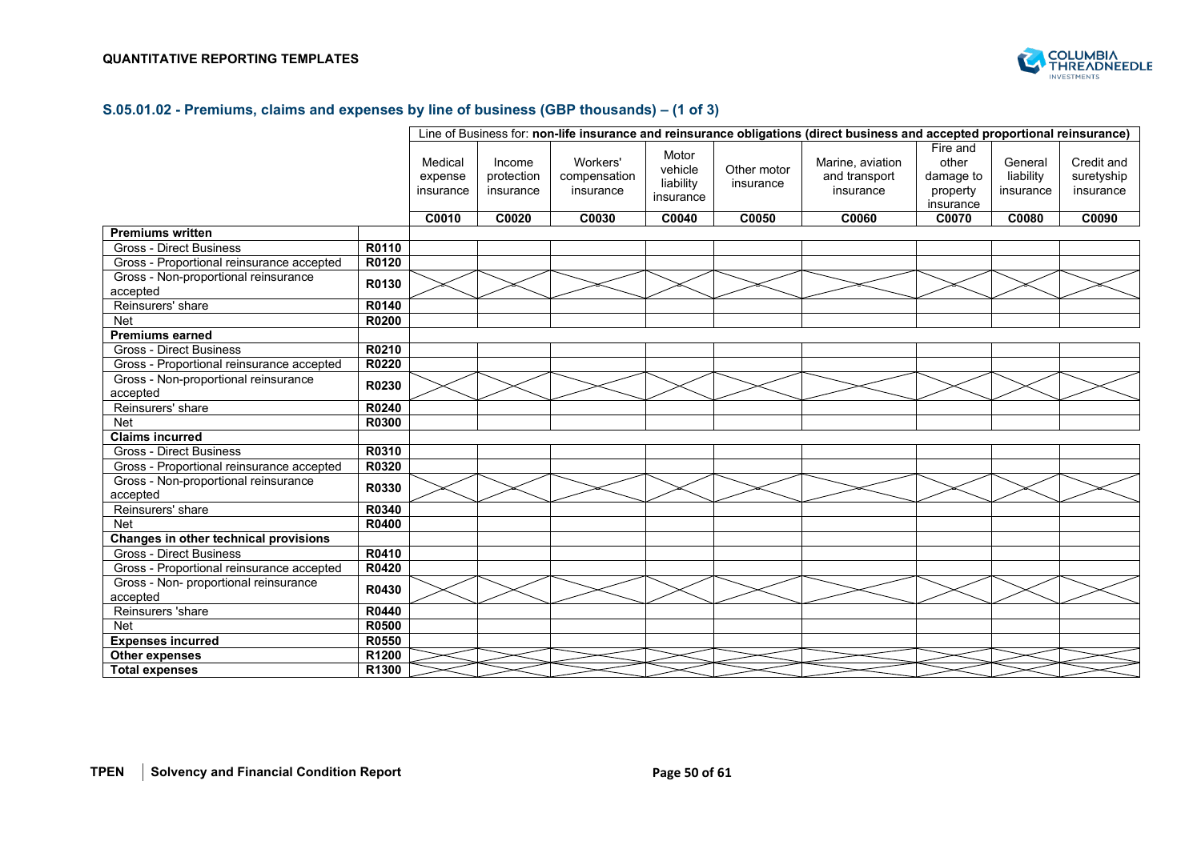## S.05.01.02 - Premiums, claims and expenses by line of business (GBP thousands) – (1 of 3)

| | | Line of Business for: **non-life insurance and reinsurance obligations (direct business and accepted proportional reinsurance)** | | | | | | | | |
|---|---|---|---|---|---|---|---|---|---|---|
| | | Medical expense insurance | Income protection insurance | Workers' compensation insurance | Motor vehicle liability insurance | Other motor insurance | Marine, aviation and transport insurance | Fire and other damage to property insurance | General liability insurance | Credit and suretyship insurance |
| | | **C0010** | **C0020** | **C0030** | **C0040** | **C0050** | **C0060** | **C0070** | **C0080** | **C0090** |
| **Premiums written** | | | | | | | | | | |
| Gross - Direct Business | **R0110** | | | | | | | | | |
| Gross - Proportional reinsurance accepted | **R0120** | | | | | | | | | |
| Gross - Non-proportional reinsurance accepted | **R0130** | | | | | | | | | |
| Reinsurers' share | **R0140** | | | | | | | | | |
| Net | **R0200** | | | | | | | | | |
| **Premiums earned** | | | | | | | | | | |
| Gross - Direct Business | **R0210** | | | | | | | | | |
| Gross - Proportional reinsurance accepted | **R0220** | | | | | | | | | |
| Gross - Non-proportional reinsurance accepted | **R0230** | | | | | | | | | |
| Reinsurers' share | **R0240** | | | | | | | | | |
| Net | **R0300** | | | | | | | | | |
| **Claims incurred** | | | | | | | | | | |
| Gross - Direct Business | **R0310** | | | | | | | | | |
| Gross - Proportional reinsurance accepted | **R0320** | | | | | | | | | |
| Gross - Non-proportional reinsurance accepted | **R0330** | | | | | | | | | |
| Reinsurers' share | **R0340** | | | | | | | | | |
| Net | **R0400** | | | | | | | | | |
| **Changes in other technical provisions** | | | | | | | | | | |
| Gross - Direct Business | **R0410** | | | | | | | | | |
| Gross - Proportional reinsurance accepted | **R0420** | | | | | | | | | |
| Gross - Non- proportional reinsurance accepted | **R0430** | | | | | | | | | |
| Reinsurers 'share | **R0440** | | | | | | | | | |
| Net | **R0500** | | | | | | | | | |
| **Expenses incurred** | **R0550** | | | | | | | | | |
| **Other expenses** | **R1200** | | | | | | | | | |
| **Total expenses** | **R1300** | | | | | | | | | |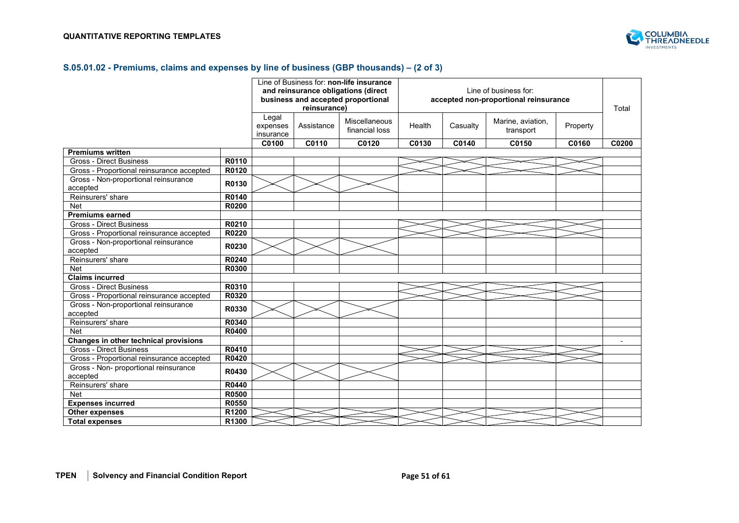## S.05.01.02 - Premiums, claims and expenses by line of business (GBP thousands) – (2 of 3)

| | | Line of Business for: **non-life insurance and reinsurance obligations (direct business and accepted proportional reinsurance)** | | | Line of business for: accepted non-proportional reinsurance | | | | Total |
|---|---|---|---|---|---|---|---|---|---|
| | | Legal expenses insurance | Assistance | Miscellaneous financial loss | Health | Casualty | Marine, aviation, transport | Property | |
| | | **C0100** | **C0110** | **C0120** | **C0130** | **C0140** | **C0150** | **C0160** | **C0200** |
| **Premiums written** | | | | | | | | | |
| Gross - Direct Business | **R0110** | | | | | | | | |
| Gross - Proportional reinsurance accepted | **R0120** | | | | | | | | |
| Gross - Non-proportional reinsurance accepted | **R0130** | | | | | | | | |
| Reinsurers' share | **R0140** | | | | | | | | |
| Net | **R0200** | | | | | | | | |
| **Premiums earned** | | | | | | | | | |
| Gross - Direct Business | **R0210** | | | | | | | | |
| Gross - Proportional reinsurance accepted | **R0220** | | | | | | | | |
| Gross - Non-proportional reinsurance accepted | **R0230** | | | | | | | | |
| Reinsurers' share | **R0240** | | | | | | | | |
| Net | **R0300** | | | | | | | | |
| **Claims incurred** | | | | | | | | | |
| Gross - Direct Business | **R0310** | | | | | | | | |
| Gross - Proportional reinsurance accepted | **R0320** | | | | | | | | |
| Gross - Non-proportional reinsurance accepted | **R0330** | | | | | | | | |
| Reinsurers' share | **R0340** | | | | | | | | |
| Net | **R0400** | | | | | | | | |
| **Changes in other technical provisions** | | | | | | | | | - |
| Gross - Direct Business | **R0410** | | | | | | | | |
| Gross - Proportional reinsurance accepted | **R0420** | | | | | | | | |
| Gross - Non- proportional reinsurance accepted | **R0430** | | | | | | | | |
| Reinsurers' share | **R0440** | | | | | | | | |
| Net | **R0500** | | | | | | | | |
| **Expenses incurred** | **R0550** | | | | | | | | |
| **Other expenses** | **R1200** | | | | | | | | |
| **Total expenses** | **R1300** | | | | | | | | |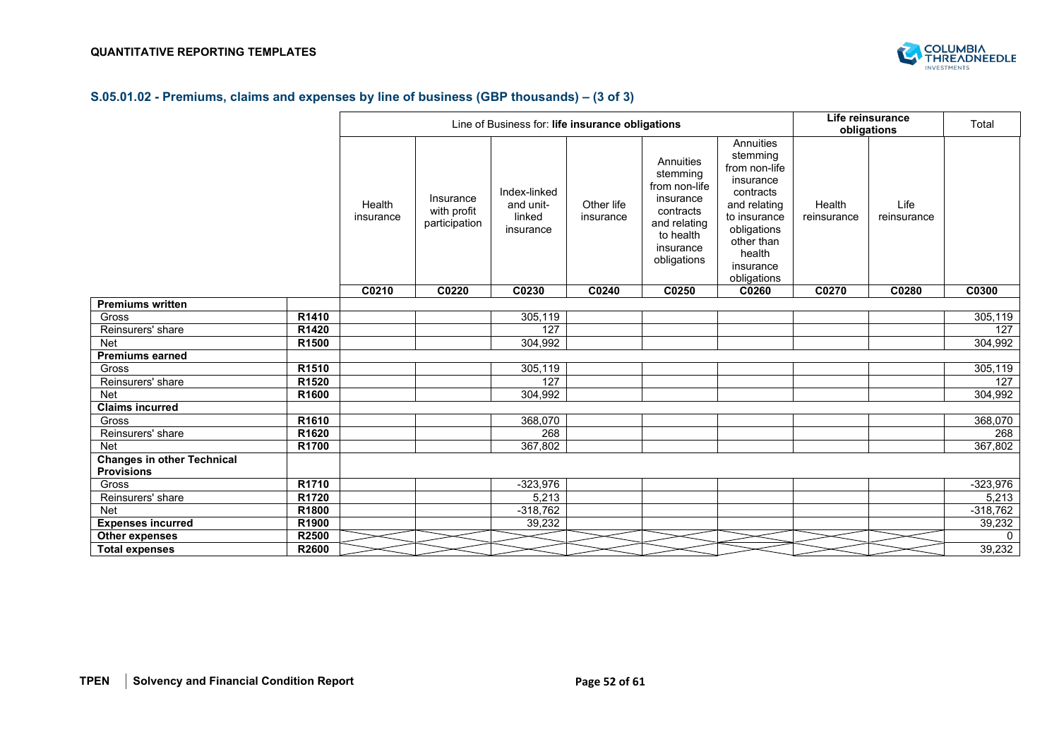## S.05.01.02 - Premiums, claims and expenses by line of business (GBP thousands) – (3 of 3)

| | | Line of Business for: **life insurance obligations** | | | | | | **Life reinsurance obligations** | | Total |
|---|---|---|---|---|---|---|---|---|---|---|
| | | Health insurance | Insurance with profit participation | Index-linked and unit-linked insurance | Other life insurance | Annuities stemming from non-life insurance contracts and relating to health insurance obligations | Annuities stemming from non-life insurance contracts and relating to insurance obligations other than health insurance obligations | Health reinsurance | Life reinsurance | |
| | | **C0210** | **C0220** | **C0230** | **C0240** | **C0250** | **C0260** | **C0270** | **C0280** | **C0300** |
| **Premiums written** | | | | | | | | | | |
| Gross | **R1410** | | | 305,119 | | | | | | 305,119 |
| Reinsurers' share | **R1420** | | | 127 | | | | | | 127 |
| Net | **R1500** | | | 304,992 | | | | | | 304,992 |
| **Premiums earned** | | | | | | | | | | |
| Gross | **R1510** | | | 305,119 | | | | | | 305,119 |
| Reinsurers' share | **R1520** | | | 127 | | | | | | 127 |
| Net | **R1600** | | | 304,992 | | | | | | 304,992 |
| **Claims incurred** | | | | | | | | | | |
| Gross | **R1610** | | | 368,070 | | | | | | 368,070 |
| Reinsurers' share | **R1620** | | | 268 | | | | | | 268 |
| Net | **R1700** | | | 367,802 | | | | | | 367,802 |
| **Changes in other Technical Provisions** | | | | | | | | | | |
| Gross | **R1710** | | | -323,976 | | | | | | -323,976 |
| Reinsurers' share | **R1720** | | | 5,213 | | | | | | 5,213 |
| Net | **R1800** | | | -318,762 | | | | | | -318,762 |
| **Expenses incurred** | **R1900** | | | 39,232 | | | | | | 39,232 |
| **Other expenses** | **R2500** | | | | | | | | | 0 |
| **Total expenses** | **R2600** | | | | | | | | | 39,232 |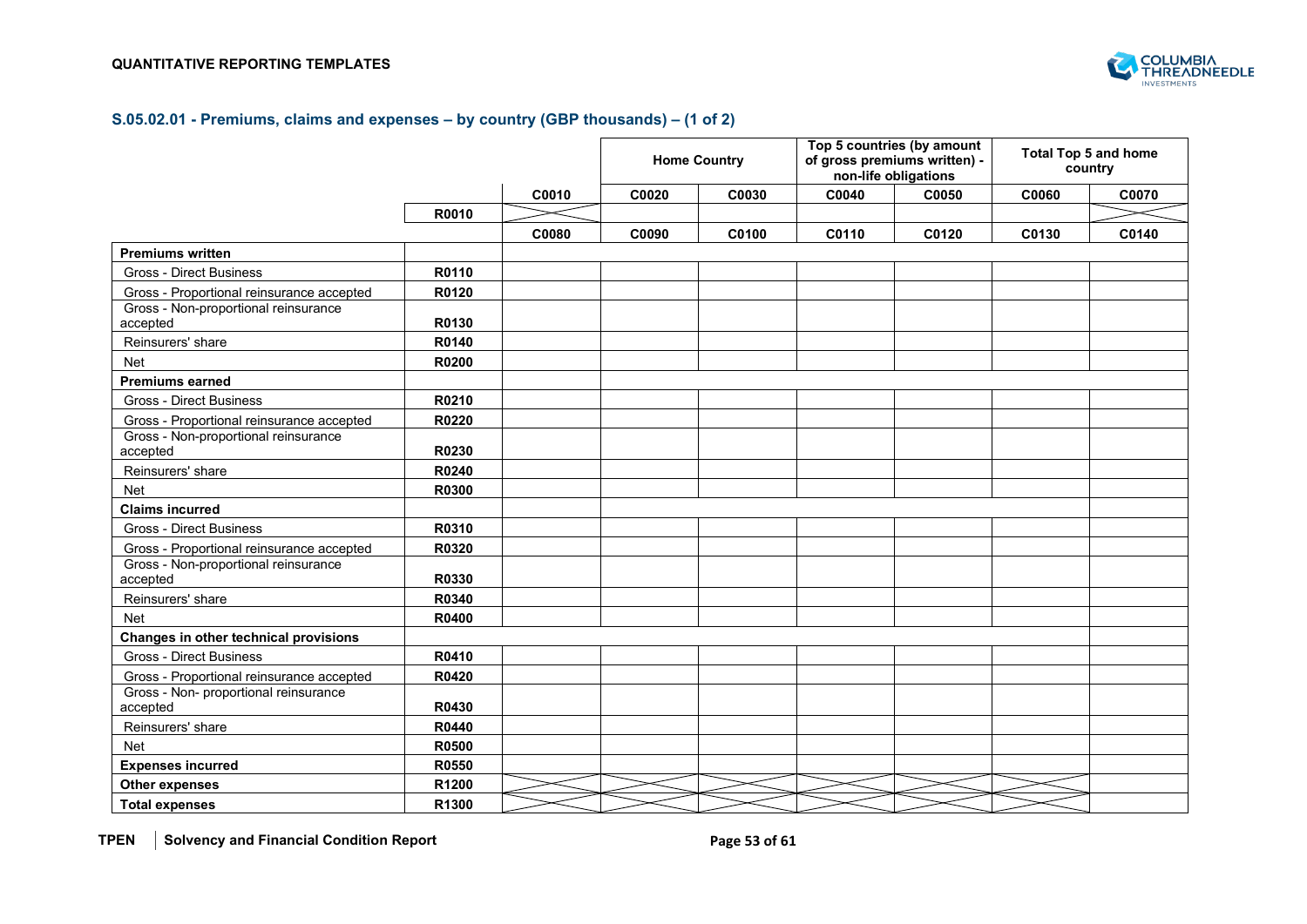QUANTITATIVE REPORTING TEMPLATES

## S.05.02.01 - Premiums, claims and expenses – by country (GBP thousands) – (1 of 2)

| | | | Home Country | | Top 5 countries (by amount of gross premiums written) - non-life obligations | | Total Top 5 and home country | |
|---|---|---|---|---|---|---|---|---|
| | | C0010 | C0020 | C0030 | C0040 | C0050 | C0060 | C0070 |
| | R0010 | | | | | | | |
| | | C0080 | C0090 | C0100 | C0110 | C0120 | C0130 | C0140 |
| **Premiums written** | | | | | | | | |
| Gross - Direct Business | R0110 | | | | | | | |
| Gross - Proportional reinsurance accepted | R0120 | | | | | | | |
| Gross - Non-proportional reinsurance accepted | R0130 | | | | | | | |
| Reinsurers' share | R0140 | | | | | | | |
| Net | R0200 | | | | | | | |
| **Premiums earned** | | | | | | | | |
| Gross - Direct Business | R0210 | | | | | | | |
| Gross - Proportional reinsurance accepted | R0220 | | | | | | | |
| Gross - Non-proportional reinsurance accepted | R0230 | | | | | | | |
| Reinsurers' share | R0240 | | | | | | | |
| Net | R0300 | | | | | | | |
| **Claims incurred** | | | | | | | | |
| Gross - Direct Business | R0310 | | | | | | | |
| Gross - Proportional reinsurance accepted | R0320 | | | | | | | |
| Gross - Non-proportional reinsurance accepted | R0330 | | | | | | | |
| Reinsurers' share | R0340 | | | | | | | |
| Net | R0400 | | | | | | | |
| **Changes in other technical provisions** | | | | | | | | |
| Gross - Direct Business | R0410 | | | | | | | |
| Gross - Proportional reinsurance accepted | R0420 | | | | | | | |
| Gross - Non- proportional reinsurance accepted | R0430 | | | | | | | |
| Reinsurers' share | R0440 | | | | | | | |
| Net | R0500 | | | | | | | |
| **Expenses incurred** | R0550 | | | | | | | |
| **Other expenses** | R1200 | | | | | | | |
| **Total expenses** | R1300 | | | | | | | |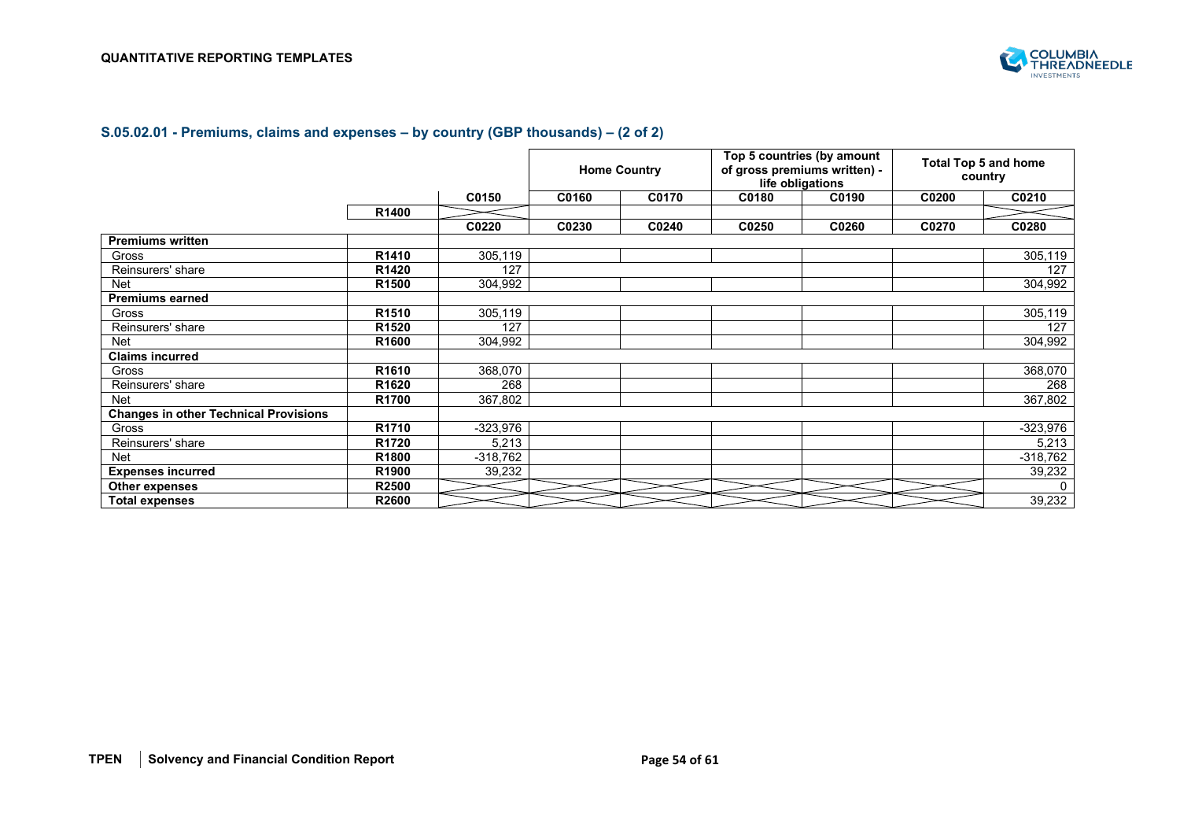## S.05.02.01 - Premiums, claims and expenses – by country (GBP thousands) – (2 of 2)

| | | | Home Country | | Top 5 countries (by amount of gross premiums written) - life obligations | | Total Top 5 and home country | |
|---|---|---|---|---|---|---|---|---|
| | | C0150 | C0160 | C0170 | C0180 | C0190 | C0200 | C0210 |
| | R1400 | | | | | | | |
| | | C0220 | C0230 | C0240 | C0250 | C0260 | C0270 | C0280 |
| **Premiums written** | | | | | | | | |
| Gross | R1410 | 305,119 | | | | | | 305,119 |
| Reinsurers' share | R1420 | 127 | | | | | | 127 |
| Net | R1500 | 304,992 | | | | | | 304,992 |
| **Premiums earned** | | | | | | | | |
| Gross | R1510 | 305,119 | | | | | | 305,119 |
| Reinsurers' share | R1520 | 127 | | | | | | 127 |
| Net | R1600 | 304,992 | | | | | | 304,992 |
| **Claims incurred** | | | | | | | | |
| Gross | R1610 | 368,070 | | | | | | 368,070 |
| Reinsurers' share | R1620 | 268 | | | | | | 268 |
| Net | R1700 | 367,802 | | | | | | 367,802 |
| **Changes in other Technical Provisions** | | | | | | | | |
| Gross | R1710 | -323,976 | | | | | | -323,976 |
| Reinsurers' share | R1720 | 5,213 | | | | | | 5,213 |
| Net | R1800 | -318,762 | | | | | | -318,762 |
| **Expenses incurred** | R1900 | 39,232 | | | | | | 39,232 |
| **Other expenses** | R2500 | | | | | | | 0 |
| **Total expenses** | R2600 | | | | | | | 39,232 |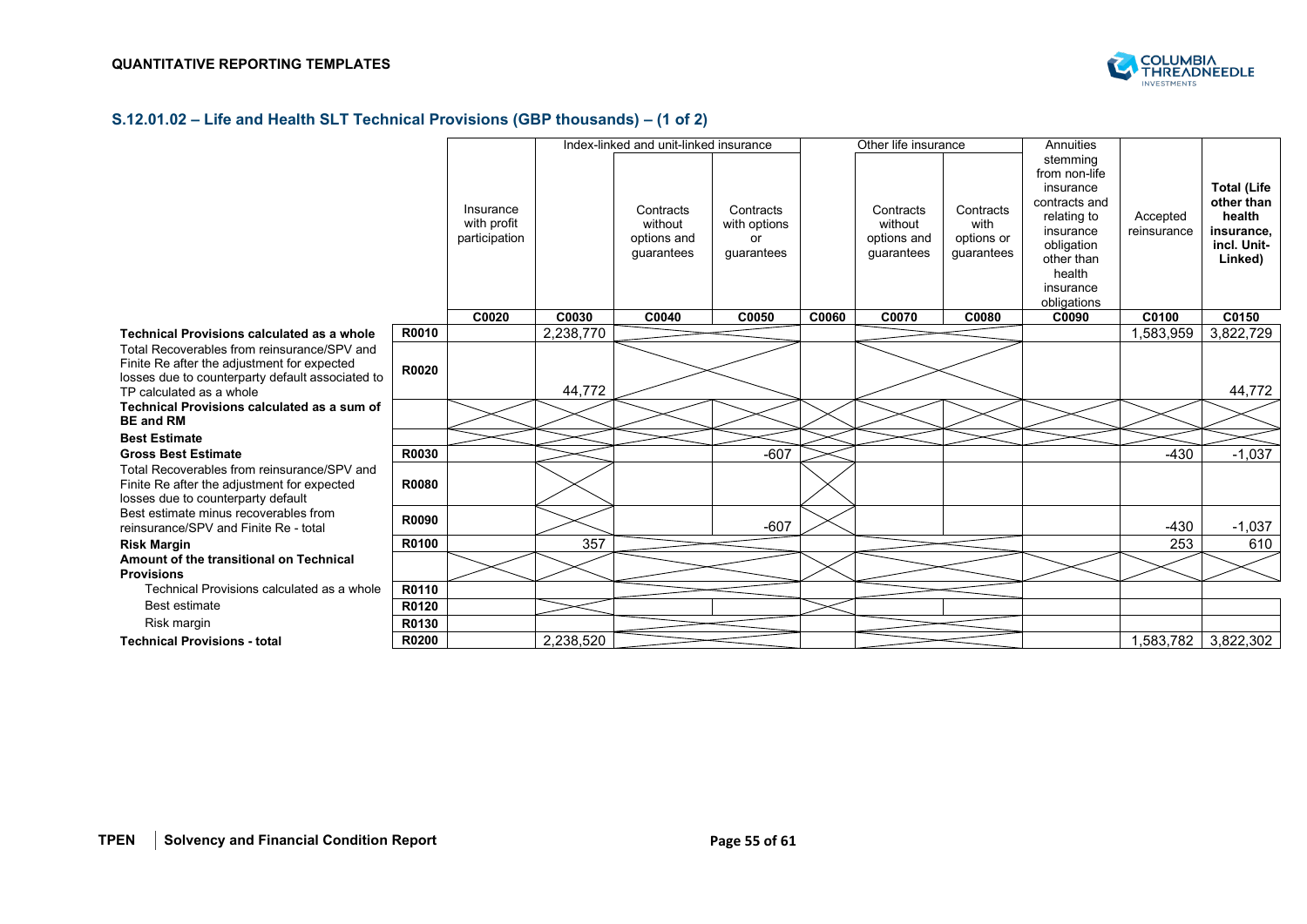QUANTITATIVE REPORTING TEMPLATES

## S.12.01.02 – Life and Health SLT Technical Provisions (GBP thousands) – (1 of 2)

| | | Insurance with profit participation | Index-linked and unit-linked insurance | | | Other life insurance | | | Annuities stemming from non-life insurance contracts and relating to insurance obligation other than health insurance obligations | Accepted reinsurance | Total (Life other than health insurance, incl. Unit-Linked) |
|---|---|---|---|---|---|---|---|---|---|---|---|
| | | | | Contracts without options and guarantees | Contracts with options or guarantees | | Contracts without options and guarantees | Contracts with options or guarantees | | | |
| | | C0020 | C0030 | C0040 | C0050 | C0060 | C0070 | C0080 | C0090 | C0100 | C0150 |
| **Technical Provisions calculated as a whole** | R0010 | | 2,238,770 | | | | | | | 1,583,959 | 3,822,729 |
| Total Recoverables from reinsurance/SPV and Finite Re after the adjustment for expected losses due to counterparty default associated to TP calculated as a whole | R0020 | | 44,772 | | | | | | | | 44,772 |
| **Technical Provisions calculated as a sum of BE and RM** | | | | | | | | | | | |
| **Best Estimate** | | | | | | | | | | | |
| **Gross Best Estimate** | R0030 | | | | -607 | | | | | -430 | -1,037 |
| Total Recoverables from reinsurance/SPV and Finite Re after the adjustment for expected losses due to counterparty default | R0080 | | | | | | | | | | |
| Best estimate minus recoverables from reinsurance/SPV and Finite Re - total | R0090 | | | | -607 | | | | | -430 | -1,037 |
| **Risk Margin** | R0100 | | 357 | | | | | | | 253 | 610 |
| **Amount of the transitional on Technical Provisions** | | | | | | | | | | | |
| Technical Provisions calculated as a whole | R0110 | | | | | | | | | | |
| Best estimate | R0120 | | | | | | | | | | |
| Risk margin | R0130 | | | | | | | | | | |
| **Technical Provisions - total** | R0200 | | 2,238,520 | | | | | | | 1,583,782 | 3,822,302 |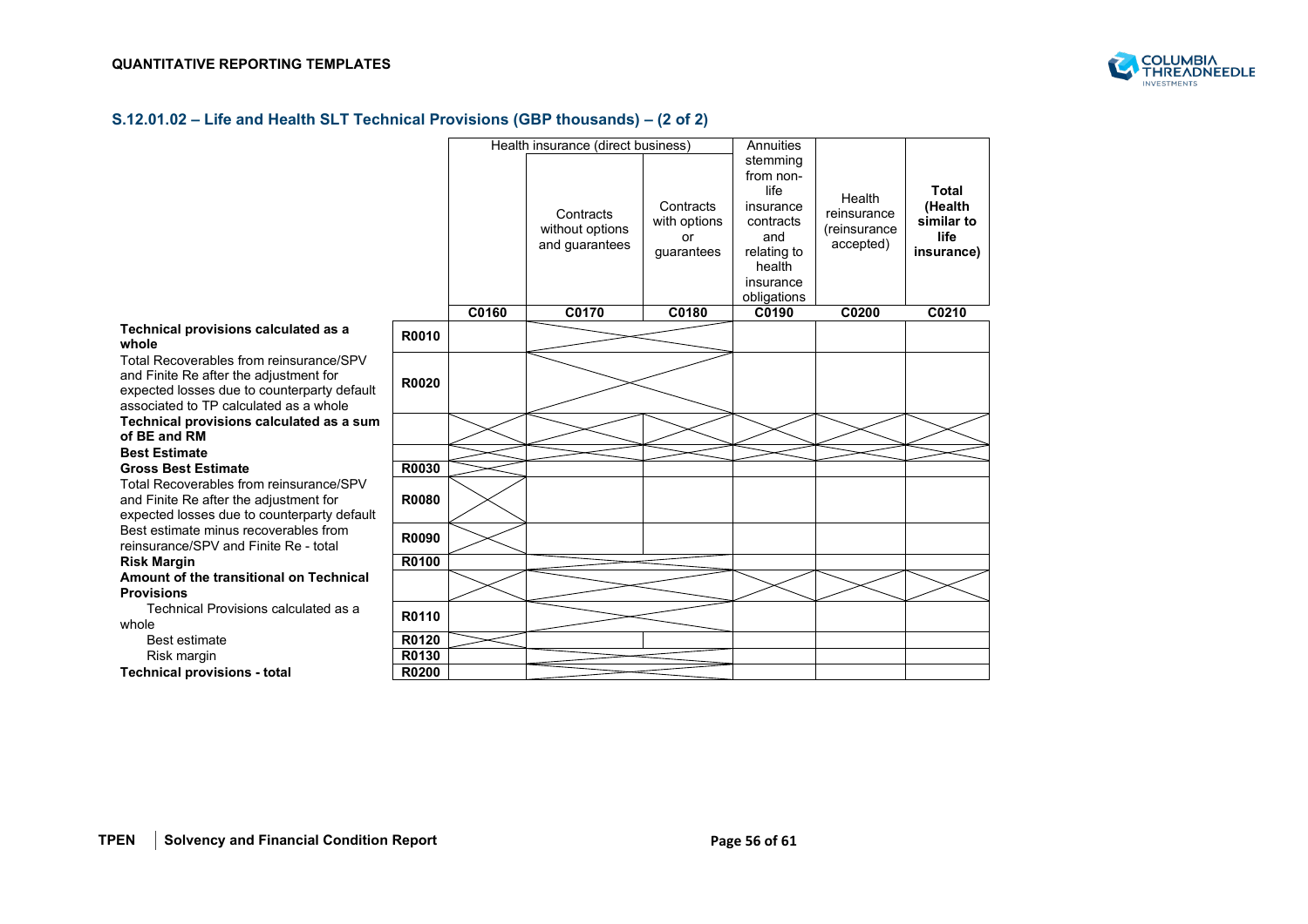## S.12.01.02 – Life and Health SLT Technical Provisions (GBP thousands) – (2 of 2)

| | | Health insurance (direct business) | | | Annuities stemming from non-life insurance contracts and relating to health insurance obligations | Health reinsurance (reinsurance accepted) | **Total (Health similar to life insurance)** |
|---|---|---|---|---|---|---|---|
| | | | Contracts without options and guarantees | Contracts with options or guarantees | | | |
| | | **C0160** | **C0170** | **C0180** | **C0190** | **C0200** | **C0210** |
| **Technical provisions calculated as a whole** | **R0010** | | | | | | |
| Total Recoverables from reinsurance/SPV and Finite Re after the adjustment for expected losses due to counterparty default associated to TP calculated as a whole | **R0020** | | | | | | |
| **Technical provisions calculated as a sum of BE and RM** | | | | | | | |
| **Best Estimate** | | | | | | | |
| **Gross Best Estimate** | **R0030** | | | | | | |
| Total Recoverables from reinsurance/SPV and Finite Re after the adjustment for expected losses due to counterparty default | **R0080** | | | | | | |
| Best estimate minus recoverables from reinsurance/SPV and Finite Re - total | **R0090** | | | | | | |
| **Risk Margin** | **R0100** | | | | | | |
| **Amount of the transitional on Technical Provisions** | | | | | | | |
| Technical Provisions calculated as a whole | **R0110** | | | | | | |
| Best estimate | **R0120** | | | | | | |
| Risk margin | **R0130** | | | | | | |
| **Technical provisions - total** | **R0200** | | | | | | |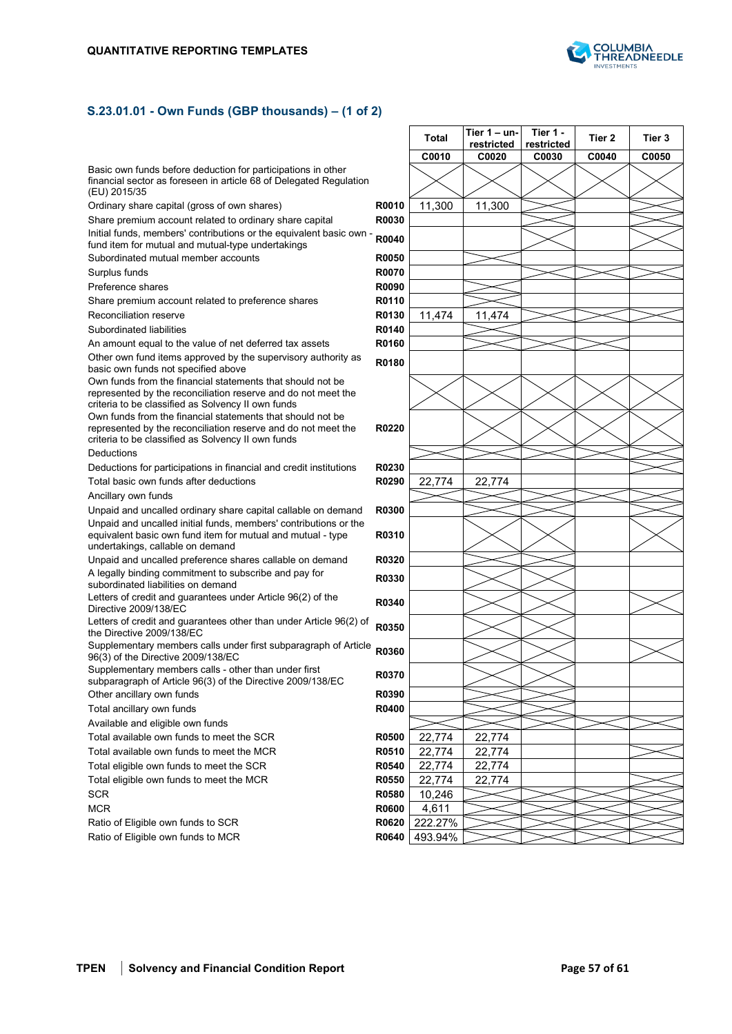## S.23.01.01 - Own Funds (GBP thousands) – (1 of 2)

| | | Total | Tier 1 – un-restricted | Tier 1 - restricted | Tier 2 | Tier 3 |
|---|---|---|---|---|---|---|
| | | C0010 | C0020 | C0030 | C0040 | C0050 |
| Basic own funds before deduction for participations in other financial sector as foreseen in article 68 of Delegated Regulation (EU) 2015/35 | | | | | | |
| Ordinary share capital (gross of own shares) | R0010 | 11,300 | 11,300 | | | |
| Share premium account related to ordinary share capital | R0030 | | | | | |
| Initial funds, members' contributions or the equivalent basic own - fund item for mutual and mutual-type undertakings | R0040 | | | | | |
| Subordinated mutual member accounts | R0050 | | | | | |
| Surplus funds | R0070 | | | | | |
| Preference shares | R0090 | | | | | |
| Share premium account related to preference shares | R0110 | | | | | |
| Reconciliation reserve | R0130 | 11,474 | 11,474 | | | |
| Subordinated liabilities | R0140 | | | | | |
| An amount equal to the value of net deferred tax assets | R0160 | | | | | |
| Other own fund items approved by the supervisory authority as basic own funds not specified above | R0180 | | | | | |
| Own funds from the financial statements that should not be represented by the reconciliation reserve and do not meet the criteria to be classified as Solvency II own funds | | | | | | |
| Own funds from the financial statements that should not be represented by the reconciliation reserve and do not meet the criteria to be classified as Solvency II own funds | R0220 | | | | | |
| Deductions | | | | | | |
| Deductions for participations in financial and credit institutions | R0230 | | | | | |
| Total basic own funds after deductions | R0290 | 22,774 | 22,774 | | | |
| Ancillary own funds | | | | | | |
| Unpaid and uncalled ordinary share capital callable on demand | R0300 | | | | | |
| Unpaid and uncalled initial funds, members' contributions or the equivalent basic own fund item for mutual and mutual - type undertakings, callable on demand | R0310 | | | | | |
| Unpaid and uncalled preference shares callable on demand | R0320 | | | | | |
| A legally binding commitment to subscribe and pay for subordinated liabilities on demand | R0330 | | | | | |
| Letters of credit and guarantees under Article 96(2) of the Directive 2009/138/EC | R0340 | | | | | |
| Letters of credit and guarantees other than under Article 96(2) of the Directive 2009/138/EC | R0350 | | | | | |
| Supplementary members calls under first subparagraph of Article 96(3) of the Directive 2009/138/EC | R0360 | | | | | |
| Supplementary members calls - other than under first subparagraph of Article 96(3) of the Directive 2009/138/EC | R0370 | | | | | |
| Other ancillary own funds | R0390 | | | | | |
| Total ancillary own funds | R0400 | | | | | |
| Available and eligible own funds | | | | | | |
| Total available own funds to meet the SCR | R0500 | 22,774 | 22,774 | | | |
| Total available own funds to meet the MCR | R0510 | 22,774 | 22,774 | | | |
| Total eligible own funds to meet the SCR | R0540 | 22,774 | 22,774 | | | |
| Total eligible own funds to meet the MCR | R0550 | 22,774 | 22,774 | | | |
| SCR | R0580 | 10,246 | | | | |
| MCR | R0600 | 4,611 | | | | |
| Ratio of Eligible own funds to SCR | R0620 | 222.27% | | | | |
| Ratio of Eligible own funds to MCR | R0640 | 493.94% | | | | |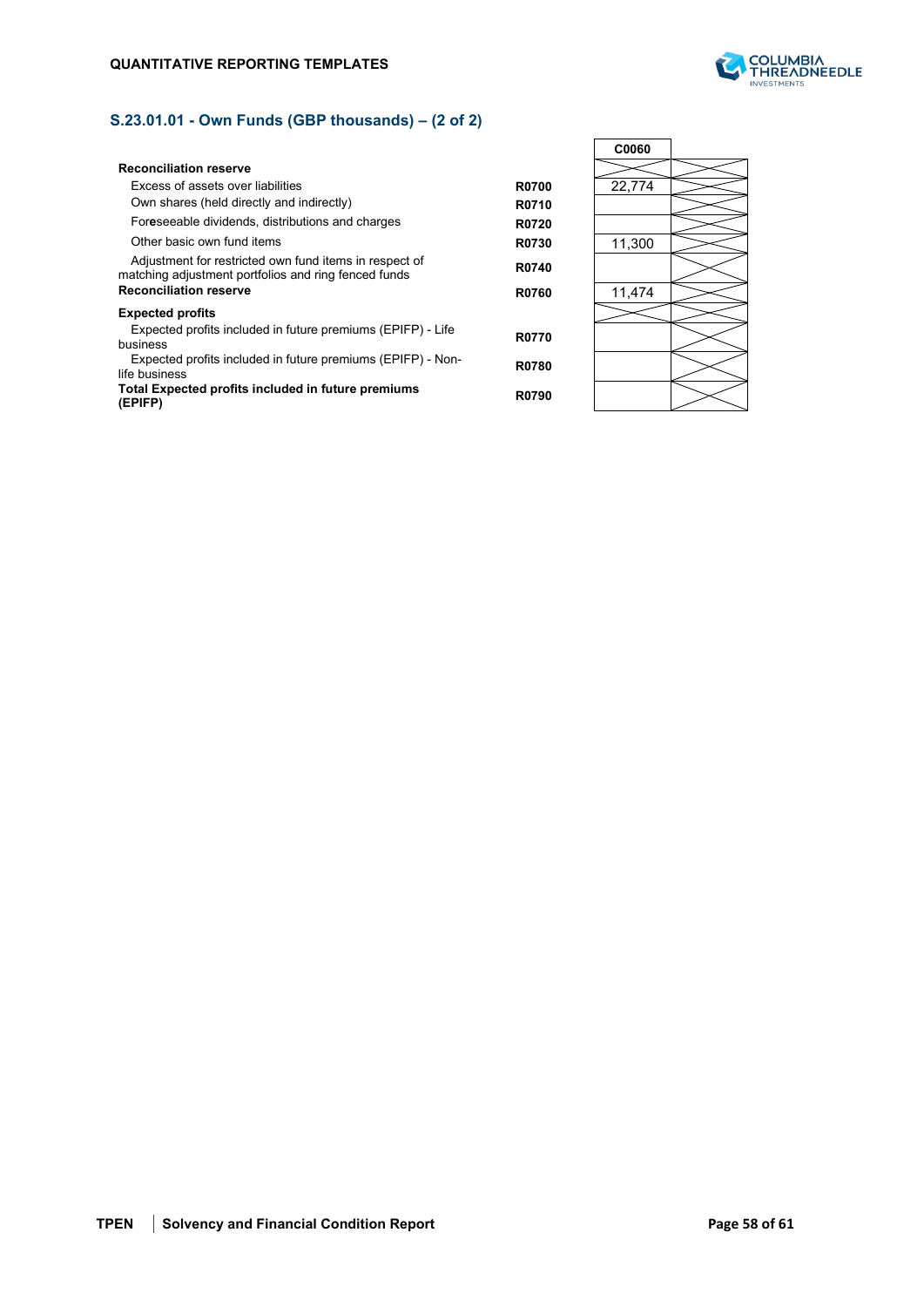QUANTITATIVE REPORTING TEMPLATES

## S.23.01.01 - Own Funds (GBP thousands) – (2 of 2)

| | | C0060 | |
|---|---|---|---|
| **Reconciliation reserve** | | | |
| Excess of assets over liabilities | **R0700** | 22,774 | |
| Own shares (held directly and indirectly) | **R0710** | | |
| Foreseeable dividends, distributions and charges | **R0720** | | |
| Other basic own fund items | **R0730** | 11,300 | |
| Adjustment for restricted own fund items in respect of matching adjustment portfolios and ring fenced funds | **R0740** | | |
| **Reconciliation reserve** | **R0760** | 11,474 | |
| **Expected profits** | | | |
| Expected profits included in future premiums (EPIFP) - Life business | **R0770** | | |
| Expected profits included in future premiums (EPIFP) - Non-life business | **R0780** | | |
| **Total Expected profits included in future premiums (EPIFP)** | **R0790** | | |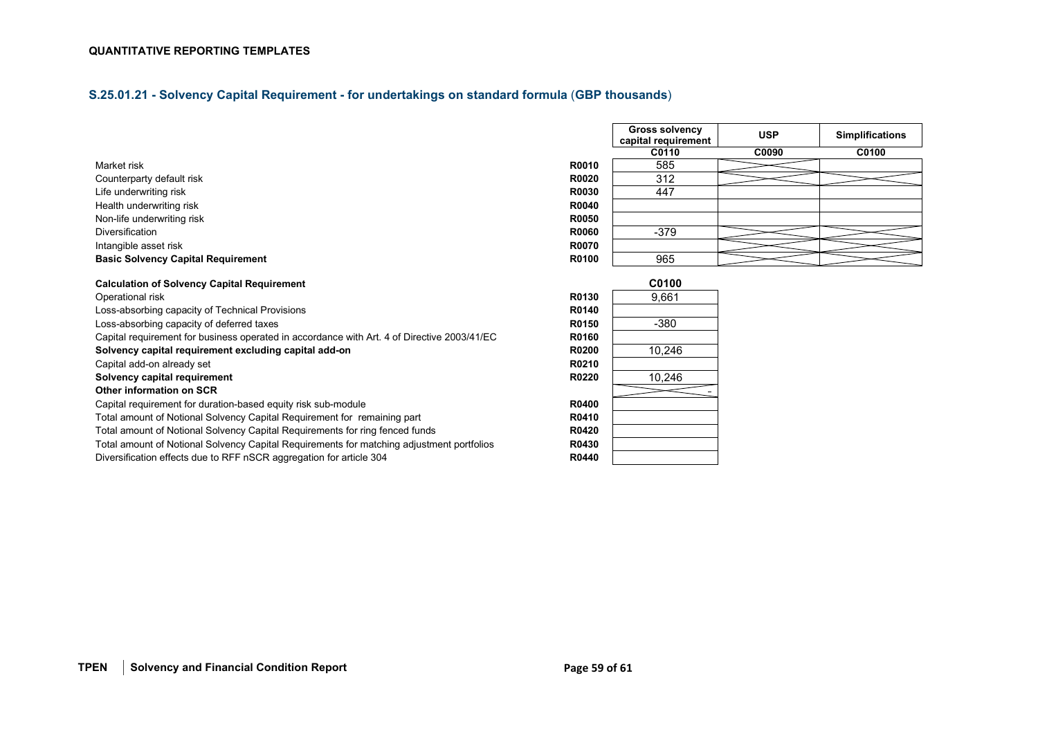**QUANTITATIVE REPORTING TEMPLATES**

## S.25.01.21 - Solvency Capital Requirement - for undertakings on standard formula (GBP thousands)

| | | Gross solvency capital requirement | USP | Simplifications |
|---|---|---|---|---|
| | | C0110 | C0090 | C0100 |
| Market risk | R0010 | 585 | | |
| Counterparty default risk | R0020 | 312 | | |
| Life underwriting risk | R0030 | 447 | | |
| Health underwriting risk | R0040 | | | |
| Non-life underwriting risk | R0050 | | | |
| Diversification | R0060 | -379 | | |
| Intangible asset risk | R0070 | | | |
| **Basic Solvency Capital Requirement** | R0100 | 965 | | |

| **Calculation of Solvency Capital Requirement** | | C0100 |
|---|---|---|
| Operational risk | R0130 | 9,661 |
| Loss-absorbing capacity of Technical Provisions | R0140 | |
| Loss-absorbing capacity of deferred taxes | R0150 | -380 |
| Capital requirement for business operated in accordance with Art. 4 of Directive 2003/41/EC | R0160 | |
| **Solvency capital requirement excluding capital add-on** | R0200 | 10,246 |
| Capital add-on already set | R0210 | |
| **Solvency capital requirement** | R0220 | 10,246 |
| **Other information on SCR** | | - |
| Capital requirement for duration-based equity risk sub-module | R0400 | |
| Total amount of Notional Solvency Capital Requirement for remaining part | R0410 | |
| Total amount of Notional Solvency Capital Requirements for ring fenced funds | R0420 | |
| Total amount of Notional Solvency Capital Requirements for matching adjustment portfolios | R0430 | |
| Diversification effects due to RFF nSCR aggregation for article 304 | R0440 | |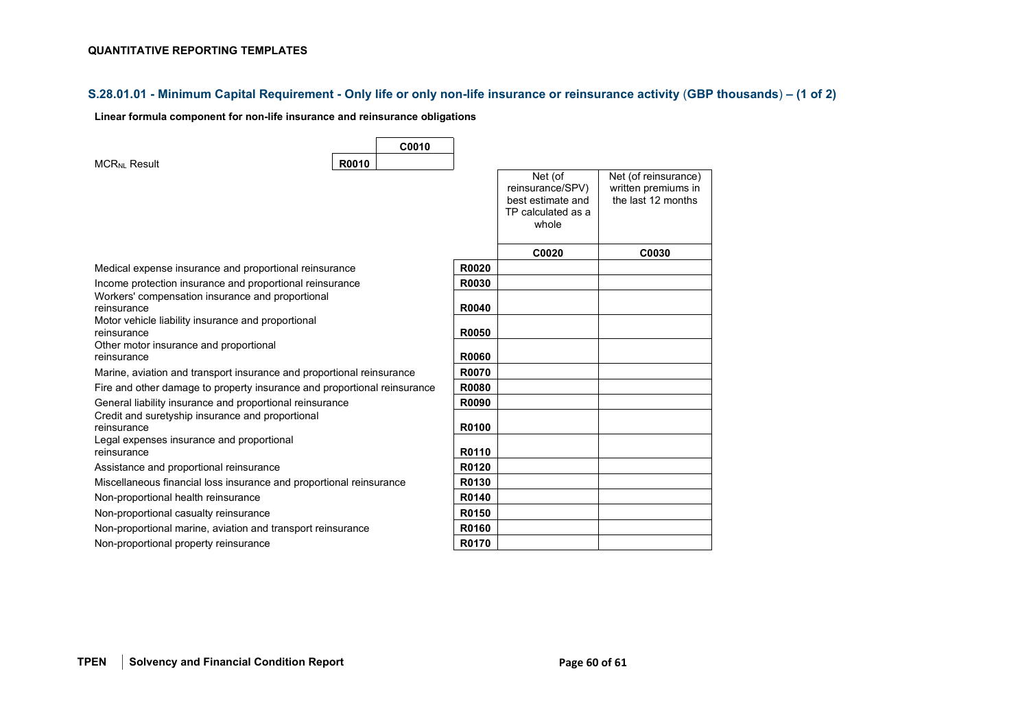**QUANTITATIVE REPORTING TEMPLATES**

## S.28.01.01 - Minimum Capital Requirement - Only life or only non-life insurance or reinsurance activity (GBP thousands) – (1 of 2)

**Linear formula component for non-life insurance and reinsurance obligations**

| | | C0010 |
|---|---|---|
| $MCR_{NL}$ Result | R0010 | |

| | | Net (of reinsurance/SPV) best estimate and TP calculated as a whole | Net (of reinsurance) written premiums in the last 12 months |
|---|---|---|---|
| | | C0020 | C0030 |
| Medical expense insurance and proportional reinsurance | R0020 | | |
| Income protection insurance and proportional reinsurance | R0030 | | |
| Workers' compensation insurance and proportional reinsurance | R0040 | | |
| Motor vehicle liability insurance and proportional reinsurance | R0050 | | |
| Other motor insurance and proportional reinsurance | R0060 | | |
| Marine, aviation and transport insurance and proportional reinsurance | R0070 | | |
| Fire and other damage to property insurance and proportional reinsurance | R0080 | | |
| General liability insurance and proportional reinsurance | R0090 | | |
| Credit and suretyship insurance and proportional reinsurance | R0100 | | |
| Legal expenses insurance and proportional reinsurance | R0110 | | |
| Assistance and proportional reinsurance | R0120 | | |
| Miscellaneous financial loss insurance and proportional reinsurance | R0130 | | |
| Non-proportional health reinsurance | R0140 | | |
| Non-proportional casualty reinsurance | R0150 | | |
| Non-proportional marine, aviation and transport reinsurance | R0160 | | |
| Non-proportional property reinsurance | R0170 | | |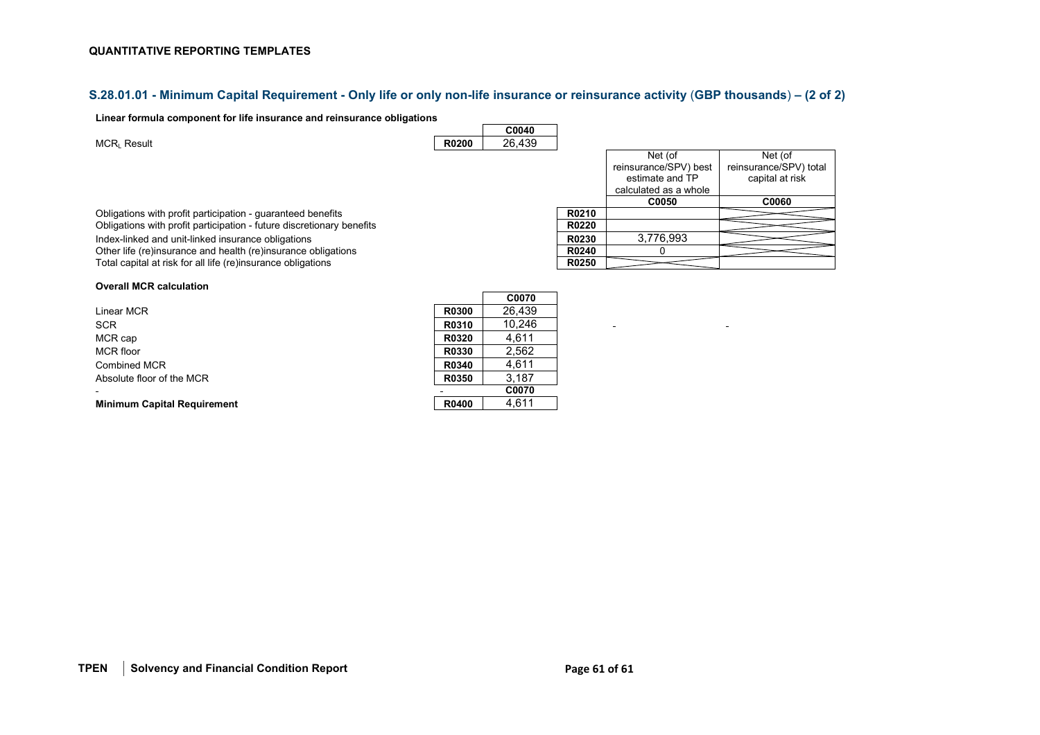**QUANTITATIVE REPORTING TEMPLATES**

## S.28.01.01 - Minimum Capital Requirement - Only life or only non-life insurance or reinsurance activity (GBP thousands) – (2 of 2)

**Linear formula component for life insurance and reinsurance obligations**

| | | C0040 |
|---|---|---|
| $MCR_L$ Result | R0200 | 26,439 |

| | | Net (of reinsurance/SPV) best estimate and TP calculated as a whole | Net (of reinsurance/SPV) total capital at risk |
|---|---|---|---|
| | | C0050 | C0060 |
| Obligations with profit participation - guaranteed benefits | R0210 | | |
| Obligations with profit participation - future discretionary benefits | R0220 | | |
| Index-linked and unit-linked insurance obligations | R0230 | 3,776,993 | |
| Other life (re)insurance and health (re)insurance obligations | R0240 | 0 | |
| Total capital at risk for all life (re)insurance obligations | R0250 | | |

**Overall MCR calculation**

| | | C0070 |
|---|---|---|
| Linear MCR | R0300 | 26,439 |
| SCR | R0310 | 10,246 |
| MCR cap | R0320 | 4,611 |
| MCR floor | R0330 | 2,562 |
| Combined MCR | R0340 | 4,611 |
| Absolute floor of the MCR | R0350 | 3,187 |
| - | - | C0070 |
| **Minimum Capital Requirement** | R0400 | 4,611 |